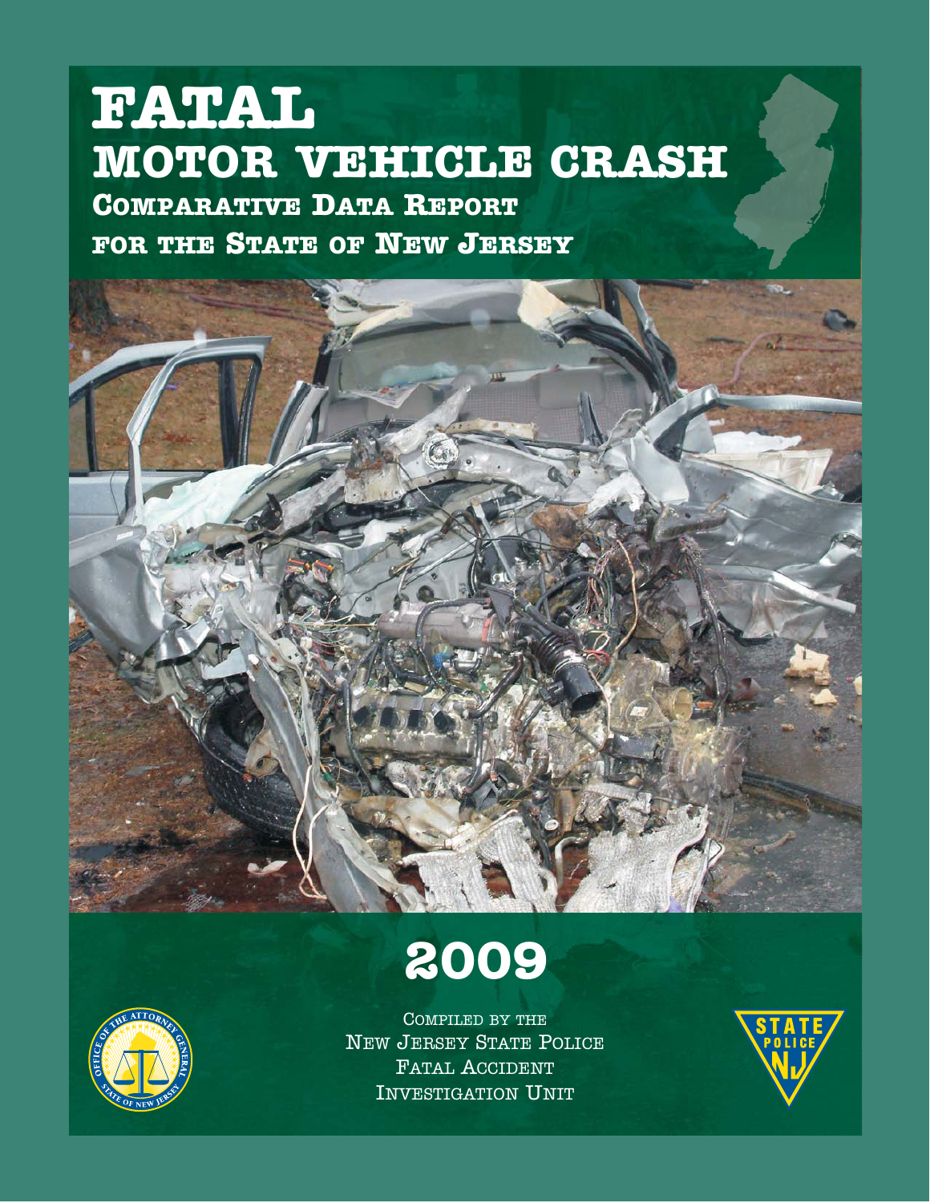# FATAL

# MOTOR VEHICLE CRASH

## Comparative Data Report for the State of New Jersey

# 2009

Compiled by the
New Jersey State Police
Fatal Accident
Investigation Unit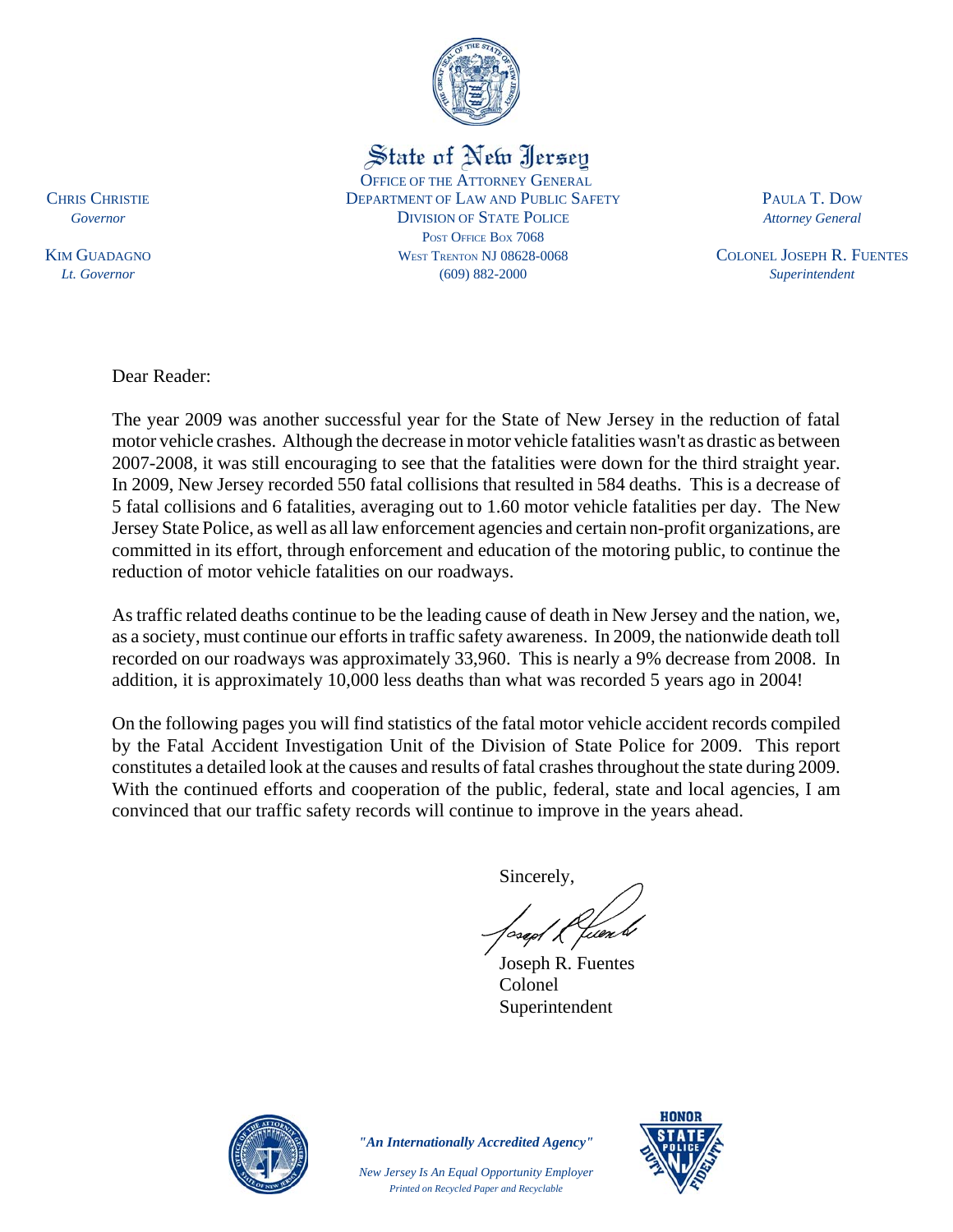State of New Jersey

OFFICE OF THE ATTORNEY GENERAL
DEPARTMENT OF LAW AND PUBLIC SAFETY
DIVISION OF STATE POLICE
POST OFFICE BOX 7068
WEST TRENTON NJ 08628-0068
(609) 882-2000

CHRIS CHRISTIE
*Governor*

KIM GUADAGNO
*Lt. Governor*

PAULA T. DOW
*Attorney General*

COLONEL JOSEPH R. FUENTES
*Superintendent*

Dear Reader:

The year 2009 was another successful year for the State of New Jersey in the reduction of fatal motor vehicle crashes. Although the decrease in motor vehicle fatalities wasn't as drastic as between 2007-2008, it was still encouraging to see that the fatalities were down for the third straight year. In 2009, New Jersey recorded 550 fatal collisions that resulted in 584 deaths. This is a decrease of 5 fatal collisions and 6 fatalities, averaging out to 1.60 motor vehicle fatalities per day. The New Jersey State Police, as well as all law enforcement agencies and certain non-profit organizations, are committed in its effort, through enforcement and education of the motoring public, to continue the reduction of motor vehicle fatalities on our roadways.

As traffic related deaths continue to be the leading cause of death in New Jersey and the nation, we, as a society, must continue our efforts in traffic safety awareness. In 2009, the nationwide death toll recorded on our roadways was approximately 33,960. This is nearly a 9% decrease from 2008. In addition, it is approximately 10,000 less deaths than what was recorded 5 years ago in 2004!

On the following pages you will find statistics of the fatal motor vehicle accident records compiled by the Fatal Accident Investigation Unit of the Division of State Police for 2009. This report constitutes a detailed look at the causes and results of fatal crashes throughout the state during 2009. With the continued efforts and cooperation of the public, federal, state and local agencies, I am convinced that our traffic safety records will continue to improve in the years ahead.

Sincerely,

Joseph R. Fuentes
Colonel
Superintendent

*"An Internationally Accredited Agency"*

*New Jersey Is An Equal Opportunity Employer*
*Printed on Recycled Paper and Recyclable*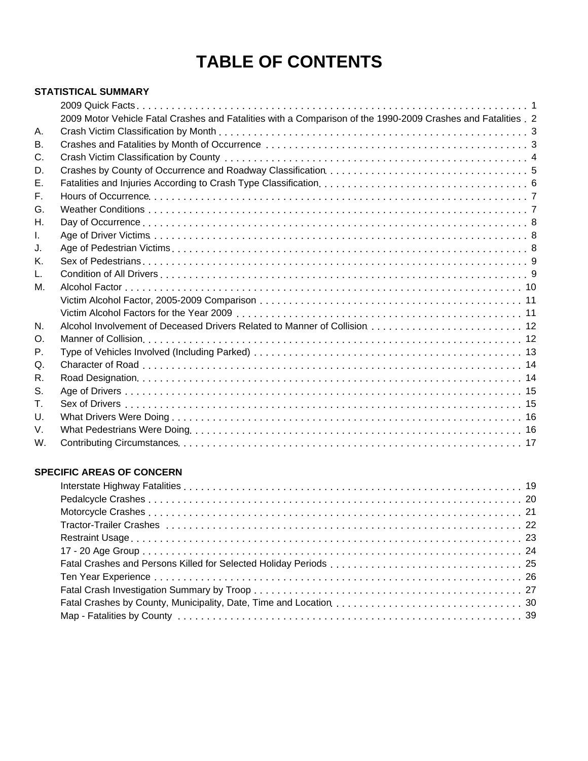# TABLE OF CONTENTS

**STATISTICAL SUMMARY**

| | | |
|---|---|---|
| | 2009 Quick Facts | 1 |
| | 2009 Motor Vehicle Fatal Crashes and Fatalities with a Comparison of the 1990-2009 Crashes and Fatalities | 2 |
| A. | Crash Victim Classification by Month | 3 |
| B. | Crashes and Fatalities by Month of Occurrence | 3 |
| C. | Crash Victim Classification by County | 4 |
| D. | Crashes by County of Occurrence and Roadway Classification | 5 |
| E. | Fatalities and Injuries According to Crash Type Classification | 6 |
| F. | Hours of Occurrence | 7 |
| G. | Weather Conditions | 7 |
| H. | Day of Occurrence | 8 |
| I. | Age of Driver Victims | 8 |
| J. | Age of Pedestrian Victims | 8 |
| K. | Sex of Pedestrians | 9 |
| L. | Condition of All Drivers | 9 |
| M. | Alcohol Factor | 10 |
| | Victim Alcohol Factor, 2005-2009 Comparison | 11 |
| | Victim Alcohol Factors for the Year 2009 | 11 |
| N. | Alcohol Involvement of Deceased Drivers Related to Manner of Collision | 12 |
| O. | Manner of Collision | 12 |
| P. | Type of Vehicles Involved (Including Parked) | 13 |
| Q. | Character of Road | 14 |
| R. | Road Designation | 14 |
| S. | Age of Drivers | 15 |
| T. | Sex of Drivers | 15 |
| U. | What Drivers Were Doing | 16 |
| V. | What Pedestrians Were Doing | 16 |
| W. | Contributing Circumstances | 17 |

**SPECIFIC AREAS OF CONCERN**

| | |
|---|---|
| Interstate Highway Fatalities | 19 |
| Pedalcycle Crashes | 20 |
| Motorcycle Crashes | 21 |
| Tractor-Trailer Crashes | 22 |
| Restraint Usage | 23 |
| 17 - 20 Age Group | 24 |
| Fatal Crashes and Persons Killed for Selected Holiday Periods | 25 |
| Ten Year Experience | 26 |
| Fatal Crash Investigation Summary by Troop | 27 |
| Fatal Crashes by County, Municipality, Date, Time and Location | 30 |
| Map - Fatalities by County | 39 |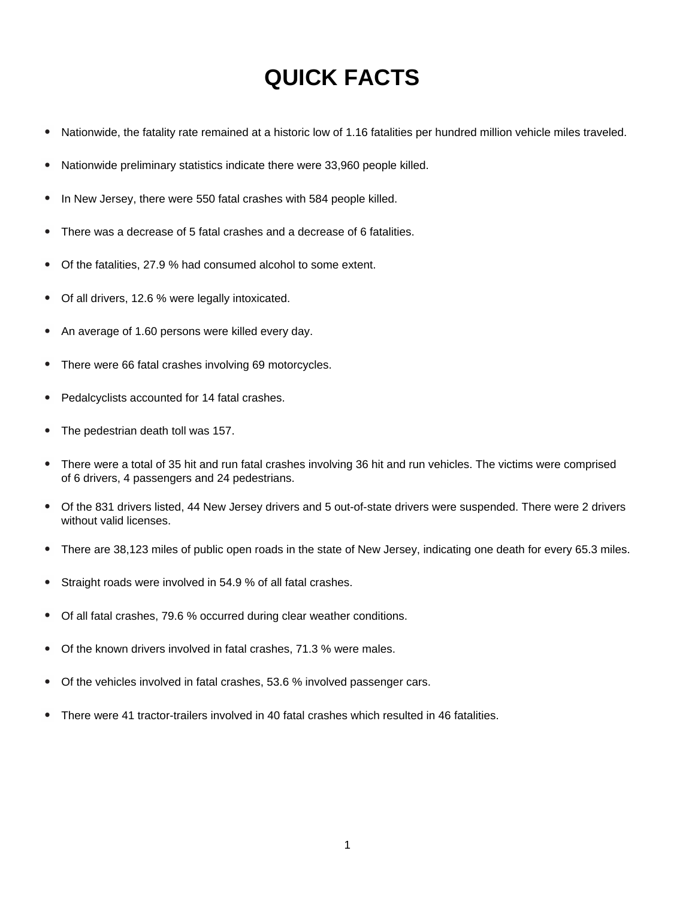# QUICK FACTS

- Nationwide, the fatality rate remained at a historic low of 1.16 fatalities per hundred million vehicle miles traveled.
- Nationwide preliminary statistics indicate there were 33,960 people killed.
- In New Jersey, there were 550 fatal crashes with 584 people killed.
- There was a decrease of 5 fatal crashes and a decrease of 6 fatalities.
- Of the fatalities, 27.9 % had consumed alcohol to some extent.
- Of all drivers, 12.6 % were legally intoxicated.
- An average of 1.60 persons were killed every day.
- There were 66 fatal crashes involving 69 motorcycles.
- Pedalcyclists accounted for 14 fatal crashes.
- The pedestrian death toll was 157.
- There were a total of 35 hit and run fatal crashes involving 36 hit and run vehicles. The victims were comprised of 6 drivers, 4 passengers and 24 pedestrians.
- Of the 831 drivers listed, 44 New Jersey drivers and 5 out-of-state drivers were suspended. There were 2 drivers without valid licenses.
- There are 38,123 miles of public open roads in the state of New Jersey, indicating one death for every 65.3 miles.
- Straight roads were involved in 54.9 % of all fatal crashes.
- Of all fatal crashes, 79.6 % occurred during clear weather conditions.
- Of the known drivers involved in fatal crashes, 71.3 % were males.
- Of the vehicles involved in fatal crashes, 53.6 % involved passenger cars.
- There were 41 tractor-trailers involved in 40 fatal crashes which resulted in 46 fatalities.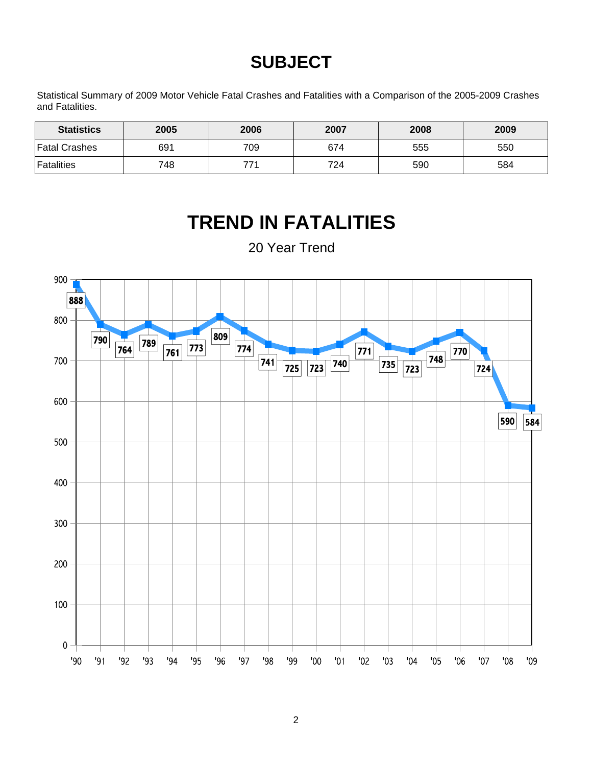# SUBJECT

Statistical Summary of 2009 Motor Vehicle Fatal Crashes and Fatalities with a Comparison of the 2005-2009 Crashes and Fatalities.

| Statistics | 2005 | 2006 | 2007 | 2008 | 2009 |
|---|---|---|---|---|---|
| Fatal Crashes | 691 | 709 | 674 | 555 | 550 |
| Fatalities | 748 | 771 | 724 | 590 | 584 |

# TREND IN FATALITIES

20 Year Trend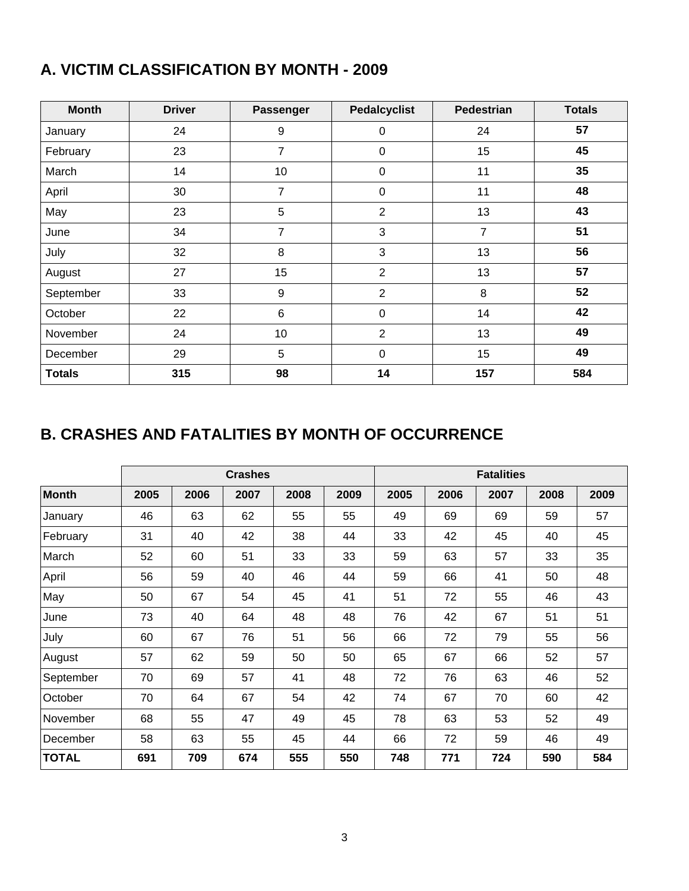## A. VICTIM CLASSIFICATION BY MONTH - 2009

| Month | Driver | Passenger | Pedalcyclist | Pedestrian | Totals |
|---|---|---|---|---|---|
| January | 24 | 9 | 0 | 24 | **57** |
| February | 23 | 7 | 0 | 15 | **45** |
| March | 14 | 10 | 0 | 11 | **35** |
| April | 30 | 7 | 0 | 11 | **48** |
| May | 23 | 5 | 2 | 13 | **43** |
| June | 34 | 7 | 3 | 7 | **51** |
| July | 32 | 8 | 3 | 13 | **56** |
| August | 27 | 15 | 2 | 13 | **57** |
| September | 33 | 9 | 2 | 8 | **52** |
| October | 22 | 6 | 0 | 14 | **42** |
| November | 24 | 10 | 2 | 13 | **49** |
| December | 29 | 5 | 0 | 15 | **49** |
| **Totals** | **315** | **98** | **14** | **157** | **584** |

## B. CRASHES AND FATALITIES BY MONTH OF OCCURRENCE

| | Crashes | | | | | Fatalities | | | | |
|---|---|---|---|---|---|---|---|---|---|---|
| **Month** | **2005** | **2006** | **2007** | **2008** | **2009** | **2005** | **2006** | **2007** | **2008** | **2009** |
| January | 46 | 63 | 62 | 55 | 55 | 49 | 69 | 69 | 59 | 57 |
| February | 31 | 40 | 42 | 38 | 44 | 33 | 42 | 45 | 40 | 45 |
| March | 52 | 60 | 51 | 33 | 33 | 59 | 63 | 57 | 33 | 35 |
| April | 56 | 59 | 40 | 46 | 44 | 59 | 66 | 41 | 50 | 48 |
| May | 50 | 67 | 54 | 45 | 41 | 51 | 72 | 55 | 46 | 43 |
| June | 73 | 40 | 64 | 48 | 48 | 76 | 42 | 67 | 51 | 51 |
| July | 60 | 67 | 76 | 51 | 56 | 66 | 72 | 79 | 55 | 56 |
| August | 57 | 62 | 59 | 50 | 50 | 65 | 67 | 66 | 52 | 57 |
| September | 70 | 69 | 57 | 41 | 48 | 72 | 76 | 63 | 46 | 52 |
| October | 70 | 64 | 67 | 54 | 42 | 74 | 67 | 70 | 60 | 42 |
| November | 68 | 55 | 47 | 49 | 45 | 78 | 63 | 53 | 52 | 49 |
| December | 58 | 63 | 55 | 45 | 44 | 66 | 72 | 59 | 46 | 49 |
| **TOTAL** | **691** | **709** | **674** | **555** | **550** | **748** | **771** | **724** | **590** | **584** |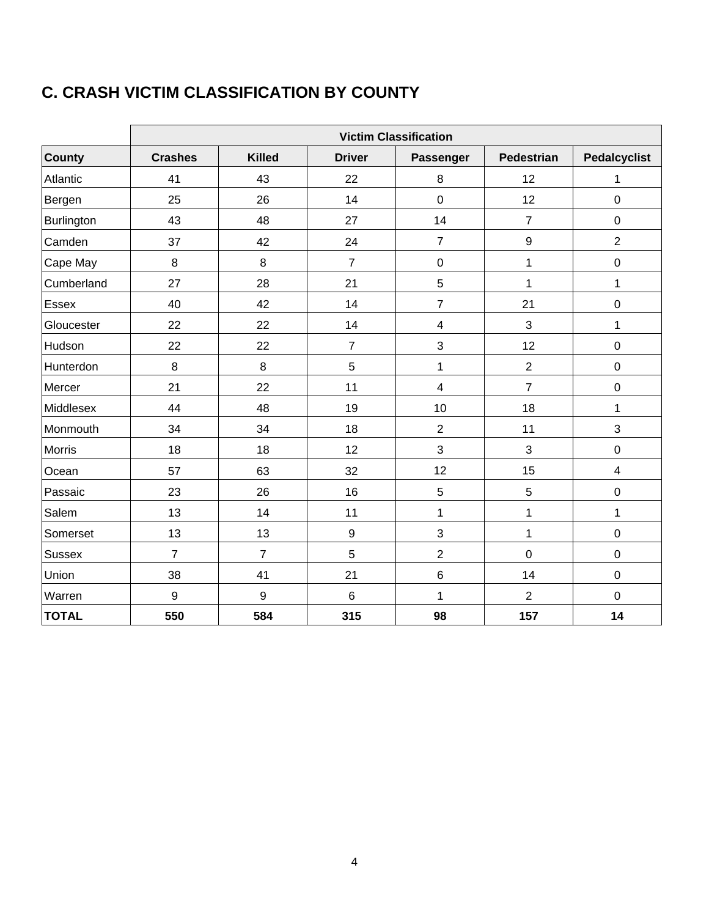## C. CRASH VICTIM CLASSIFICATION BY COUNTY

| | Victim Classification | | | | | |
|---|---|---|---|---|---|---|
| **County** | **Crashes** | **Killed** | **Driver** | **Passenger** | **Pedestrian** | **Pedalcyclist** |
| Atlantic | 41 | 43 | 22 | 8 | 12 | 1 |
| Bergen | 25 | 26 | 14 | 0 | 12 | 0 |
| Burlington | 43 | 48 | 27 | 14 | 7 | 0 |
| Camden | 37 | 42 | 24 | 7 | 9 | 2 |
| Cape May | 8 | 8 | 7 | 0 | 1 | 0 |
| Cumberland | 27 | 28 | 21 | 5 | 1 | 1 |
| Essex | 40 | 42 | 14 | 7 | 21 | 0 |
| Gloucester | 22 | 22 | 14 | 4 | 3 | 1 |
| Hudson | 22 | 22 | 7 | 3 | 12 | 0 |
| Hunterdon | 8 | 8 | 5 | 1 | 2 | 0 |
| Mercer | 21 | 22 | 11 | 4 | 7 | 0 |
| Middlesex | 44 | 48 | 19 | 10 | 18 | 1 |
| Monmouth | 34 | 34 | 18 | 2 | 11 | 3 |
| Morris | 18 | 18 | 12 | 3 | 3 | 0 |
| Ocean | 57 | 63 | 32 | 12 | 15 | 4 |
| Passaic | 23 | 26 | 16 | 5 | 5 | 0 |
| Salem | 13 | 14 | 11 | 1 | 1 | 1 |
| Somerset | 13 | 13 | 9 | 3 | 1 | 0 |
| Sussex | 7 | 7 | 5 | 2 | 0 | 0 |
| Union | 38 | 41 | 21 | 6 | 14 | 0 |
| Warren | 9 | 9 | 6 | 1 | 2 | 0 |
| **TOTAL** | **550** | **584** | **315** | **98** | **157** | **14** |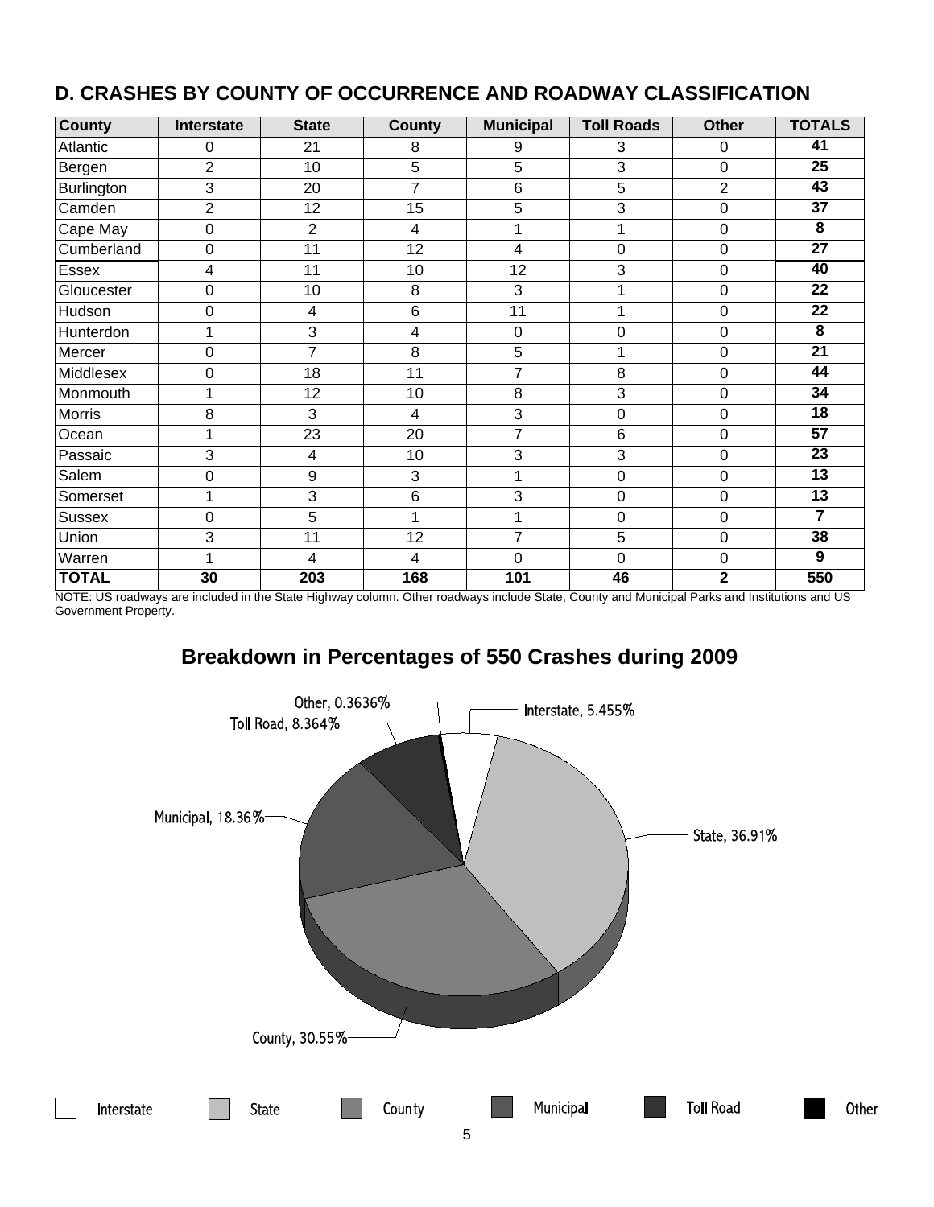## D. CRASHES BY COUNTY OF OCCURRENCE AND ROADWAY CLASSIFICATION

| County | Interstate | State | County | Municipal | Toll Roads | Other | TOTALS |
|---|---|---|---|---|---|---|---|
| Atlantic | 0 | 21 | 8 | 9 | 3 | 0 | **41** |
| Bergen | 2 | 10 | 5 | 5 | 3 | 0 | **25** |
| Burlington | 3 | 20 | 7 | 6 | 5 | 2 | **43** |
| Camden | 2 | 12 | 15 | 5 | 3 | 0 | **37** |
| Cape May | 0 | 2 | 4 | 1 | 1 | 0 | **8** |
| Cumberland | 0 | 11 | 12 | 4 | 0 | 0 | **27** |
| Essex | 4 | 11 | 10 | 12 | 3 | 0 | **40** |
| Gloucester | 0 | 10 | 8 | 3 | 1 | 0 | **22** |
| Hudson | 0 | 4 | 6 | 11 | 1 | 0 | **22** |
| Hunterdon | 1 | 3 | 4 | 0 | 0 | 0 | **8** |
| Mercer | 0 | 7 | 8 | 5 | 1 | 0 | **21** |
| Middlesex | 0 | 18 | 11 | 7 | 8 | 0 | **44** |
| Monmouth | 1 | 12 | 10 | 8 | 3 | 0 | **34** |
| Morris | 8 | 3 | 4 | 3 | 0 | 0 | **18** |
| Ocean | 1 | 23 | 20 | 7 | 6 | 0 | **57** |
| Passaic | 3 | 4 | 10 | 3 | 3 | 0 | **23** |
| Salem | 0 | 9 | 3 | 1 | 0 | 0 | **13** |
| Somerset | 1 | 3 | 6 | 3 | 0 | 0 | **13** |
| Sussex | 0 | 5 | 1 | 1 | 0 | 0 | **7** |
| Union | 3 | 11 | 12 | 7 | 5 | 0 | **38** |
| Warren | 1 | 4 | 4 | 0 | 0 | 0 | **9** |
| **TOTAL** | **30** | **203** | **168** | **101** | **46** | **2** | **550** |

NOTE: US roadways are included in the State Highway column. Other roadways include State, County and Municipal Parks and Institutions and US Government Property.

## Breakdown in Percentages of 550 Crashes during 2009

Interstate, 5.455%
State, 36.91%
County, 30.55%
Municipal, 18.36%
Toll Road, 8.364%
Other, 0.3636%

Interstate | State | County | Municipal | Toll Road | Other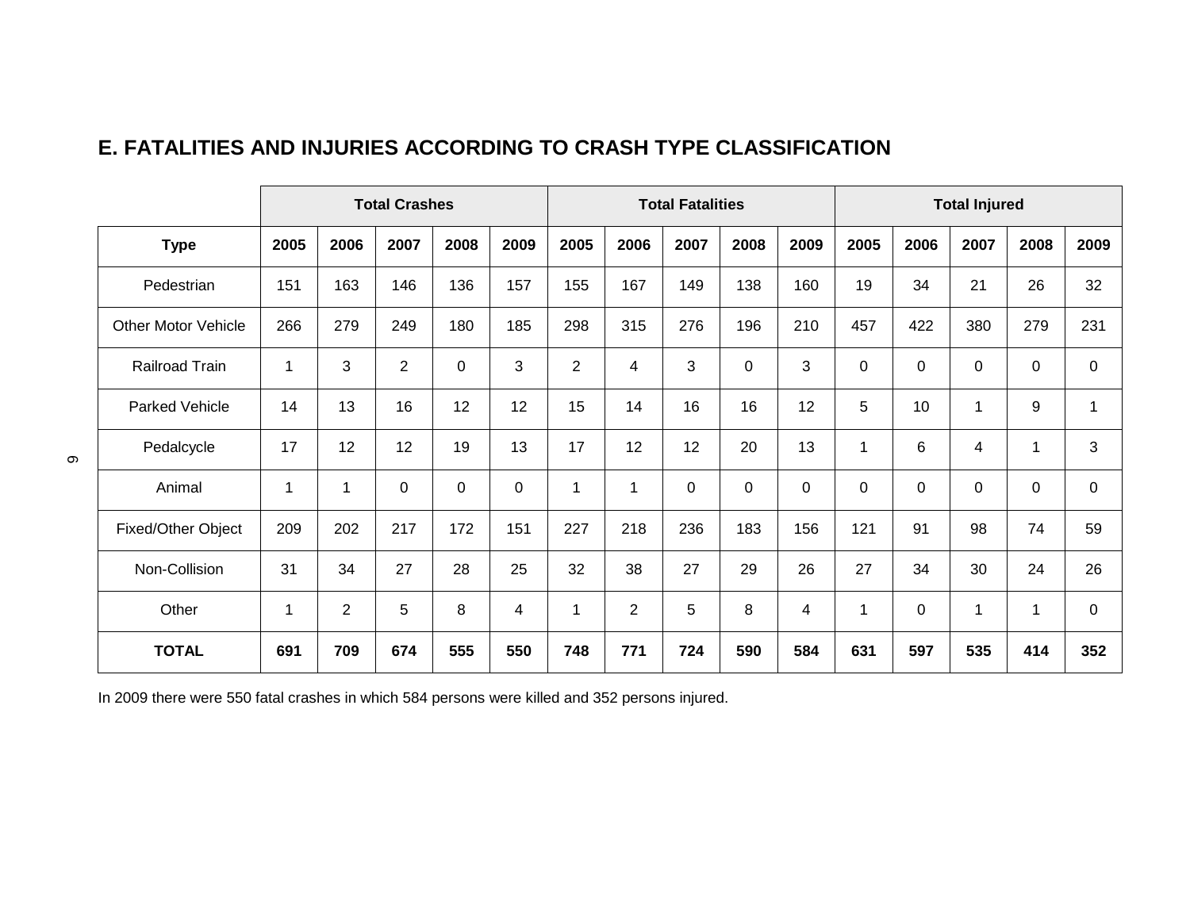## E. FATALITIES AND INJURIES ACCORDING TO CRASH TYPE CLASSIFICATION

| | Total Crashes | | | | | Total Fatalities | | | | | Total Injured | | | | |
|---|---|---|---|---|---|---|---|---|---|---|---|---|---|---|---|
| **Type** | **2005** | **2006** | **2007** | **2008** | **2009** | **2005** | **2006** | **2007** | **2008** | **2009** | **2005** | **2006** | **2007** | **2008** | **2009** |
| Pedestrian | 151 | 163 | 146 | 136 | 157 | 155 | 167 | 149 | 138 | 160 | 19 | 34 | 21 | 26 | 32 |
| Other Motor Vehicle | 266 | 279 | 249 | 180 | 185 | 298 | 315 | 276 | 196 | 210 | 457 | 422 | 380 | 279 | 231 |
| Railroad Train | 1 | 3 | 2 | 0 | 3 | 2 | 4 | 3 | 0 | 3 | 0 | 0 | 0 | 0 | 0 |
| Parked Vehicle | 14 | 13 | 16 | 12 | 12 | 15 | 14 | 16 | 16 | 12 | 5 | 10 | 1 | 9 | 1 |
| Pedalcycle | 17 | 12 | 12 | 19 | 13 | 17 | 12 | 12 | 20 | 13 | 1 | 6 | 4 | 1 | 3 |
| Animal | 1 | 1 | 0 | 0 | 0 | 1 | 1 | 0 | 0 | 0 | 0 | 0 | 0 | 0 | 0 |
| Fixed/Other Object | 209 | 202 | 217 | 172 | 151 | 227 | 218 | 236 | 183 | 156 | 121 | 91 | 98 | 74 | 59 |
| Non-Collision | 31 | 34 | 27 | 28 | 25 | 32 | 38 | 27 | 29 | 26 | 27 | 34 | 30 | 24 | 26 |
| Other | 1 | 2 | 5 | 8 | 4 | 1 | 2 | 5 | 8 | 4 | 1 | 0 | 1 | 1 | 0 |
| **TOTAL** | **691** | **709** | **674** | **555** | **550** | **748** | **771** | **724** | **590** | **584** | **631** | **597** | **535** | **414** | **352** |

In 2009 there were 550 fatal crashes in which 584 persons were killed and 352 persons injured.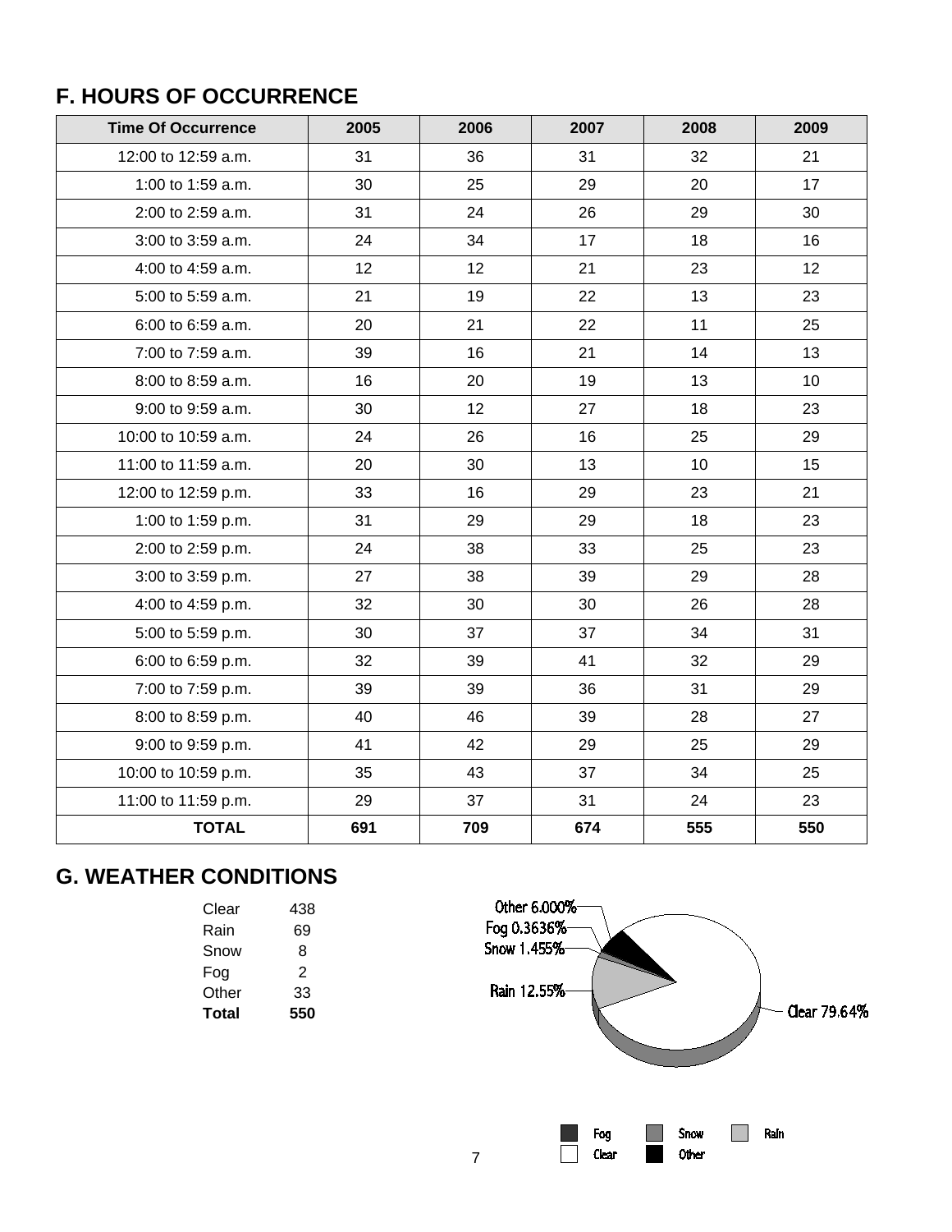## F. HOURS OF OCCURRENCE

| Time Of Occurrence | 2005 | 2006 | 2007 | 2008 | 2009 |
|---|---|---|---|---|---|
| 12:00 to 12:59 a.m. | 31 | 36 | 31 | 32 | 21 |
| 1:00 to 1:59 a.m. | 30 | 25 | 29 | 20 | 17 |
| 2:00 to 2:59 a.m. | 31 | 24 | 26 | 29 | 30 |
| 3:00 to 3:59 a.m. | 24 | 34 | 17 | 18 | 16 |
| 4:00 to 4:59 a.m. | 12 | 12 | 21 | 23 | 12 |
| 5:00 to 5:59 a.m. | 21 | 19 | 22 | 13 | 23 |
| 6:00 to 6:59 a.m. | 20 | 21 | 22 | 11 | 25 |
| 7:00 to 7:59 a.m. | 39 | 16 | 21 | 14 | 13 |
| 8:00 to 8:59 a.m. | 16 | 20 | 19 | 13 | 10 |
| 9:00 to 9:59 a.m. | 30 | 12 | 27 | 18 | 23 |
| 10:00 to 10:59 a.m. | 24 | 26 | 16 | 25 | 29 |
| 11:00 to 11:59 a.m. | 20 | 30 | 13 | 10 | 15 |
| 12:00 to 12:59 p.m. | 33 | 16 | 29 | 23 | 21 |
| 1:00 to 1:59 p.m. | 31 | 29 | 29 | 18 | 23 |
| 2:00 to 2:59 p.m. | 24 | 38 | 33 | 25 | 23 |
| 3:00 to 3:59 p.m. | 27 | 38 | 39 | 29 | 28 |
| 4:00 to 4:59 p.m. | 32 | 30 | 30 | 26 | 28 |
| 5:00 to 5:59 p.m. | 30 | 37 | 37 | 34 | 31 |
| 6:00 to 6:59 p.m. | 32 | 39 | 41 | 32 | 29 |
| 7:00 to 7:59 p.m. | 39 | 39 | 36 | 31 | 29 |
| 8:00 to 8:59 p.m. | 40 | 46 | 39 | 28 | 27 |
| 9:00 to 9:59 p.m. | 41 | 42 | 29 | 25 | 29 |
| 10:00 to 10:59 p.m. | 35 | 43 | 37 | 34 | 25 |
| 11:00 to 11:59 p.m. | 29 | 37 | 31 | 24 | 23 |
| **TOTAL** | **691** | **709** | **674** | **555** | **550** |

## G. WEATHER CONDITIONS

| | |
|---|---|
| Clear | 438 |
| Rain | 69 |
| Snow | 8 |
| Fog | 2 |
| Other | 33 |
| **Total** | **550** |

Other 6.000%
Fog 0.3636%
Snow 1.455%
Rain 12.55%
Clear 79.64%

Fog Snow Rain Clear Other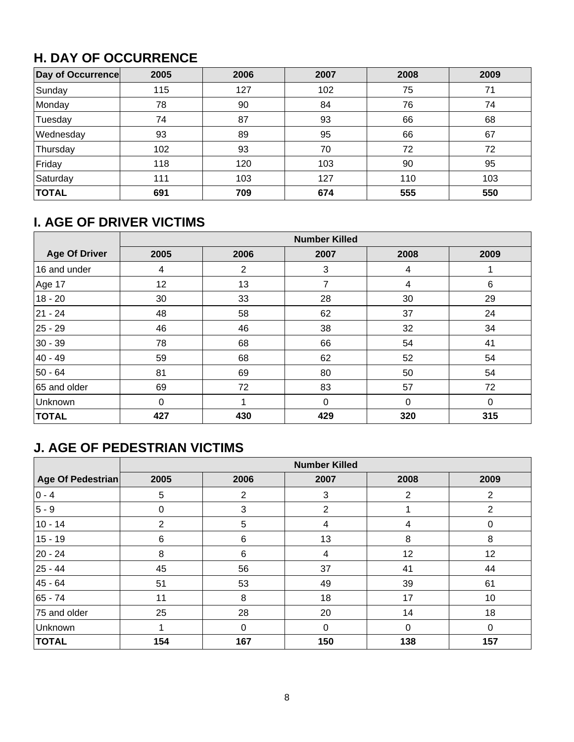## H. DAY OF OCCURRENCE

| Day of Occurrence | 2005 | 2006 | 2007 | 2008 | 2009 |
|---|---|---|---|---|---|
| Sunday | 115 | 127 | 102 | 75 | 71 |
| Monday | 78 | 90 | 84 | 76 | 74 |
| Tuesday | 74 | 87 | 93 | 66 | 68 |
| Wednesday | 93 | 89 | 95 | 66 | 67 |
| Thursday | 102 | 93 | 70 | 72 | 72 |
| Friday | 118 | 120 | 103 | 90 | 95 |
| Saturday | 111 | 103 | 127 | 110 | 103 |
| **TOTAL** | **691** | **709** | **674** | **555** | **550** |

## I. AGE OF DRIVER VICTIMS

| | Number Killed | | | | |
|---|---|---|---|---|---|
| **Age Of Driver** | **2005** | **2006** | **2007** | **2008** | **2009** |
| 16 and under | 4 | 2 | 3 | 4 | 1 |
| Age 17 | 12 | 13 | 7 | 4 | 6 |
| 18 - 20 | 30 | 33 | 28 | 30 | 29 |
| 21 - 24 | 48 | 58 | 62 | 37 | 24 |
| 25 - 29 | 46 | 46 | 38 | 32 | 34 |
| 30 - 39 | 78 | 68 | 66 | 54 | 41 |
| 40 - 49 | 59 | 68 | 62 | 52 | 54 |
| 50 - 64 | 81 | 69 | 80 | 50 | 54 |
| 65 and older | 69 | 72 | 83 | 57 | 72 |
| Unknown | 0 | 1 | 0 | 0 | 0 |
| **TOTAL** | **427** | **430** | **429** | **320** | **315** |

## J. AGE OF PEDESTRIAN VICTIMS

| | Number Killed | | | | |
|---|---|---|---|---|---|
| **Age Of Pedestrian** | **2005** | **2006** | **2007** | **2008** | **2009** |
| 0 - 4 | 5 | 2 | 3 | 2 | 2 |
| 5 - 9 | 0 | 3 | 2 | 1 | 2 |
| 10 - 14 | 2 | 5 | 4 | 4 | 0 |
| 15 - 19 | 6 | 6 | 13 | 8 | 8 |
| 20 - 24 | 8 | 6 | 4 | 12 | 12 |
| 25 - 44 | 45 | 56 | 37 | 41 | 44 |
| 45 - 64 | 51 | 53 | 49 | 39 | 61 |
| 65 - 74 | 11 | 8 | 18 | 17 | 10 |
| 75 and older | 25 | 28 | 20 | 14 | 18 |
| Unknown | 1 | 0 | 0 | 0 | 0 |
| **TOTAL** | **154** | **167** | **150** | **138** | **157** |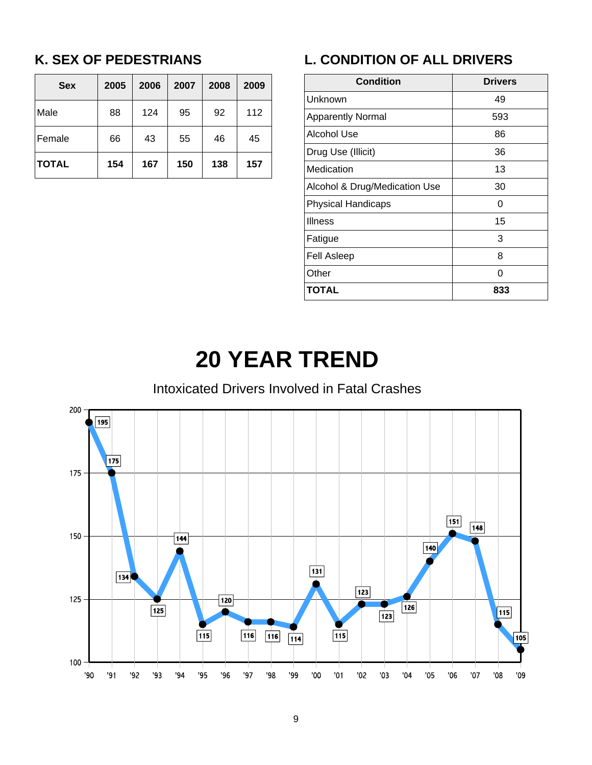## K. SEX OF PEDESTRIANS

| Sex | 2005 | 2006 | 2007 | 2008 | 2009 |
|---|---|---|---|---|---|
| Male | 88 | 124 | 95 | 92 | 112 |
| Female | 66 | 43 | 55 | 46 | 45 |
| **TOTAL** | **154** | **167** | **150** | **138** | **157** |

## L. CONDITION OF ALL DRIVERS

| Condition | Drivers |
|---|---|
| Unknown | 49 |
| Apparently Normal | 593 |
| Alcohol Use | 86 |
| Drug Use (Illicit) | 36 |
| Medication | 13 |
| Alcohol & Drug/Medication Use | 30 |
| Physical Handicaps | 0 |
| Illness | 15 |
| Fatigue | 3 |
| Fell Asleep | 8 |
| Other | 0 |
| **TOTAL** | **833** |

# 20 YEAR TREND

Intoxicated Drivers Involved in Fatal Crashes

| Year | '90 | '91 | '92 | '93 | '94 | '95 | '96 | '97 | '98 | '99 | '00 | '01 | '02 | '03 | '04 | '05 | '06 | '07 | '08 | '09 |
|---|---|---|---|---|---|---|---|---|---|---|---|---|---|---|---|---|---|---|---|---|
| Drivers | 195 | 175 | 134 | 125 | 144 | 115 | 120 | 116 | 116 | 114 | 131 | 115 | 123 | 123 | 126 | 140 | 151 | 148 | 115 | 105 |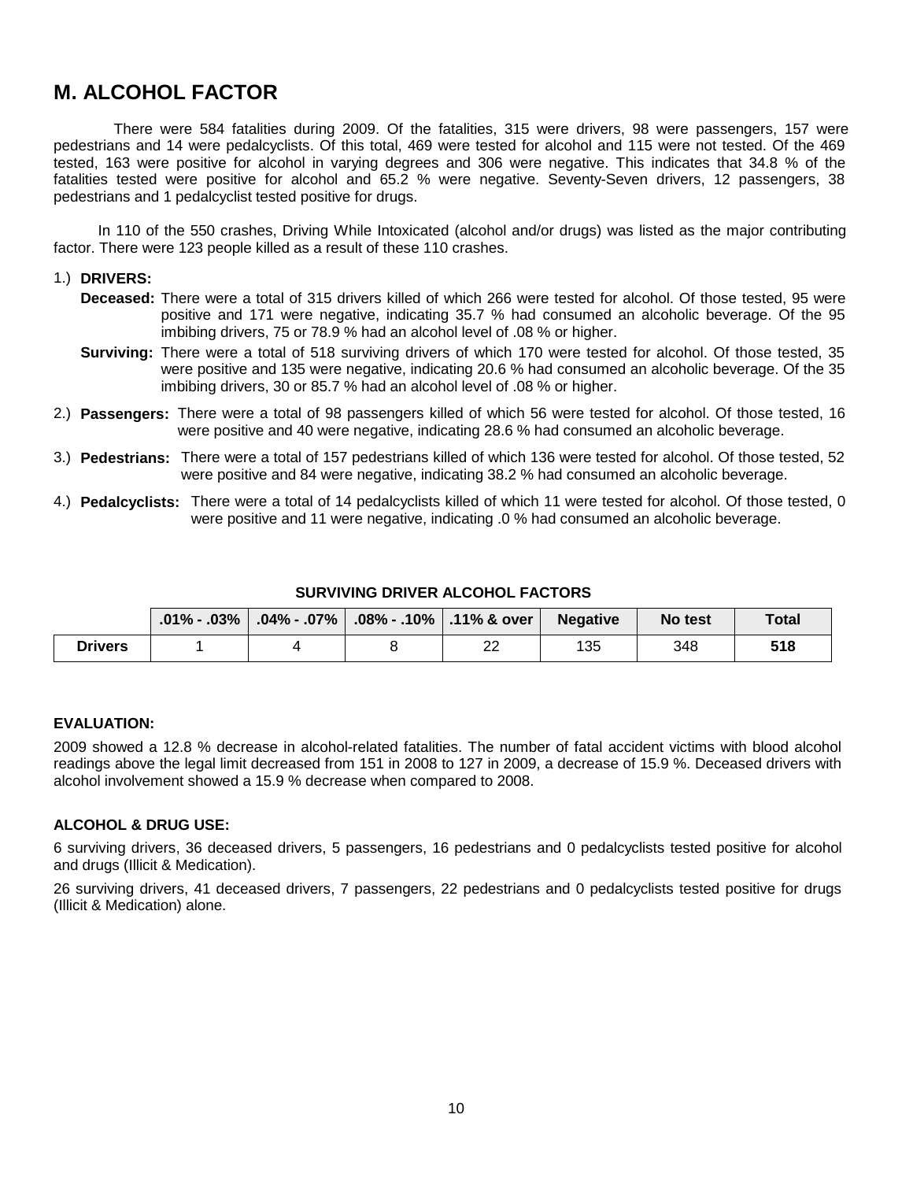## M. ALCOHOL FACTOR

There were 584 fatalities during 2009. Of the fatalities, 315 were drivers, 98 were passengers, 157 were pedestrians and 14 were pedalcyclists. Of this total, 469 were tested for alcohol and 115 were not tested. Of the 469 tested, 163 were positive for alcohol in varying degrees and 306 were negative. This indicates that 34.8 % of the fatalities tested were positive for alcohol and 65.2 % were negative. Seventy-Seven drivers, 12 passengers, 38 pedestrians and 1 pedalcyclist tested positive for drugs.

In 110 of the 550 crashes, Driving While Intoxicated (alcohol and/or drugs) was listed as the major contributing factor. There were 123 people killed as a result of these 110 crashes.

1.) **DRIVERS:**

**Deceased:** There were a total of 315 drivers killed of which 266 were tested for alcohol. Of those tested, 95 were positive and 171 were negative, indicating 35.7 % had consumed an alcoholic beverage. Of the 95 imbibing drivers, 75 or 78.9 % had an alcohol level of .08 % or higher.

**Surviving:** There were a total of 518 surviving drivers of which 170 were tested for alcohol. Of those tested, 35 were positive and 135 were negative, indicating 20.6 % had consumed an alcoholic beverage. Of the 35 imbibing drivers, 30 or 85.7 % had an alcohol level of .08 % or higher.

2.) **Passengers:** There were a total of 98 passengers killed of which 56 were tested for alcohol. Of those tested, 16 were positive and 40 were negative, indicating 28.6 % had consumed an alcoholic beverage.

3.) **Pedestrians:** There were a total of 157 pedestrians killed of which 136 were tested for alcohol. Of those tested, 52 were positive and 84 were negative, indicating 38.2 % had consumed an alcoholic beverage.

4.) **Pedalcyclists:** There were a total of 14 pedalcyclists killed of which 11 were tested for alcohol. Of those tested, 0 were positive and 11 were negative, indicating .0 % had consumed an alcoholic beverage.

**SURVIVING DRIVER ALCOHOL FACTORS**

| | .01% - .03% | .04% - .07% | .08% - .10% | .11% & over | Negative | No test | Total |
|---|---|---|---|---|---|---|---|
| **Drivers** | 1 | 4 | 8 | 22 | 135 | 348 | **518** |

**EVALUATION:**

2009 showed a 12.8 % decrease in alcohol-related fatalities. The number of fatal accident victims with blood alcohol readings above the legal limit decreased from 151 in 2008 to 127 in 2009, a decrease of 15.9 %. Deceased drivers with alcohol involvement showed a 15.9 % decrease when compared to 2008.

**ALCOHOL & DRUG USE:**

6 surviving drivers, 36 deceased drivers, 5 passengers, 16 pedestrians and 0 pedalcyclists tested positive for alcohol and drugs (Illicit & Medication).

26 surviving drivers, 41 deceased drivers, 7 passengers, 22 pedestrians and 0 pedalcyclists tested positive for drugs (Illicit & Medication) alone.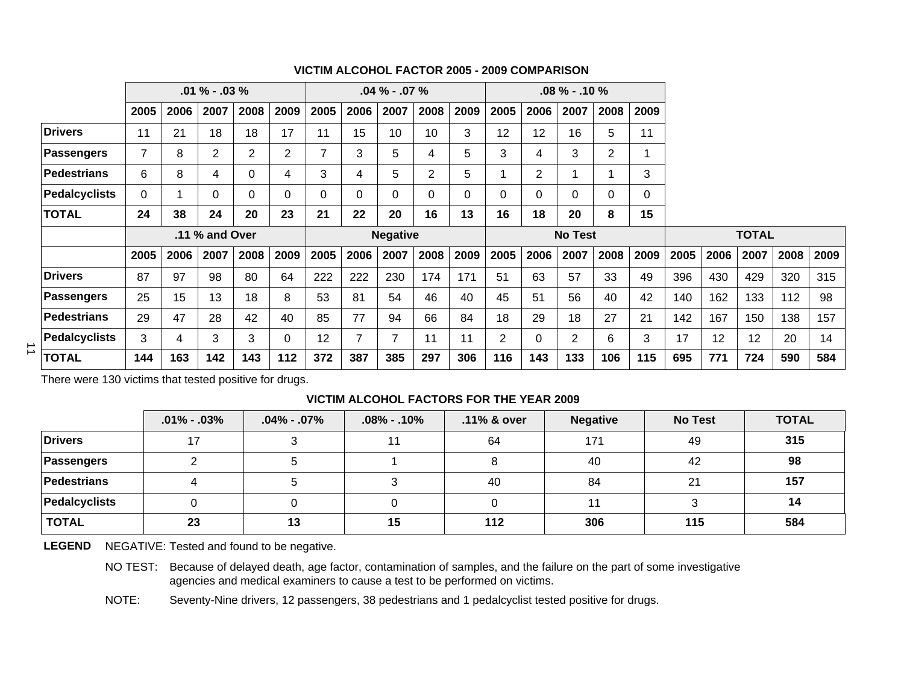## VICTIM ALCOHOL FACTOR 2005 - 2009 COMPARISON

| | .01 % - .03 % | | | | | .04 % - .07 % | | | | | .08 % - .10 % | | | | |
|---|---|---|---|---|---|---|---|---|---|---|---|---|---|---|---|
| | 2005 | 2006 | 2007 | 2008 | 2009 | 2005 | 2006 | 2007 | 2008 | 2009 | 2005 | 2006 | 2007 | 2008 | 2009 |
| **Drivers** | 11 | 21 | 18 | 18 | 17 | 11 | 15 | 10 | 10 | 3 | 12 | 12 | 16 | 5 | 11 |
| **Passengers** | 7 | 8 | 2 | 2 | 2 | 7 | 3 | 5 | 4 | 5 | 3 | 4 | 3 | 2 | 1 |
| **Pedestrians** | 6 | 8 | 4 | 0 | 4 | 3 | 4 | 5 | 2 | 5 | 1 | 2 | 1 | 1 | 3 |
| **Pedalcyclists** | 0 | 1 | 0 | 0 | 0 | 0 | 0 | 0 | 0 | 0 | 0 | 0 | 0 | 0 | 0 |
| **TOTAL** | **24** | **38** | **24** | **20** | **23** | **21** | **22** | **20** | **16** | **13** | **16** | **18** | **20** | **8** | **15** |

| | .11 % and Over | | | | | Negative | | | | | No Test | | | | | TOTAL | | | | |
|---|---|---|---|---|---|---|---|---|---|---|---|---|---|---|---|---|---|---|---|---|
| | 2005 | 2006 | 2007 | 2008 | 2009 | 2005 | 2006 | 2007 | 2008 | 2009 | 2005 | 2006 | 2007 | 2008 | 2009 | 2005 | 2006 | 2007 | 2008 | 2009 |
| **Drivers** | 87 | 97 | 98 | 80 | 64 | 222 | 222 | 230 | 174 | 171 | 51 | 63 | 57 | 33 | 49 | 396 | 430 | 429 | 320 | 315 |
| **Passengers** | 25 | 15 | 13 | 18 | 8 | 53 | 81 | 54 | 46 | 40 | 45 | 51 | 56 | 40 | 42 | 140 | 162 | 133 | 112 | 98 |
| **Pedestrians** | 29 | 47 | 28 | 42 | 40 | 85 | 77 | 94 | 66 | 84 | 18 | 29 | 18 | 27 | 21 | 142 | 167 | 150 | 138 | 157 |
| **Pedalcyclists** | 3 | 4 | 3 | 3 | 0 | 12 | 7 | 7 | 11 | 11 | 2 | 0 | 2 | 6 | 3 | 17 | 12 | 12 | 20 | 14 |
| **TOTAL** | **144** | **163** | **142** | **143** | **112** | **372** | **387** | **385** | **297** | **306** | **116** | **143** | **133** | **106** | **115** | **695** | **771** | **724** | **590** | **584** |

There were 130 victims that tested positive for drugs.

## VICTIM ALCOHOL FACTORS FOR THE YEAR 2009

| | .01% - .03% | .04% - .07% | .08% - .10% | .11% & over | Negative | No Test | TOTAL |
|---|---|---|---|---|---|---|---|
| **Drivers** | 17 | 3 | 11 | 64 | 171 | 49 | **315** |
| **Passengers** | 2 | 5 | 1 | 8 | 40 | 42 | **98** |
| **Pedestrians** | 4 | 5 | 3 | 40 | 84 | 21 | **157** |
| **Pedalcyclists** | 0 | 0 | 0 | 0 | 11 | 3 | **14** |
| **TOTAL** | **23** | **13** | **15** | **112** | **306** | **115** | **584** |

**LEGEND** NEGATIVE: Tested and found to be negative.

NO TEST: Because of delayed death, age factor, contamination of samples, and the failure on the part of some investigative agencies and medical examiners to cause a test to be performed on victims.

NOTE: Seventy-Nine drivers, 12 passengers, 38 pedestrians and 1 pedalcyclist tested positive for drugs.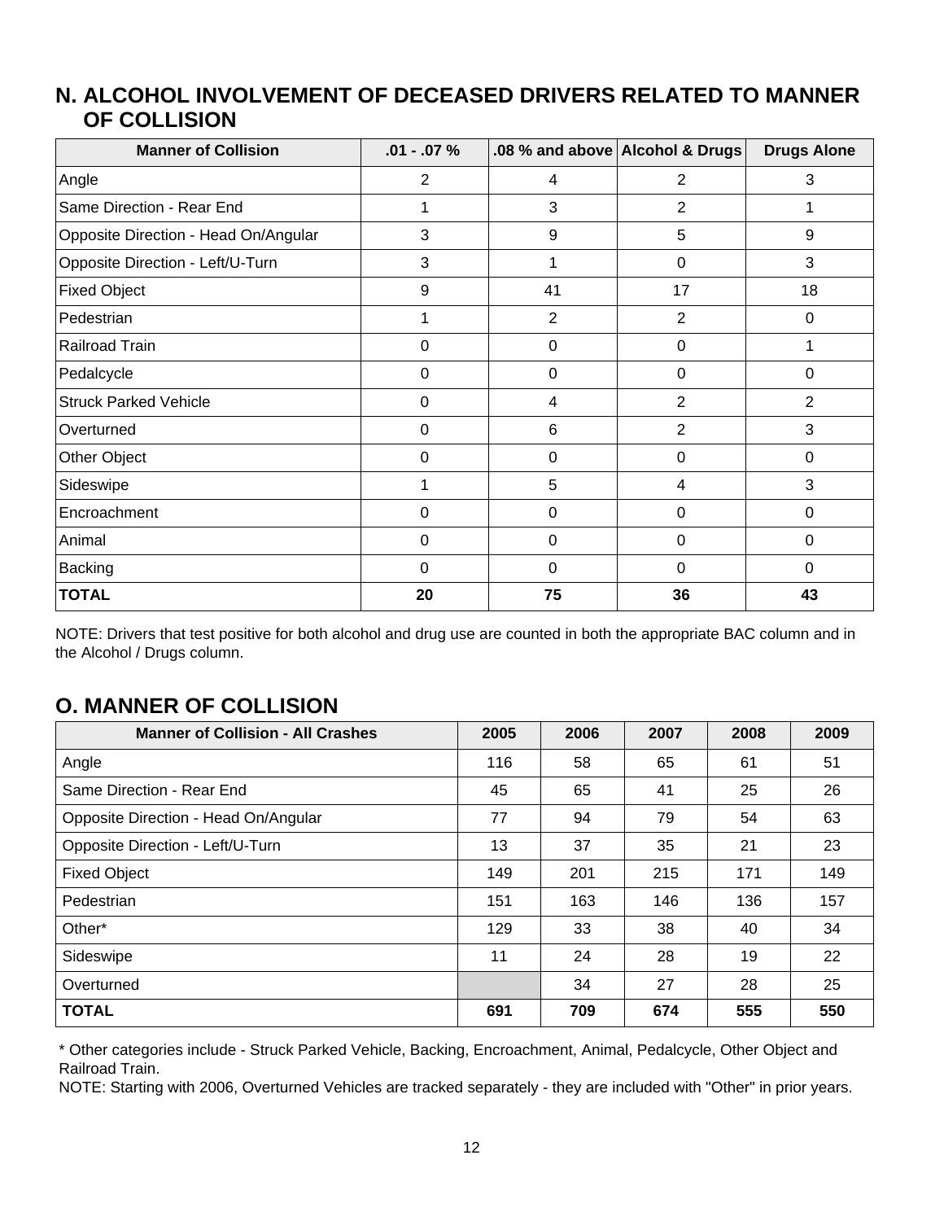## N. ALCOHOL INVOLVEMENT OF DECEASED DRIVERS RELATED TO MANNER OF COLLISION

| Manner of Collision | .01 - .07 % | .08 % and above | Alcohol & Drugs | Drugs Alone |
|---|---|---|---|---|
| Angle | 2 | 4 | 2 | 3 |
| Same Direction - Rear End | 1 | 3 | 2 | 1 |
| Opposite Direction - Head On/Angular | 3 | 9 | 5 | 9 |
| Opposite Direction - Left/U-Turn | 3 | 1 | 0 | 3 |
| Fixed Object | 9 | 41 | 17 | 18 |
| Pedestrian | 1 | 2 | 2 | 0 |
| Railroad Train | 0 | 0 | 0 | 1 |
| Pedalcycle | 0 | 0 | 0 | 0 |
| Struck Parked Vehicle | 0 | 4 | 2 | 2 |
| Overturned | 0 | 6 | 2 | 3 |
| Other Object | 0 | 0 | 0 | 0 |
| Sideswipe | 1 | 5 | 4 | 3 |
| Encroachment | 0 | 0 | 0 | 0 |
| Animal | 0 | 0 | 0 | 0 |
| Backing | 0 | 0 | 0 | 0 |
| **TOTAL** | **20** | **75** | **36** | **43** |

NOTE: Drivers that test positive for both alcohol and drug use are counted in both the appropriate BAC column and in the Alcohol / Drugs column.

## O. MANNER OF COLLISION

| Manner of Collision - All Crashes | 2005 | 2006 | 2007 | 2008 | 2009 |
|---|---|---|---|---|---|
| Angle | 116 | 58 | 65 | 61 | 51 |
| Same Direction - Rear End | 45 | 65 | 41 | 25 | 26 |
| Opposite Direction - Head On/Angular | 77 | 94 | 79 | 54 | 63 |
| Opposite Direction - Left/U-Turn | 13 | 37 | 35 | 21 | 23 |
| Fixed Object | 149 | 201 | 215 | 171 | 149 |
| Pedestrian | 151 | 163 | 146 | 136 | 157 |
| Other* | 129 | 33 | 38 | 40 | 34 |
| Sideswipe | 11 | 24 | 28 | 19 | 22 |
| Overturned | | 34 | 27 | 28 | 25 |
| **TOTAL** | **691** | **709** | **674** | **555** | **550** |

* Other categories include - Struck Parked Vehicle, Backing, Encroachment, Animal, Pedalcycle, Other Object and Railroad Train.

NOTE: Starting with 2006, Overturned Vehicles are tracked separately - they are included with "Other" in prior years.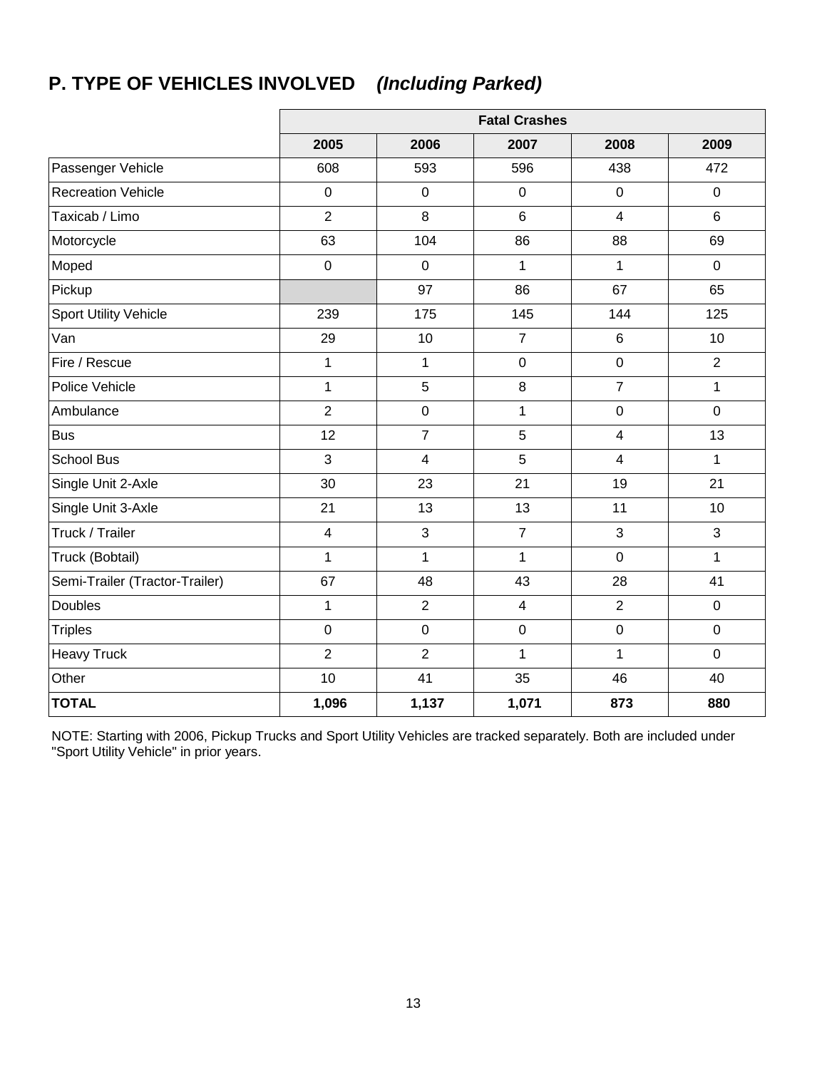## P. TYPE OF VEHICLES INVOLVED *(Including Parked)*

| | Fatal Crashes | | | | |
|---|---|---|---|---|---|
| | **2005** | **2006** | **2007** | **2008** | **2009** |
| Passenger Vehicle | 608 | 593 | 596 | 438 | 472 |
| Recreation Vehicle | 0 | 0 | 0 | 0 | 0 |
| Taxicab / Limo | 2 | 8 | 6 | 4 | 6 |
| Motorcycle | 63 | 104 | 86 | 88 | 69 |
| Moped | 0 | 0 | 1 | 1 | 0 |
| Pickup | | 97 | 86 | 67 | 65 |
| Sport Utility Vehicle | 239 | 175 | 145 | 144 | 125 |
| Van | 29 | 10 | 7 | 6 | 10 |
| Fire / Rescue | 1 | 1 | 0 | 0 | 2 |
| Police Vehicle | 1 | 5 | 8 | 7 | 1 |
| Ambulance | 2 | 0 | 1 | 0 | 0 |
| Bus | 12 | 7 | 5 | 4 | 13 |
| School Bus | 3 | 4 | 5 | 4 | 1 |
| Single Unit 2-Axle | 30 | 23 | 21 | 19 | 21 |
| Single Unit 3-Axle | 21 | 13 | 13 | 11 | 10 |
| Truck / Trailer | 4 | 3 | 7 | 3 | 3 |
| Truck (Bobtail) | 1 | 1 | 1 | 0 | 1 |
| Semi-Trailer (Tractor-Trailer) | 67 | 48 | 43 | 28 | 41 |
| Doubles | 1 | 2 | 4 | 2 | 0 |
| Triples | 0 | 0 | 0 | 0 | 0 |
| Heavy Truck | 2 | 2 | 1 | 1 | 0 |
| Other | 10 | 41 | 35 | 46 | 40 |
| **TOTAL** | **1,096** | **1,137** | **1,071** | **873** | **880** |

NOTE: Starting with 2006, Pickup Trucks and Sport Utility Vehicles are tracked separately. Both are included under "Sport Utility Vehicle" in prior years.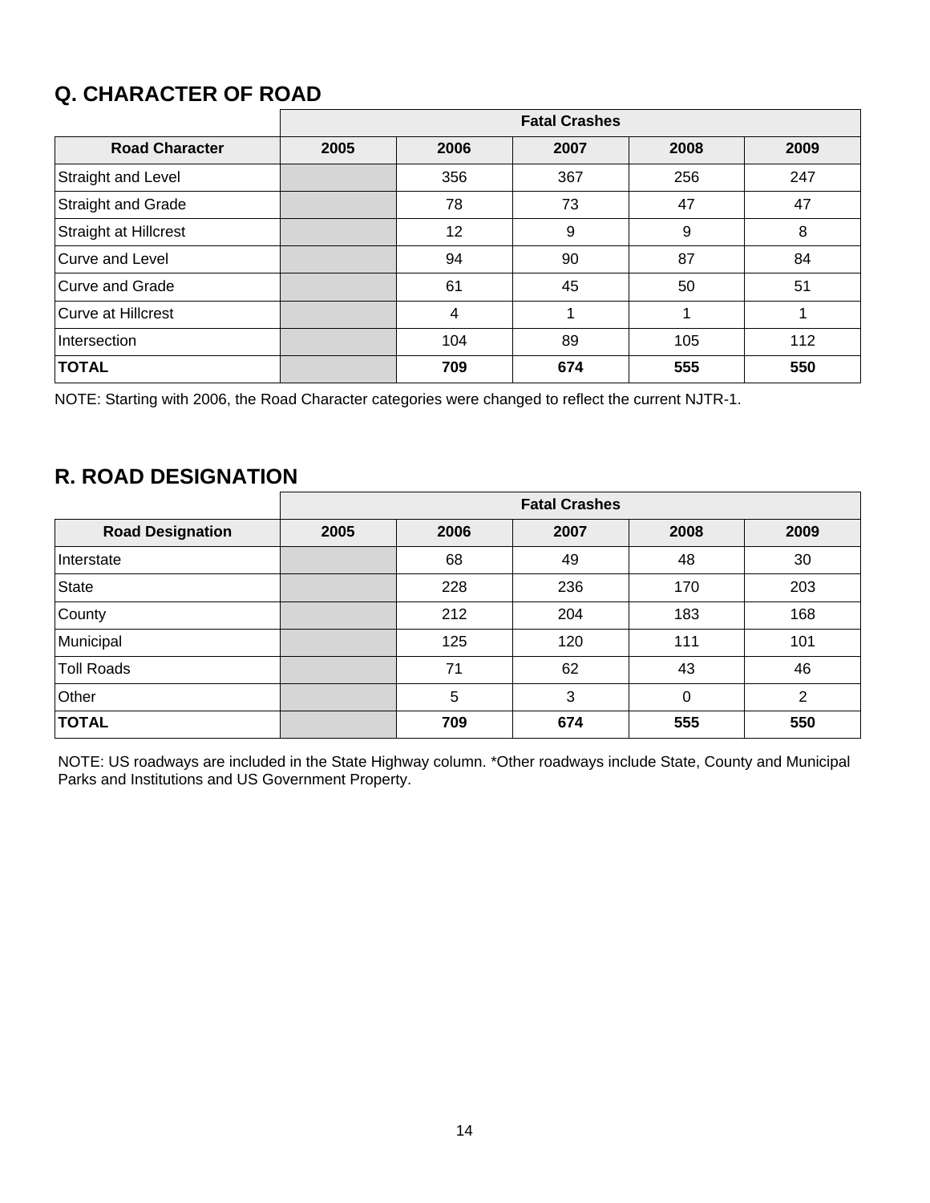## Q. CHARACTER OF ROAD

| | Fatal Crashes | | | | |
|---|---|---|---|---|---|
| **Road Character** | **2005** | **2006** | **2007** | **2008** | **2009** |
| Straight and Level | | 356 | 367 | 256 | 247 |
| Straight and Grade | | 78 | 73 | 47 | 47 |
| Straight at Hillcrest | | 12 | 9 | 9 | 8 |
| Curve and Level | | 94 | 90 | 87 | 84 |
| Curve and Grade | | 61 | 45 | 50 | 51 |
| Curve at Hillcrest | | 4 | 1 | 1 | 1 |
| Intersection | | 104 | 89 | 105 | 112 |
| **TOTAL** | | **709** | **674** | **555** | **550** |

NOTE: Starting with 2006, the Road Character categories were changed to reflect the current NJTR-1.

## R. ROAD DESIGNATION

| | Fatal Crashes | | | | |
|---|---|---|---|---|---|
| **Road Designation** | **2005** | **2006** | **2007** | **2008** | **2009** |
| Interstate | | 68 | 49 | 48 | 30 |
| State | | 228 | 236 | 170 | 203 |
| County | | 212 | 204 | 183 | 168 |
| Municipal | | 125 | 120 | 111 | 101 |
| Toll Roads | | 71 | 62 | 43 | 46 |
| Other | | 5 | 3 | 0 | 2 |
| **TOTAL** | | **709** | **674** | **555** | **550** |

NOTE: US roadways are included in the State Highway column. *Other roadways include State, County and Municipal Parks and Institutions and US Government Property.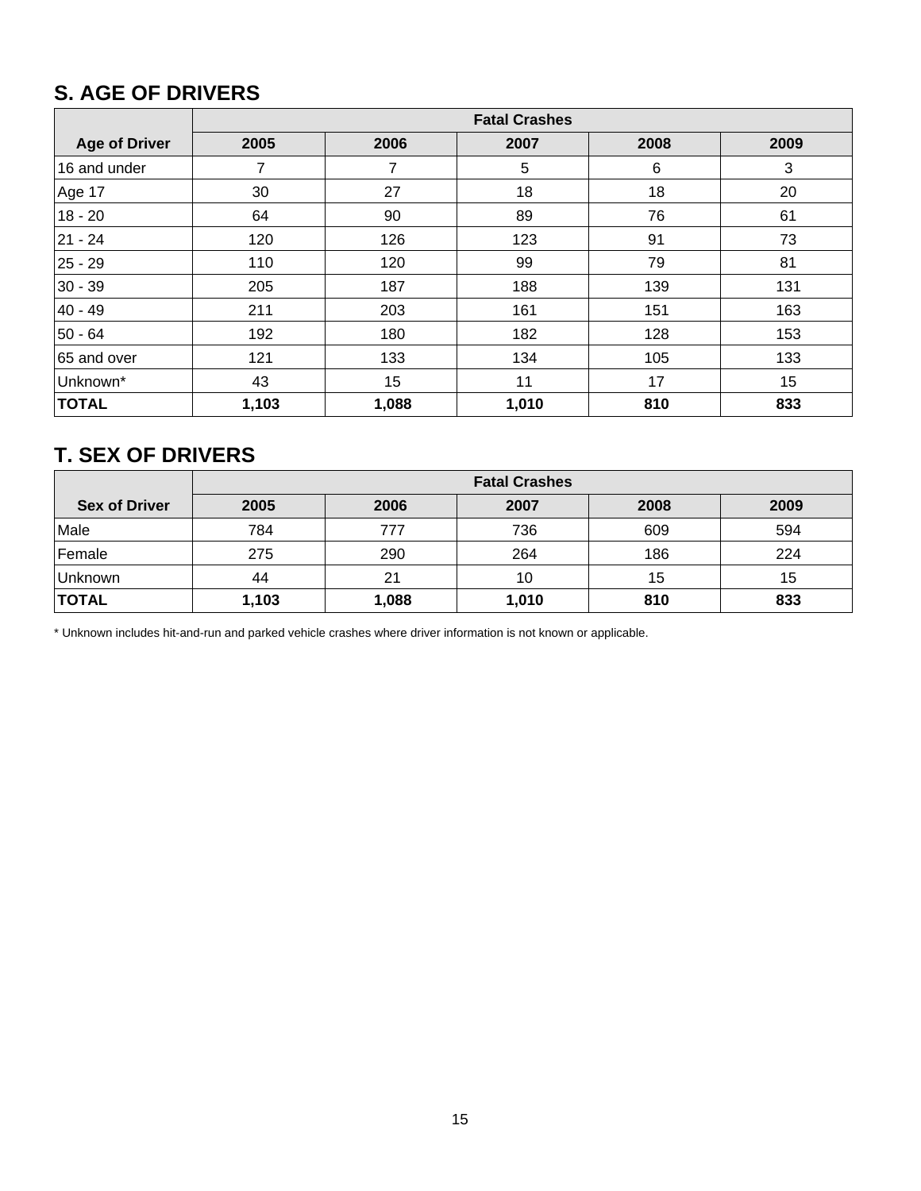## S. AGE OF DRIVERS

| | Fatal Crashes | | | | |
|---|---|---|---|---|---|
| **Age of Driver** | **2005** | **2006** | **2007** | **2008** | **2009** |
| 16 and under | 7 | 7 | 5 | 6 | 3 |
| Age 17 | 30 | 27 | 18 | 18 | 20 |
| 18 - 20 | 64 | 90 | 89 | 76 | 61 |
| 21 - 24 | 120 | 126 | 123 | 91 | 73 |
| 25 - 29 | 110 | 120 | 99 | 79 | 81 |
| 30 - 39 | 205 | 187 | 188 | 139 | 131 |
| 40 - 49 | 211 | 203 | 161 | 151 | 163 |
| 50 - 64 | 192 | 180 | 182 | 128 | 153 |
| 65 and over | 121 | 133 | 134 | 105 | 133 |
| Unknown* | 43 | 15 | 11 | 17 | 15 |
| **TOTAL** | **1,103** | **1,088** | **1,010** | **810** | **833** |

## T. SEX OF DRIVERS

| | Fatal Crashes | | | | |
|---|---|---|---|---|---|
| **Sex of Driver** | **2005** | **2006** | **2007** | **2008** | **2009** |
| Male | 784 | 777 | 736 | 609 | 594 |
| Female | 275 | 290 | 264 | 186 | 224 |
| Unknown | 44 | 21 | 10 | 15 | 15 |
| **TOTAL** | **1,103** | **1,088** | **1,010** | **810** | **833** |

* Unknown includes hit-and-run and parked vehicle crashes where driver information is not known or applicable.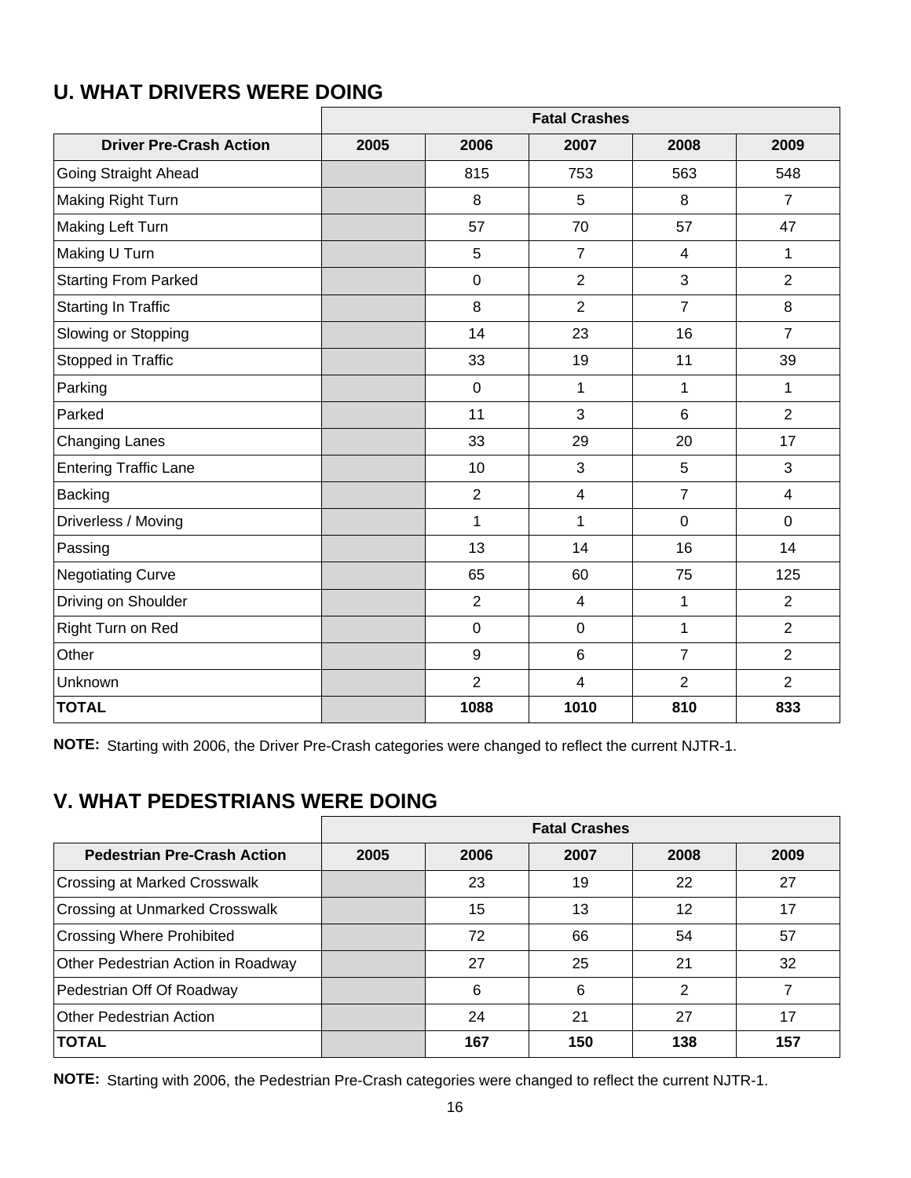## U. WHAT DRIVERS WERE DOING

| | Fatal Crashes | | | | |
|---|---|---|---|---|---|
| **Driver Pre-Crash Action** | **2005** | **2006** | **2007** | **2008** | **2009** |
| Going Straight Ahead | | 815 | 753 | 563 | 548 |
| Making Right Turn | | 8 | 5 | 8 | 7 |
| Making Left Turn | | 57 | 70 | 57 | 47 |
| Making U Turn | | 5 | 7 | 4 | 1 |
| Starting From Parked | | 0 | 2 | 3 | 2 |
| Starting In Traffic | | 8 | 2 | 7 | 8 |
| Slowing or Stopping | | 14 | 23 | 16 | 7 |
| Stopped in Traffic | | 33 | 19 | 11 | 39 |
| Parking | | 0 | 1 | 1 | 1 |
| Parked | | 11 | 3 | 6 | 2 |
| Changing Lanes | | 33 | 29 | 20 | 17 |
| Entering Traffic Lane | | 10 | 3 | 5 | 3 |
| Backing | | 2 | 4 | 7 | 4 |
| Driverless / Moving | | 1 | 1 | 0 | 0 |
| Passing | | 13 | 14 | 16 | 14 |
| Negotiating Curve | | 65 | 60 | 75 | 125 |
| Driving on Shoulder | | 2 | 4 | 1 | 2 |
| Right Turn on Red | | 0 | 0 | 1 | 2 |
| Other | | 9 | 6 | 7 | 2 |
| Unknown | | 2 | 4 | 2 | 2 |
| **TOTAL** | | **1088** | **1010** | **810** | **833** |

**NOTE:** Starting with 2006, the Driver Pre-Crash categories were changed to reflect the current NJTR-1.

## V. WHAT PEDESTRIANS WERE DOING

| | Fatal Crashes | | | | |
|---|---|---|---|---|---|
| **Pedestrian Pre-Crash Action** | **2005** | **2006** | **2007** | **2008** | **2009** |
| Crossing at Marked Crosswalk | | 23 | 19 | 22 | 27 |
| Crossing at Unmarked Crosswalk | | 15 | 13 | 12 | 17 |
| Crossing Where Prohibited | | 72 | 66 | 54 | 57 |
| Other Pedestrian Action in Roadway | | 27 | 25 | 21 | 32 |
| Pedestrian Off Of Roadway | | 6 | 6 | 2 | 7 |
| Other Pedestrian Action | | 24 | 21 | 27 | 17 |
| **TOTAL** | | **167** | **150** | **138** | **157** |

**NOTE:** Starting with 2006, the Pedestrian Pre-Crash categories were changed to reflect the current NJTR-1.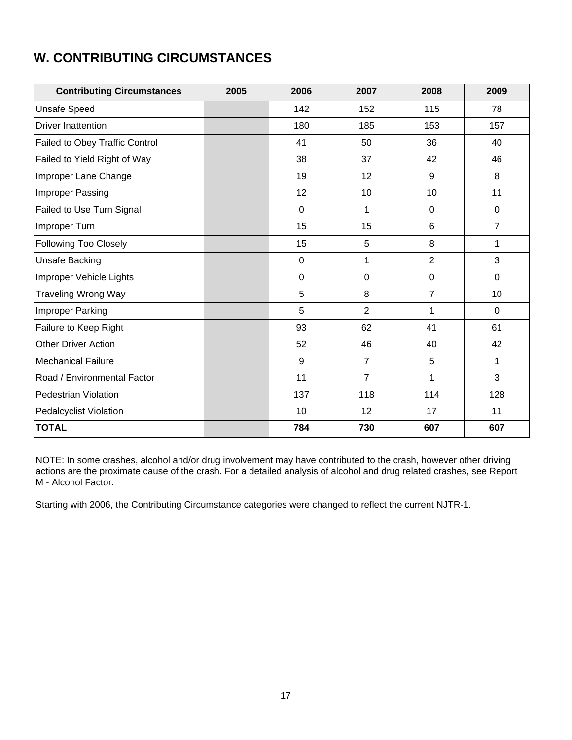## W. CONTRIBUTING CIRCUMSTANCES

| Contributing Circumstances | 2005 | 2006 | 2007 | 2008 | 2009 |
|---|---|---|---|---|---|
| Unsafe Speed | | 142 | 152 | 115 | 78 |
| Driver Inattention | | 180 | 185 | 153 | 157 |
| Failed to Obey Traffic Control | | 41 | 50 | 36 | 40 |
| Failed to Yield Right of Way | | 38 | 37 | 42 | 46 |
| Improper Lane Change | | 19 | 12 | 9 | 8 |
| Improper Passing | | 12 | 10 | 10 | 11 |
| Failed to Use Turn Signal | | 0 | 1 | 0 | 0 |
| Improper Turn | | 15 | 15 | 6 | 7 |
| Following Too Closely | | 15 | 5 | 8 | 1 |
| Unsafe Backing | | 0 | 1 | 2 | 3 |
| Improper Vehicle Lights | | 0 | 0 | 0 | 0 |
| Traveling Wrong Way | | 5 | 8 | 7 | 10 |
| Improper Parking | | 5 | 2 | 1 | 0 |
| Failure to Keep Right | | 93 | 62 | 41 | 61 |
| Other Driver Action | | 52 | 46 | 40 | 42 |
| Mechanical Failure | | 9 | 7 | 5 | 1 |
| Road / Environmental Factor | | 11 | 7 | 1 | 3 |
| Pedestrian Violation | | 137 | 118 | 114 | 128 |
| Pedalcyclist Violation | | 10 | 12 | 17 | 11 |
| **TOTAL** | | **784** | **730** | **607** | **607** |

NOTE: In some crashes, alcohol and/or drug involvement may have contributed to the crash, however other driving actions are the proximate cause of the crash. For a detailed analysis of alcohol and drug related crashes, see Report M - Alcohol Factor.

Starting with 2006, the Contributing Circumstance categories were changed to reflect the current NJTR-1.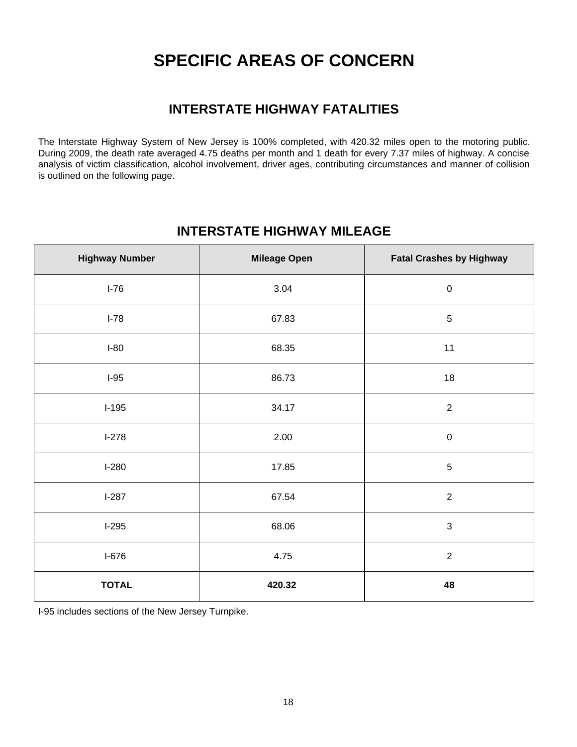# SPECIFIC AREAS OF CONCERN

## INTERSTATE HIGHWAY FATALITIES

The Interstate Highway System of New Jersey is 100% completed, with 420.32 miles open to the motoring public. During 2009, the death rate averaged 4.75 deaths per month and 1 death for every 7.37 miles of highway. A concise analysis of victim classification, alcohol involvement, driver ages, contributing circumstances and manner of collision is outlined on the following page.

## INTERSTATE HIGHWAY MILEAGE

| Highway Number | Mileage Open | Fatal Crashes by Highway |
| --- | --- | --- |
| I-76 | 3.04 | 0 |
| I-78 | 67.83 | 5 |
| I-80 | 68.35 | 11 |
| I-95 | 86.73 | 18 |
| I-195 | 34.17 | 2 |
| I-278 | 2.00 | 0 |
| I-280 | 17.85 | 5 |
| I-287 | 67.54 | 2 |
| I-295 | 68.06 | 3 |
| I-676 | 4.75 | 2 |
| **TOTAL** | **420.32** | **48** |

I-95 includes sections of the New Jersey Turnpike.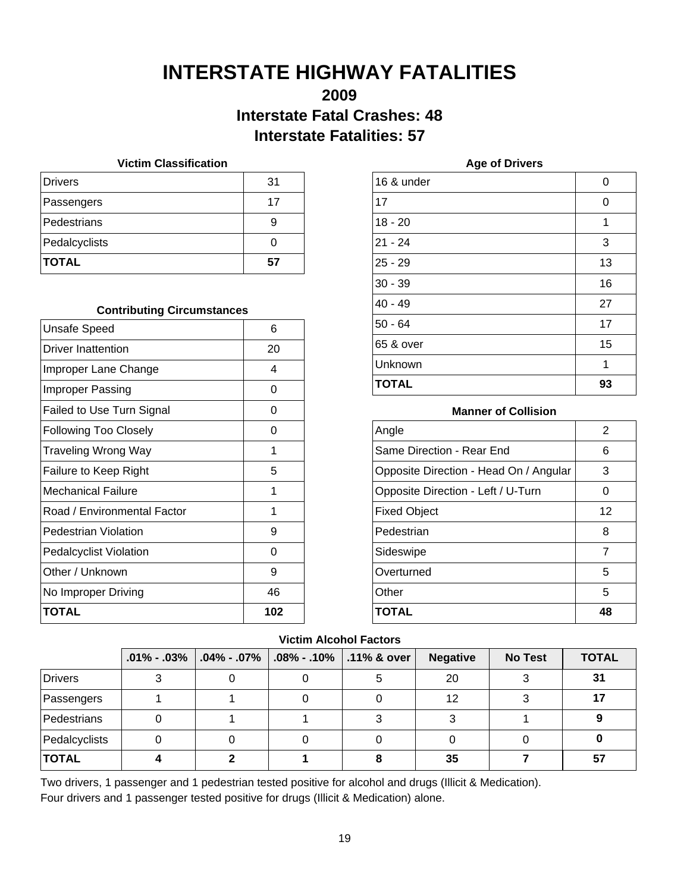# INTERSTATE HIGHWAY FATALITIES

## 2009

## Interstate Fatal Crashes: 48

## Interstate Fatalities: 57

**Victim Classification**

| | |
|---|---|
| Drivers | 31 |
| Passengers | 17 |
| Pedestrians | 9 |
| Pedalcyclists | 0 |
| **TOTAL** | **57** |

**Contributing Circumstances**

| | |
|---|---|
| Unsafe Speed | 6 |
| Driver Inattention | 20 |
| Improper Lane Change | 4 |
| Improper Passing | 0 |
| Failed to Use Turn Signal | 0 |
| Following Too Closely | 0 |
| Traveling Wrong Way | 1 |
| Failure to Keep Right | 5 |
| Mechanical Failure | 1 |
| Road / Environmental Factor | 1 |
| Pedestrian Violation | 9 |
| Pedalcyclist Violation | 0 |
| Other / Unknown | 9 |
| No Improper Driving | 46 |
| **TOTAL** | **102** |

**Age of Drivers**

| | |
|---|---|
| 16 & under | 0 |
| 17 | 0 |
| 18 - 20 | 1 |
| 21 - 24 | 3 |
| 25 - 29 | 13 |
| 30 - 39 | 16 |
| 40 - 49 | 27 |
| 50 - 64 | 17 |
| 65 & over | 15 |
| Unknown | 1 |
| **TOTAL** | **93** |

**Manner of Collision**

| | |
|---|---|
| Angle | 2 |
| Same Direction - Rear End | 6 |
| Opposite Direction - Head On / Angular | 3 |
| Opposite Direction - Left / U-Turn | 0 |
| Fixed Object | 12 |
| Pedestrian | 8 |
| Sideswipe | 7 |
| Overturned | 5 |
| Other | 5 |
| **TOTAL** | **48** |

**Victim Alcohol Factors**

| | .01% - .03% | .04% - .07% | .08% - .10% | .11% & over | Negative | No Test | TOTAL |
|---|---|---|---|---|---|---|---|
| Drivers | 3 | 0 | 0 | 5 | 20 | 3 | **31** |
| Passengers | 1 | 1 | 0 | 0 | 12 | 3 | **17** |
| Pedestrians | 0 | 1 | 1 | 3 | 3 | 1 | **9** |
| Pedalcyclists | 0 | 0 | 0 | 0 | 0 | 0 | **0** |
| **TOTAL** | **4** | **2** | **1** | **8** | **35** | **7** | **57** |

Two drivers, 1 passenger and 1 pedestrian tested positive for alcohol and drugs (Illicit & Medication).
Four drivers and 1 passenger tested positive for drugs (Illicit & Medication) alone.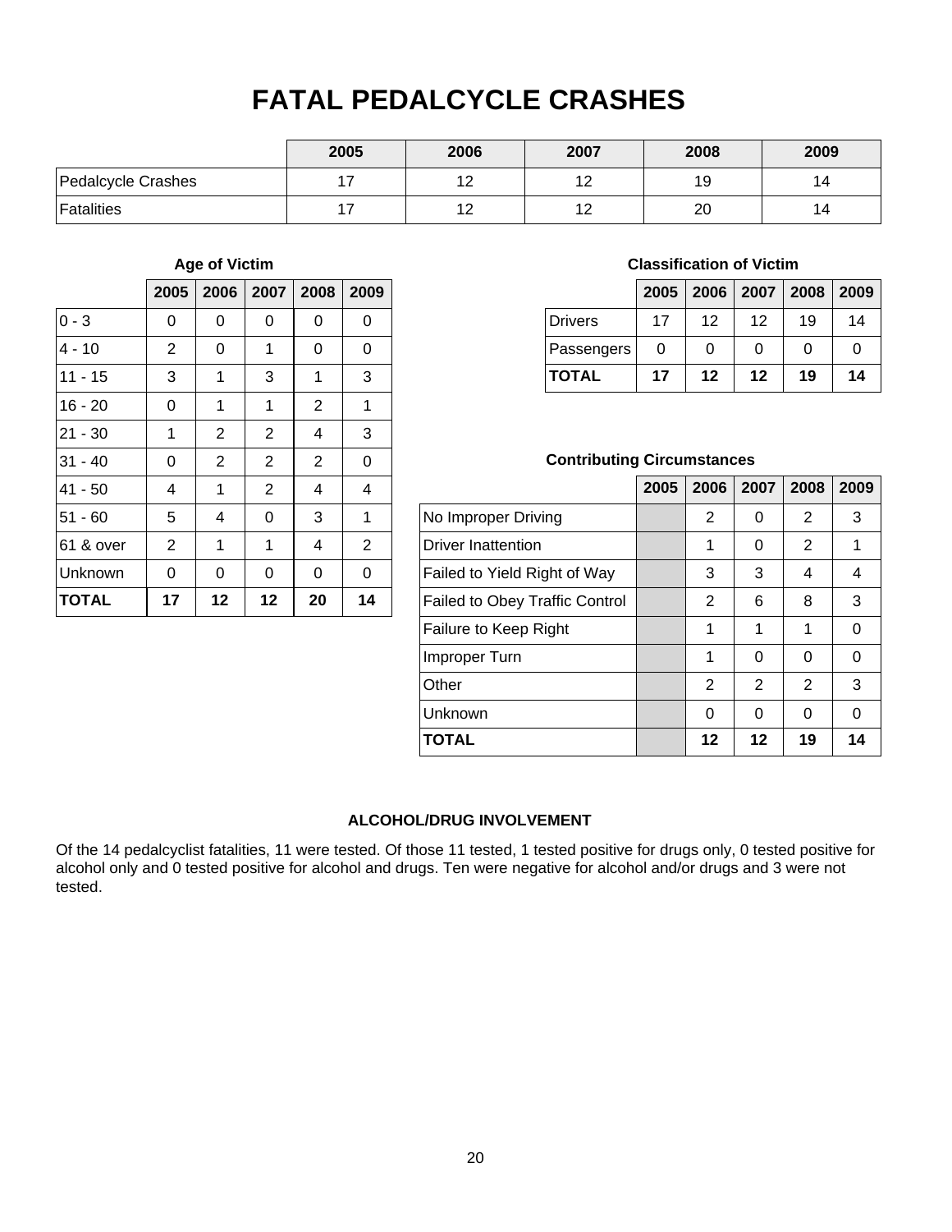# FATAL PEDALCYCLE CRASHES

| | 2005 | 2006 | 2007 | 2008 | 2009 |
|---|---|---|---|---|---|
| Pedalcycle Crashes | 17 | 12 | 12 | 19 | 14 |
| Fatalities | 17 | 12 | 12 | 20 | 14 |

### Age of Victim

| | 2005 | 2006 | 2007 | 2008 | 2009 |
|---|---|---|---|---|---|
| 0 - 3 | 0 | 0 | 0 | 0 | 0 |
| 4 - 10 | 2 | 0 | 1 | 0 | 0 |
| 11 - 15 | 3 | 1 | 3 | 1 | 3 |
| 16 - 20 | 0 | 1 | 1 | 2 | 1 |
| 21 - 30 | 1 | 2 | 2 | 4 | 3 |
| 31 - 40 | 0 | 2 | 2 | 2 | 0 |
| 41 - 50 | 4 | 1 | 2 | 4 | 4 |
| 51 - 60 | 5 | 4 | 0 | 3 | 1 |
| 61 & over | 2 | 1 | 1 | 4 | 2 |
| Unknown | 0 | 0 | 0 | 0 | 0 |
| **TOTAL** | **17** | **12** | **12** | **20** | **14** |

### Classification of Victim

| | 2005 | 2006 | 2007 | 2008 | 2009 |
|---|---|---|---|---|---|
| Drivers | 17 | 12 | 12 | 19 | 14 |
| Passengers | 0 | 0 | 0 | 0 | 0 |
| **TOTAL** | **17** | **12** | **12** | **19** | **14** |

### Contributing Circumstances

| | 2005 | 2006 | 2007 | 2008 | 2009 |
|---|---|---|---|---|---|
| No Improper Driving | | 2 | 0 | 2 | 3 |
| Driver Inattention | | 1 | 0 | 2 | 1 |
| Failed to Yield Right of Way | | 3 | 3 | 4 | 4 |
| Failed to Obey Traffic Control | | 2 | 6 | 8 | 3 |
| Failure to Keep Right | | 1 | 1 | 1 | 0 |
| Improper Turn | | 1 | 0 | 0 | 0 |
| Other | | 2 | 2 | 2 | 3 |
| Unknown | | 0 | 0 | 0 | 0 |
| **TOTAL** | | **12** | **12** | **19** | **14** |

### ALCOHOL/DRUG INVOLVEMENT

Of the 14 pedalcyclist fatalities, 11 were tested. Of those 11 tested, 1 tested positive for drugs only, 0 tested positive for alcohol only and 0 tested positive for alcohol and drugs. Ten were negative for alcohol and/or drugs and 3 were not tested.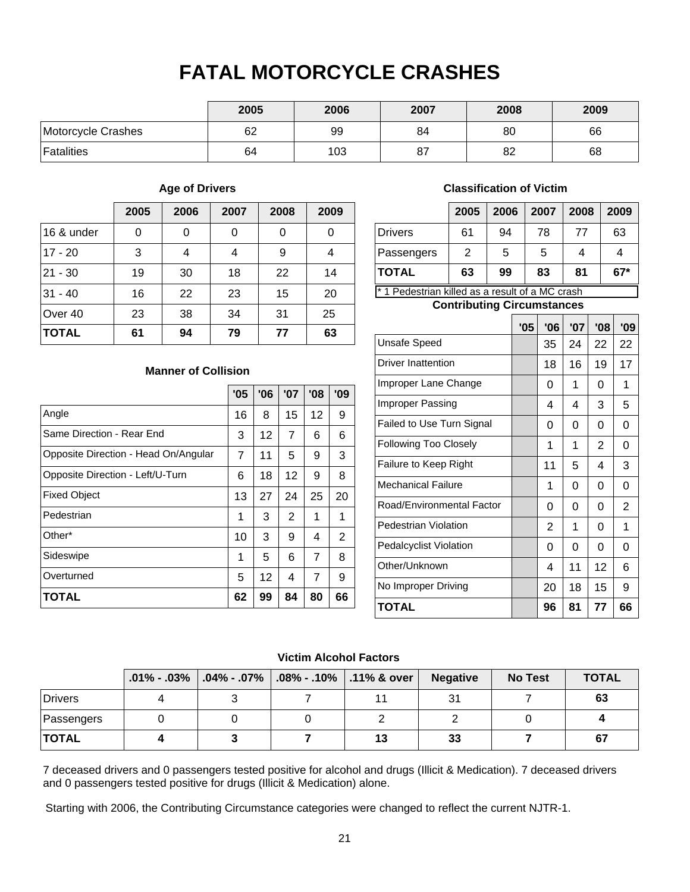# FATAL MOTORCYCLE CRASHES

| | 2005 | 2006 | 2007 | 2008 | 2009 |
|---|---|---|---|---|---|
| Motorcycle Crashes | 62 | 99 | 84 | 80 | 66 |
| Fatalities | 64 | 103 | 87 | 82 | 68 |

### Age of Drivers

| | 2005 | 2006 | 2007 | 2008 | 2009 |
|---|---|---|---|---|---|
| 16 & under | 0 | 0 | 0 | 0 | 0 |
| 17 - 20 | 3 | 4 | 4 | 9 | 4 |
| 21 - 30 | 19 | 30 | 18 | 22 | 14 |
| 31 - 40 | 16 | 22 | 23 | 15 | 20 |
| Over 40 | 23 | 38 | 34 | 31 | 25 |
| **TOTAL** | **61** | **94** | **79** | **77** | **63** |

### Classification of Victim

| | 2005 | 2006 | 2007 | 2008 | 2009 |
|---|---|---|---|---|---|
| Drivers | 61 | 94 | 78 | 77 | 63 |
| Passengers | 2 | 5 | 5 | 4 | 4 |
| **TOTAL** | **63** | **99** | **83** | **81** | **67*** |

* 1 Pedestrian killed as a result of a MC crash

### Manner of Collision

| | '05 | '06 | '07 | '08 | '09 |
|---|---|---|---|---|---|
| Angle | 16 | 8 | 15 | 12 | 9 |
| Same Direction - Rear End | 3 | 12 | 7 | 6 | 6 |
| Opposite Direction - Head On/Angular | 7 | 11 | 5 | 9 | 3 |
| Opposite Direction - Left/U-Turn | 6 | 18 | 12 | 9 | 8 |
| Fixed Object | 13 | 27 | 24 | 25 | 20 |
| Pedestrian | 1 | 3 | 2 | 1 | 1 |
| Other* | 10 | 3 | 9 | 4 | 2 |
| Sideswipe | 1 | 5 | 6 | 7 | 8 |
| Overturned | 5 | 12 | 4 | 7 | 9 |
| **TOTAL** | **62** | **99** | **84** | **80** | **66** |

### Contributing Circumstances

| | '05 | '06 | '07 | '08 | '09 |
|---|---|---|---|---|---|
| Unsafe Speed | | 35 | 24 | 22 | 22 |
| Driver Inattention | | 18 | 16 | 19 | 17 |
| Improper Lane Change | | 0 | 1 | 0 | 1 |
| Improper Passing | | 4 | 4 | 3 | 5 |
| Failed to Use Turn Signal | | 0 | 0 | 0 | 0 |
| Following Too Closely | | 1 | 1 | 2 | 0 |
| Failure to Keep Right | | 11 | 5 | 4 | 3 |
| Mechanical Failure | | 1 | 0 | 0 | 0 |
| Road/Environmental Factor | | 0 | 0 | 0 | 2 |
| Pedestrian Violation | | 2 | 1 | 0 | 1 |
| Pedalcyclist Violation | | 0 | 0 | 0 | 0 |
| Other/Unknown | | 4 | 11 | 12 | 6 |
| No Improper Driving | | 20 | 18 | 15 | 9 |
| **TOTAL** | | **96** | **81** | **77** | **66** |

### Victim Alcohol Factors

| | .01% - .03% | .04% - .07% | .08% - .10% | .11% & over | Negative | No Test | TOTAL |
|---|---|---|---|---|---|---|---|
| Drivers | 4 | 3 | 7 | 11 | 31 | 7 | **63** |
| Passengers | 0 | 0 | 0 | 2 | 2 | 0 | **4** |
| **TOTAL** | **4** | **3** | **7** | **13** | **33** | **7** | **67** |

7 deceased drivers and 0 passengers tested positive for alcohol and drugs (Illicit & Medication). 7 deceased drivers and 0 passengers tested positive for drugs (Illicit & Medication) alone.

Starting with 2006, the Contributing Circumstance categories were changed to reflect the current NJTR-1.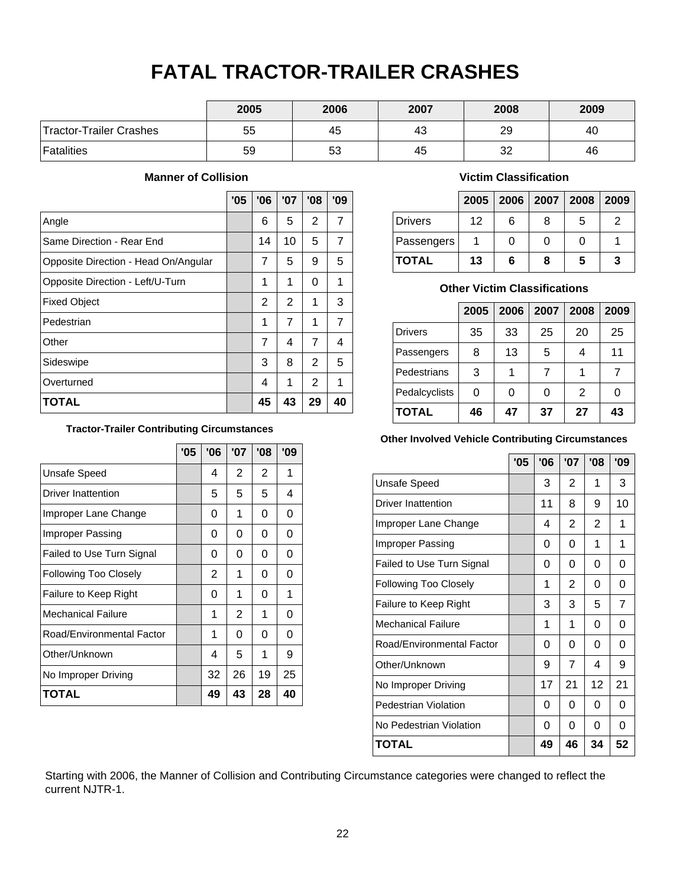# FATAL TRACTOR-TRAILER CRASHES

| | 2005 | 2006 | 2007 | 2008 | 2009 |
|---|---|---|---|---|---|
| Tractor-Trailer Crashes | 55 | 45 | 43 | 29 | 40 |
| Fatalities | 59 | 53 | 45 | 32 | 46 |

### Manner of Collision

| | '05 | '06 | '07 | '08 | '09 |
|---|---|---|---|---|---|
| Angle | | 6 | 5 | 2 | 7 |
| Same Direction - Rear End | | 14 | 10 | 5 | 7 |
| Opposite Direction - Head On/Angular | | 7 | 5 | 9 | 5 |
| Opposite Direction - Left/U-Turn | | 1 | 1 | 0 | 1 |
| Fixed Object | | 2 | 2 | 1 | 3 |
| Pedestrian | | 1 | 7 | 1 | 7 |
| Other | | 7 | 4 | 7 | 4 |
| Sideswipe | | 3 | 8 | 2 | 5 |
| Overturned | | 4 | 1 | 2 | 1 |
| **TOTAL** | | **45** | **43** | **29** | **40** |

### Victim Classification

| | 2005 | 2006 | 2007 | 2008 | 2009 |
|---|---|---|---|---|---|
| Drivers | 12 | 6 | 8 | 5 | 2 |
| Passengers | 1 | 0 | 0 | 0 | 1 |
| **TOTAL** | **13** | **6** | **8** | **5** | **3** |

### Other Victim Classifications

| | 2005 | 2006 | 2007 | 2008 | 2009 |
|---|---|---|---|---|---|
| Drivers | 35 | 33 | 25 | 20 | 25 |
| Passengers | 8 | 13 | 5 | 4 | 11 |
| Pedestrians | 3 | 1 | 7 | 1 | 7 |
| Pedalcyclists | 0 | 0 | 0 | 2 | 0 |
| **TOTAL** | **46** | **47** | **37** | **27** | **43** |

### Tractor-Trailer Contributing Circumstances

| | '05 | '06 | '07 | '08 | '09 |
|---|---|---|---|---|---|
| Unsafe Speed | | 4 | 2 | 2 | 1 |
| Driver Inattention | | 5 | 5 | 5 | 4 |
| Improper Lane Change | | 0 | 1 | 0 | 0 |
| Improper Passing | | 0 | 0 | 0 | 0 |
| Failed to Use Turn Signal | | 0 | 0 | 0 | 0 |
| Following Too Closely | | 2 | 1 | 0 | 0 |
| Failure to Keep Right | | 0 | 1 | 0 | 1 |
| Mechanical Failure | | 1 | 2 | 1 | 0 |
| Road/Environmental Factor | | 1 | 0 | 0 | 0 |
| Other/Unknown | | 4 | 5 | 1 | 9 |
| No Improper Driving | | 32 | 26 | 19 | 25 |
| **TOTAL** | | **49** | **43** | **28** | **40** |

### Other Involved Vehicle Contributing Circumstances

| | '05 | '06 | '07 | '08 | '09 |
|---|---|---|---|---|---|
| Unsafe Speed | | 3 | 2 | 1 | 3 |
| Driver Inattention | | 11 | 8 | 9 | 10 |
| Improper Lane Change | | 4 | 2 | 2 | 1 |
| Improper Passing | | 0 | 0 | 1 | 1 |
| Failed to Use Turn Signal | | 0 | 0 | 0 | 0 |
| Following Too Closely | | 1 | 2 | 0 | 0 |
| Failure to Keep Right | | 3 | 3 | 5 | 7 |
| Mechanical Failure | | 1 | 1 | 0 | 0 |
| Road/Environmental Factor | | 0 | 0 | 0 | 0 |
| Other/Unknown | | 9 | 7 | 4 | 9 |
| No Improper Driving | | 17 | 21 | 12 | 21 |
| Pedestrian Violation | | 0 | 0 | 0 | 0 |
| No Pedestrian Violation | | 0 | 0 | 0 | 0 |
| **TOTAL** | | **49** | **46** | **34** | **52** |

Starting with 2006, the Manner of Collision and Contributing Circumstance categories were changed to reflect the current NJTR-1.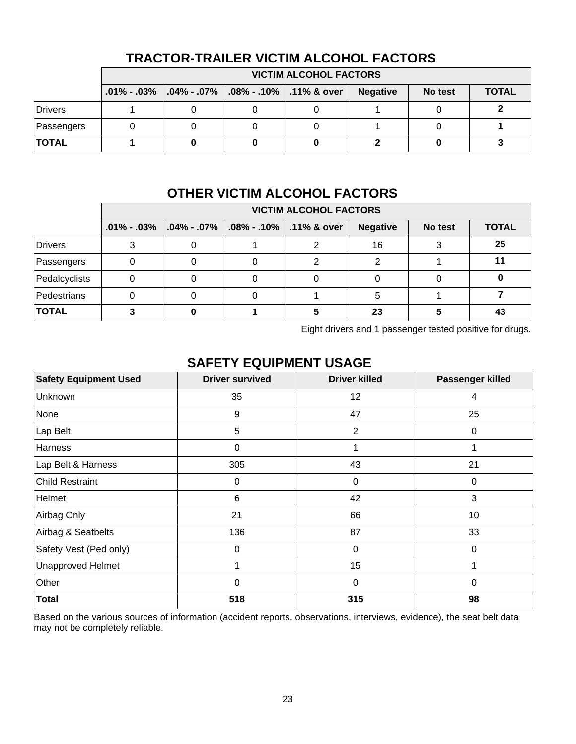## TRACTOR-TRAILER VICTIM ALCOHOL FACTORS

| | VICTIM ALCOHOL FACTORS | | | | | | |
|---|---|---|---|---|---|---|---|
| | .01% - .03% | .04% - .07% | .08% - .10% | .11% & over | Negative | No test | TOTAL |
| Drivers | 1 | 0 | 0 | 0 | 1 | 0 | **2** |
| Passengers | 0 | 0 | 0 | 0 | 1 | 0 | **1** |
| **TOTAL** | **1** | **0** | **0** | **0** | **2** | **0** | **3** |

## OTHER VICTIM ALCOHOL FACTORS

| | VICTIM ALCOHOL FACTORS | | | | | | |
|---|---|---|---|---|---|---|---|
| | .01% - .03% | .04% - .07% | .08% - .10% | .11% & over | Negative | No test | TOTAL |
| Drivers | 3 | 0 | 1 | 2 | 16 | 3 | **25** |
| Passengers | 0 | 0 | 0 | 2 | 2 | 1 | **11** |
| Pedalcyclists | 0 | 0 | 0 | 0 | 0 | 0 | **0** |
| Pedestrians | 0 | 0 | 0 | 1 | 5 | 1 | **7** |
| **TOTAL** | **3** | **0** | **1** | **5** | **23** | **5** | **43** |

Eight drivers and 1 passenger tested positive for drugs.

## SAFETY EQUIPMENT USAGE

| Safety Equipment Used | Driver survived | Driver killed | Passenger killed |
|---|---|---|---|
| Unknown | 35 | 12 | 4 |
| None | 9 | 47 | 25 |
| Lap Belt | 5 | 2 | 0 |
| Harness | 0 | 1 | 1 |
| Lap Belt & Harness | 305 | 43 | 21 |
| Child Restraint | 0 | 0 | 0 |
| Helmet | 6 | 42 | 3 |
| Airbag Only | 21 | 66 | 10 |
| Airbag & Seatbelts | 136 | 87 | 33 |
| Safety Vest (Ped only) | 0 | 0 | 0 |
| Unapproved Helmet | 1 | 15 | 1 |
| Other | 0 | 0 | 0 |
| **Total** | **518** | **315** | **98** |

Based on the various sources of information (accident reports, observations, interviews, evidence), the seat belt data may not be completely reliable.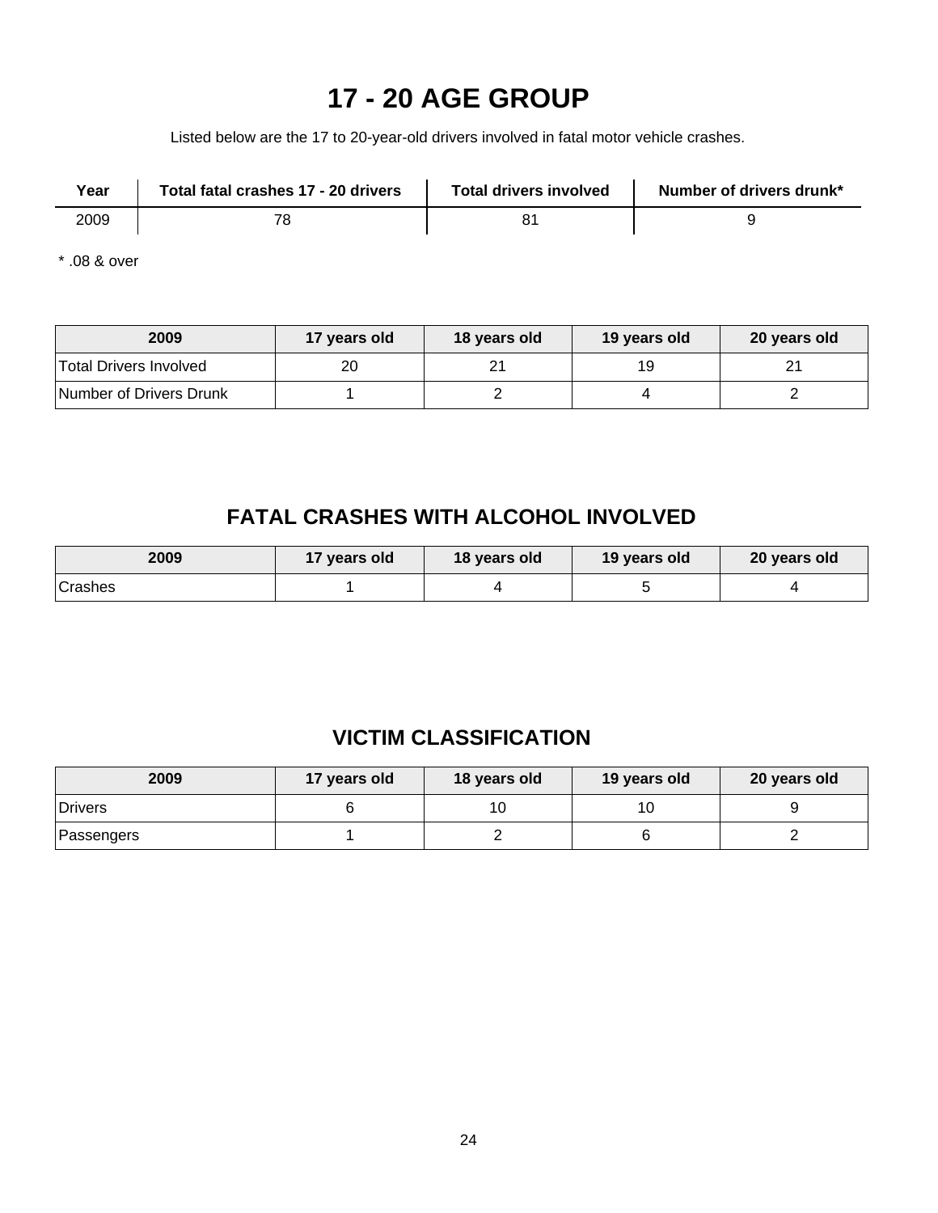# 17 - 20 AGE GROUP

Listed below are the 17 to 20-year-old drivers involved in fatal motor vehicle crashes.

| Year | Total fatal crashes 17 - 20 drivers | Total drivers involved | Number of drivers drunk* |
|---|---|---|---|
| 2009 | 78 | 81 | 9 |

* .08 & over

| 2009 | 17 years old | 18 years old | 19 years old | 20 years old |
|---|---|---|---|---|
| Total Drivers Involved | 20 | 21 | 19 | 21 |
| Number of Drivers Drunk | 1 | 2 | 4 | 2 |

## FATAL CRASHES WITH ALCOHOL INVOLVED

| 2009 | 17 years old | 18 years old | 19 years old | 20 years old |
|---|---|---|---|---|
| Crashes | 1 | 4 | 5 | 4 |

## VICTIM CLASSIFICATION

| 2009 | 17 years old | 18 years old | 19 years old | 20 years old |
|---|---|---|---|---|
| Drivers | 6 | 10 | 10 | 9 |
| Passengers | 1 | 2 | 6 | 2 |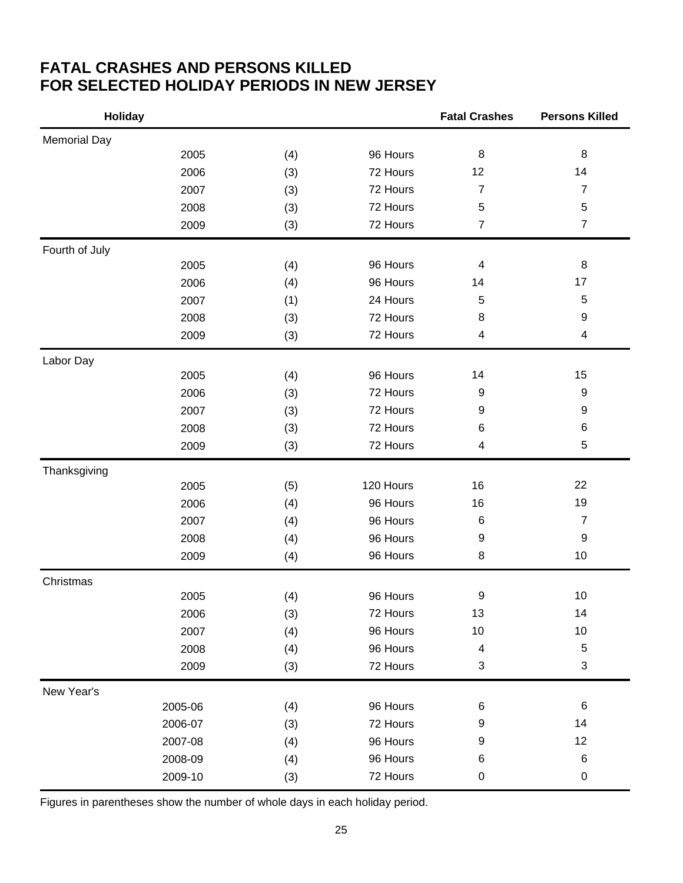# FATAL CRASHES AND PERSONS KILLED FOR SELECTED HOLIDAY PERIODS IN NEW JERSEY

| Holiday | | | | Fatal Crashes | Persons Killed |
|---|---|---|---|---|---|
| Memorial Day | | | | | |
| | 2005 | (4) | 96 Hours | 8 | 8 |
| | 2006 | (3) | 72 Hours | 12 | 14 |
| | 2007 | (3) | 72 Hours | 7 | 7 |
| | 2008 | (3) | 72 Hours | 5 | 5 |
| | 2009 | (3) | 72 Hours | 7 | 7 |
| Fourth of July | | | | | |
| | 2005 | (4) | 96 Hours | 4 | 8 |
| | 2006 | (4) | 96 Hours | 14 | 17 |
| | 2007 | (1) | 24 Hours | 5 | 5 |
| | 2008 | (3) | 72 Hours | 8 | 9 |
| | 2009 | (3) | 72 Hours | 4 | 4 |
| Labor Day | | | | | |
| | 2005 | (4) | 96 Hours | 14 | 15 |
| | 2006 | (3) | 72 Hours | 9 | 9 |
| | 2007 | (3) | 72 Hours | 9 | 9 |
| | 2008 | (3) | 72 Hours | 6 | 6 |
| | 2009 | (3) | 72 Hours | 4 | 5 |
| Thanksgiving | | | | | |
| | 2005 | (5) | 120 Hours | 16 | 22 |
| | 2006 | (4) | 96 Hours | 16 | 19 |
| | 2007 | (4) | 96 Hours | 6 | 7 |
| | 2008 | (4) | 96 Hours | 9 | 9 |
| | 2009 | (4) | 96 Hours | 8 | 10 |
| Christmas | | | | | |
| | 2005 | (4) | 96 Hours | 9 | 10 |
| | 2006 | (3) | 72 Hours | 13 | 14 |
| | 2007 | (4) | 96 Hours | 10 | 10 |
| | 2008 | (4) | 96 Hours | 4 | 5 |
| | 2009 | (3) | 72 Hours | 3 | 3 |
| New Year's | | | | | |
| | 2005-06 | (4) | 96 Hours | 6 | 6 |
| | 2006-07 | (3) | 72 Hours | 9 | 14 |
| | 2007-08 | (4) | 96 Hours | 9 | 12 |
| | 2008-09 | (4) | 96 Hours | 6 | 6 |
| | 2009-10 | (3) | 72 Hours | 0 | 0 |

Figures in parentheses show the number of whole days in each holiday period.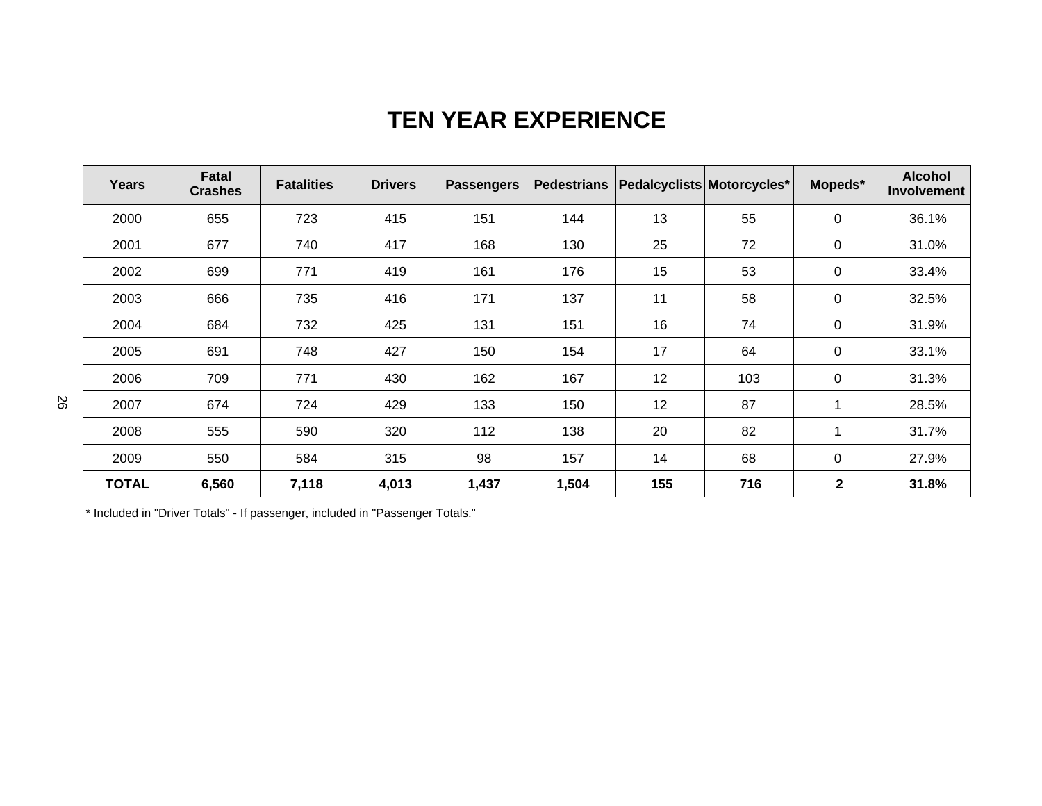# TEN YEAR EXPERIENCE

| Years | Fatal Crashes | Fatalities | Drivers | Passengers | Pedestrians | Pedalcyclists | Motorcycles* | Mopeds* | Alcohol Involvement |
|---|---|---|---|---|---|---|---|---|---|
| 2000 | 655 | 723 | 415 | 151 | 144 | 13 | 55 | 0 | 36.1% |
| 2001 | 677 | 740 | 417 | 168 | 130 | 25 | 72 | 0 | 31.0% |
| 2002 | 699 | 771 | 419 | 161 | 176 | 15 | 53 | 0 | 33.4% |
| 2003 | 666 | 735 | 416 | 171 | 137 | 11 | 58 | 0 | 32.5% |
| 2004 | 684 | 732 | 425 | 131 | 151 | 16 | 74 | 0 | 31.9% |
| 2005 | 691 | 748 | 427 | 150 | 154 | 17 | 64 | 0 | 33.1% |
| 2006 | 709 | 771 | 430 | 162 | 167 | 12 | 103 | 0 | 31.3% |
| 2007 | 674 | 724 | 429 | 133 | 150 | 12 | 87 | 1 | 28.5% |
| 2008 | 555 | 590 | 320 | 112 | 138 | 20 | 82 | 1 | 31.7% |
| 2009 | 550 | 584 | 315 | 98 | 157 | 14 | 68 | 0 | 27.9% |
| **TOTAL** | **6,560** | **7,118** | **4,013** | **1,437** | **1,504** | **155** | **716** | **2** | **31.8%** |

* Included in "Driver Totals" - If passenger, included in "Passenger Totals."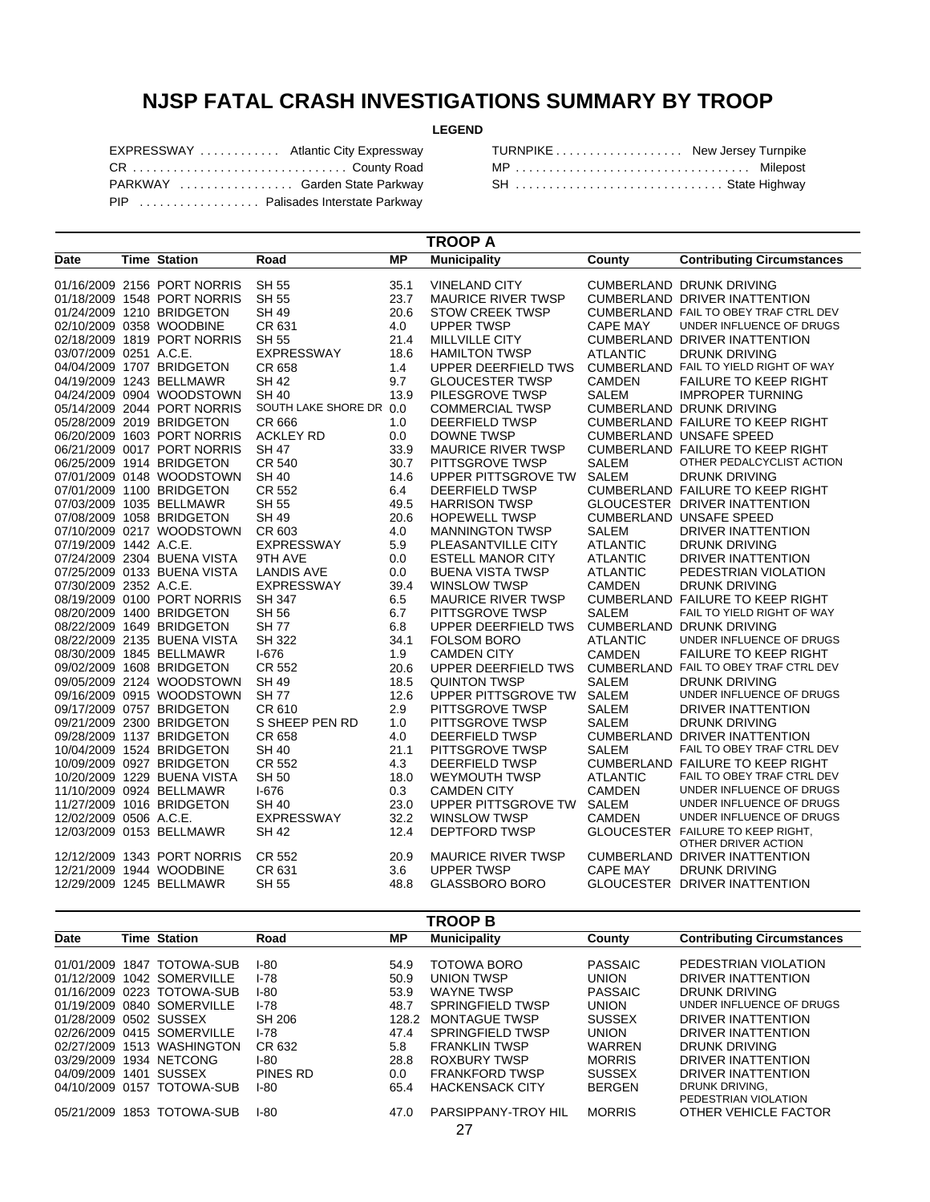# NJSP FATAL CRASH INVESTIGATIONS SUMMARY BY TROOP

**LEGEND**

| | |
|---|---|
| EXPRESSWAY ............ Atlantic City Expressway | TURNPIKE .................. New Jersey Turnpike |
| CR ............................... County Road | MP .................................. Milepost |
| PARKWAY ................ Garden State Parkway | SH .............................. State Highway |
| PIP ................. Palisades Interstate Parkway | |

## TROOP A

| Date | Time | Station | Road | MP | Municipality | County | Contributing Circumstances |
|---|---|---|---|---|---|---|---|
| 01/16/2009 | 2156 | PORT NORRIS | SH 55 | 35.1 | VINELAND CITY | CUMBERLAND | DRUNK DRIVING |
| 01/18/2009 | 1548 | PORT NORRIS | SH 55 | 23.7 | MAURICE RIVER TWSP | CUMBERLAND | DRIVER INATTENTION |
| 01/24/2009 | 1210 | BRIDGETON | SH 49 | 20.6 | STOW CREEK TWSP | CUMBERLAND | FAIL TO OBEY TRAF CTRL DEV |
| 02/10/2009 | 0358 | WOODBINE | CR 631 | 4.0 | UPPER TWSP | CAPE MAY | UNDER INFLUENCE OF DRUGS |
| 02/18/2009 | 1819 | PORT NORRIS | SH 55 | 21.4 | MILLVILLE CITY | CUMBERLAND | DRIVER INATTENTION |
| 03/07/2009 | 0251 | A.C.E. | EXPRESSWAY | 18.6 | HAMILTON TWSP | ATLANTIC | DRUNK DRIVING |
| 04/04/2009 | 1707 | BRIDGETON | CR 658 | 1.4 | UPPER DEERFIELD TWS | CUMBERLAND | FAIL TO YIELD RIGHT OF WAY |
| 04/19/2009 | 1243 | BELLMAWR | SH 42 | 9.7 | GLOUCESTER TWSP | CAMDEN | FAILURE TO KEEP RIGHT |
| 04/24/2009 | 0904 | WOODSTOWN | SH 40 | 13.9 | PILESGROVE TWSP | SALEM | IMPROPER TURNING |
| 05/14/2009 | 2044 | PORT NORRIS | SOUTH LAKE SHORE DR | 0.0 | COMMERCIAL TWSP | CUMBERLAND | DRUNK DRIVING |
| 05/28/2009 | 2019 | BRIDGETON | CR 666 | 1.0 | DEERFIELD TWSP | CUMBERLAND | FAILURE TO KEEP RIGHT |
| 06/20/2009 | 1603 | PORT NORRIS | ACKLEY RD | 0.0 | DOWNE TWSP | CUMBERLAND | UNSAFE SPEED |
| 06/21/2009 | 0017 | PORT NORRIS | SH 47 | 33.9 | MAURICE RIVER TWSP | CUMBERLAND | FAILURE TO KEEP RIGHT |
| 06/25/2009 | 1914 | BRIDGETON | CR 540 | 30.7 | PITTSGROVE TWSP | SALEM | OTHER PEDALCYCLIST ACTION |
| 07/01/2009 | 0148 | WOODSTOWN | SH 40 | 14.6 | UPPER PITTSGROVE TW | SALEM | DRUNK DRIVING |
| 07/01/2009 | 1100 | BRIDGETON | CR 552 | 6.4 | DEERFIELD TWSP | CUMBERLAND | FAILURE TO KEEP RIGHT |
| 07/03/2009 | 1035 | BELLMAWR | SH 55 | 49.5 | HARRISON TWSP | GLOUCESTER | DRIVER INATTENTION |
| 07/08/2009 | 1058 | BRIDGETON | SH 49 | 20.6 | HOPEWELL TWSP | CUMBERLAND | UNSAFE SPEED |
| 07/10/2009 | 0217 | WOODSTOWN | CR 603 | 4.0 | MANNINGTON TWSP | SALEM | DRIVER INATTENTION |
| 07/19/2009 | 1442 | A.C.E. | EXPRESSWAY | 5.9 | PLEASANTVILLE CITY | ATLANTIC | DRUNK DRIVING |
| 07/24/2009 | 2304 | BUENA VISTA | 9TH AVE | 0.0 | ESTELL MANOR CITY | ATLANTIC | DRIVER INATTENTION |
| 07/25/2009 | 0133 | BUENA VISTA | LANDIS AVE | 0.0 | BUENA VISTA TWSP | ATLANTIC | PEDESTRIAN VIOLATION |
| 07/30/2009 | 2352 | A.C.E. | EXPRESSWAY | 39.4 | WINSLOW TWSP | CAMDEN | DRUNK DRIVING |
| 08/19/2009 | 0100 | PORT NORRIS | SH 347 | 6.5 | MAURICE RIVER TWSP | CUMBERLAND | FAILURE TO KEEP RIGHT |
| 08/20/2009 | 1400 | BRIDGETON | SH 56 | 6.7 | PITTSGROVE TWSP | SALEM | FAIL TO YIELD RIGHT OF WAY |
| 08/22/2009 | 1649 | BRIDGETON | SH 77 | 6.8 | UPPER DEERFIELD TWS | CUMBERLAND | DRUNK DRIVING |
| 08/22/2009 | 2135 | BUENA VISTA | SH 322 | 34.1 | FOLSOM BORO | ATLANTIC | UNDER INFLUENCE OF DRUGS |
| 08/30/2009 | 1845 | BELLMAWR | I-676 | 1.9 | CAMDEN CITY | CAMDEN | FAILURE TO KEEP RIGHT |
| 09/02/2009 | 1608 | BRIDGETON | CR 552 | 20.6 | UPPER DEERFIELD TWS | CUMBERLAND | FAIL TO OBEY TRAF CTRL DEV |
| 09/05/2009 | 2124 | WOODSTOWN | SH 49 | 18.5 | QUINTON TWSP | SALEM | DRUNK DRIVING |
| 09/16/2009 | 0915 | WOODSTOWN | SH 77 | 12.6 | UPPER PITTSGROVE TW | SALEM | UNDER INFLUENCE OF DRUGS |
| 09/17/2009 | 0757 | BRIDGETON | CR 610 | 2.9 | PITTSGROVE TWSP | SALEM | DRIVER INATTENTION |
| 09/21/2009 | 2300 | BRIDGETON | S SHEEP PEN RD | 1.0 | PITTSGROVE TWSP | SALEM | DRUNK DRIVING |
| 09/28/2009 | 1137 | BRIDGETON | CR 658 | 4.0 | DEERFIELD TWSP | CUMBERLAND | DRIVER INATTENTION |
| 10/04/2009 | 1524 | BRIDGETON | SH 40 | 21.1 | PITTSGROVE TWSP | SALEM | FAIL TO OBEY TRAF CTRL DEV |
| 10/09/2009 | 0927 | BRIDGETON | CR 552 | 4.3 | DEERFIELD TWSP | CUMBERLAND | FAILURE TO KEEP RIGHT |
| 10/20/2009 | 1229 | BUENA VISTA | SH 50 | 18.0 | WEYMOUTH TWSP | ATLANTIC | FAIL TO OBEY TRAF CTRL DEV |
| 11/10/2009 | 0924 | BELLMAWR | I-676 | 0.3 | CAMDEN CITY | CAMDEN | UNDER INFLUENCE OF DRUGS |
| 11/27/2009 | 1016 | BRIDGETON | SH 40 | 23.0 | UPPER PITTSGROVE TW | SALEM | UNDER INFLUENCE OF DRUGS |
| 12/02/2009 | 0506 | A.C.E. | EXPRESSWAY | 32.2 | WINSLOW TWSP | CAMDEN | UNDER INFLUENCE OF DRUGS |
| 12/03/2009 | 0153 | BELLMAWR | SH 42 | 12.4 | DEPTFORD TWSP | GLOUCESTER | FAILURE TO KEEP RIGHT, OTHER DRIVER ACTION |
| 12/12/2009 | 1343 | PORT NORRIS | CR 552 | 20.9 | MAURICE RIVER TWSP | CUMBERLAND | DRIVER INATTENTION |
| 12/21/2009 | 1944 | WOODBINE | CR 631 | 3.6 | UPPER TWSP | CAPE MAY | DRUNK DRIVING |
| 12/29/2009 | 1245 | BELLMAWR | SH 55 | 48.8 | GLASSBORO BORO | GLOUCESTER | DRIVER INATTENTION |

## TROOP B

| Date | Time | Station | Road | MP | Municipality | County | Contributing Circumstances |
|---|---|---|---|---|---|---|---|
| 01/01/2009 | 1847 | TOTOWA-SUB | I-80 | 54.9 | TOTOWA BORO | PASSAIC | PEDESTRIAN VIOLATION |
| 01/12/2009 | 1042 | SOMERVILLE | I-78 | 50.9 | UNION TWSP | UNION | DRIVER INATTENTION |
| 01/16/2009 | 0223 | TOTOWA-SUB | I-80 | 53.9 | WAYNE TWSP | PASSAIC | DRUNK DRIVING |
| 01/19/2009 | 0840 | SOMERVILLE | I-78 | 48.7 | SPRINGFIELD TWSP | UNION | UNDER INFLUENCE OF DRUGS |
| 01/28/2009 | 0502 | SUSSEX | SH 206 | 128.2 | MONTAGUE TWSP | SUSSEX | DRIVER INATTENTION |
| 02/26/2009 | 0415 | SOMERVILLE | I-78 | 47.4 | SPRINGFIELD TWSP | UNION | DRIVER INATTENTION |
| 02/27/2009 | 1513 | WASHINGTON | CR 632 | 5.8 | FRANKLIN TWSP | WARREN | DRUNK DRIVING |
| 03/29/2009 | 1934 | NETCONG | I-80 | 28.8 | ROXBURY TWSP | MORRIS | DRIVER INATTENTION |
| 04/09/2009 | 1401 | SUSSEX | PINES RD | 0.0 | FRANKFORD TWSP | SUSSEX | DRIVER INATTENTION |
| 04/10/2009 | 0157 | TOTOWA-SUB | I-80 | 65.4 | HACKENSACK CITY | BERGEN | DRUNK DRIVING, PEDESTRIAN VIOLATION |
| 05/21/2009 | 1853 | TOTOWA-SUB | I-80 | 47.0 | PARSIPPANY-TROY HIL | MORRIS | OTHER VEHICLE FACTOR |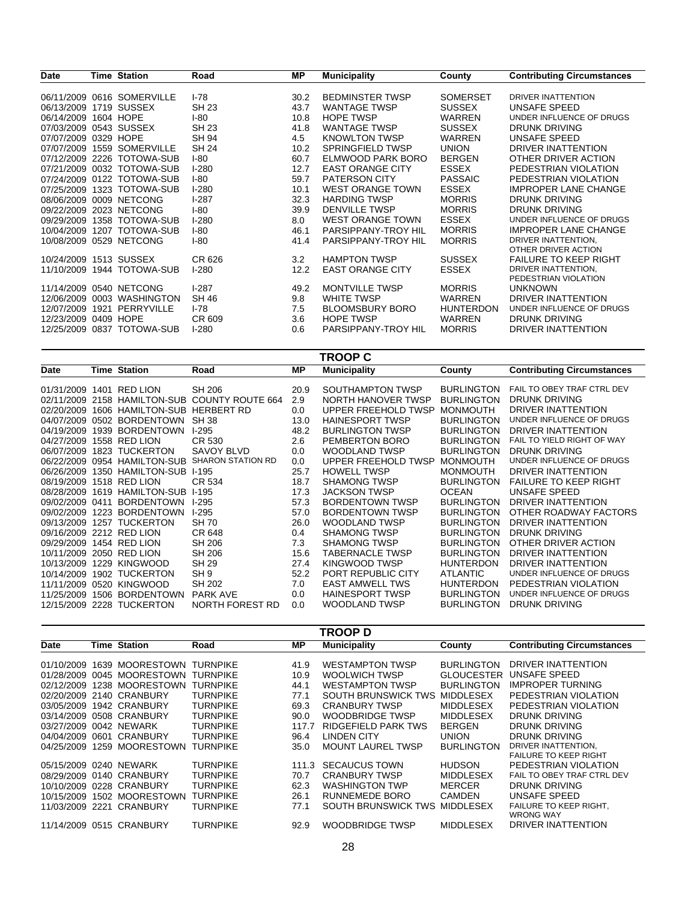| Date | Time | Station | Road | MP | Municipality | County | Contributing Circumstances |
|---|---|---|---|---|---|---|---|
| 06/11/2009 | 0616 | SOMERVILLE | I-78 | 30.2 | BEDMINSTER TWSP | SOMERSET | DRIVER INATTENTION |
| 06/13/2009 | 1719 | SUSSEX | SH 23 | 43.7 | WANTAGE TWSP | SUSSEX | UNSAFE SPEED |
| 06/14/2009 | 1604 | HOPE | I-80 | 10.8 | HOPE TWSP | WARREN | UNDER INFLUENCE OF DRUGS |
| 07/03/2009 | 0543 | SUSSEX | SH 23 | 41.8 | WANTAGE TWSP | SUSSEX | DRUNK DRIVING |
| 07/07/2009 | 0329 | HOPE | SH 94 | 4.5 | KNOWLTON TWSP | WARREN | UNSAFE SPEED |
| 07/07/2009 | 1559 | SOMERVILLE | SH 24 | 10.2 | SPRINGFIELD TWSP | UNION | DRIVER INATTENTION |
| 07/12/2009 | 2226 | TOTOWA-SUB | I-80 | 60.7 | ELMWOOD PARK BORO | BERGEN | OTHER DRIVER ACTION |
| 07/21/2009 | 0032 | TOTOWA-SUB | I-280 | 12.7 | EAST ORANGE CITY | ESSEX | PEDESTRIAN VIOLATION |
| 07/24/2009 | 0122 | TOTOWA-SUB | I-80 | 59.7 | PATERSON CITY | PASSAIC | PEDESTRIAN VIOLATION |
| 07/25/2009 | 1323 | TOTOWA-SUB | I-280 | 10.1 | WEST ORANGE TOWN | ESSEX | IMPROPER LANE CHANGE |
| 08/06/2009 | 0009 | NETCONG | I-287 | 32.3 | HARDING TWSP | MORRIS | DRUNK DRIVING |
| 09/22/2009 | 2023 | NETCONG | I-80 | 39.9 | DENVILLE TWSP | MORRIS | DRUNK DRIVING |
| 09/29/2009 | 1358 | TOTOWA-SUB | I-280 | 8.0 | WEST ORANGE TOWN | ESSEX | UNDER INFLUENCE OF DRUGS |
| 10/04/2009 | 1207 | TOTOWA-SUB | I-80 | 46.1 | PARSIPPANY-TROY HIL | MORRIS | IMPROPER LANE CHANGE |
| 10/08/2009 | 0529 | NETCONG | I-80 | 41.4 | PARSIPPANY-TROY HIL | MORRIS | DRIVER INATTENTION, OTHER DRIVER ACTION |
| 10/24/2009 | 1513 | SUSSEX | CR 626 | 3.2 | HAMPTON TWSP | SUSSEX | FAILURE TO KEEP RIGHT |
| 11/10/2009 | 1944 | TOTOWA-SUB | I-280 | 12.2 | EAST ORANGE CITY | ESSEX | DRIVER INATTENTION, PEDESTRIAN VIOLATION |
| 11/14/2009 | 0540 | NETCONG | I-287 | 49.2 | MONTVILLE TWSP | MORRIS | UNKNOWN |
| 12/06/2009 | 0003 | WASHINGTON | SH 46 | 9.8 | WHITE TWSP | WARREN | DRIVER INATTENTION |
| 12/07/2009 | 1921 | PERRYVILLE | I-78 | 7.5 | BLOOMSBURY BORO | HUNTERDON | UNDER INFLUENCE OF DRUGS |
| 12/23/2009 | 0409 | HOPE | CR 609 | 3.6 | HOPE TWSP | WARREN | DRUNK DRIVING |
| 12/25/2009 | 0837 | TOTOWA-SUB | I-280 | 0.6 | PARSIPPANY-TROY HIL | MORRIS | DRIVER INATTENTION |

## TROOP C

| Date | Time | Station | Road | MP | Municipality | County | Contributing Circumstances |
|---|---|---|---|---|---|---|---|
| 01/31/2009 | 1401 | RED LION | SH 206 | 20.9 | SOUTHAMPTON TWSP | BURLINGTON | FAIL TO OBEY TRAF CTRL DEV |
| 02/11/2009 | 2158 | HAMILTON-SUB | COUNTY ROUTE 664 | 2.9 | NORTH HANOVER TWSP | BURLINGTON | DRUNK DRIVING |
| 02/20/2009 | 1606 | HAMILTON-SUB | HERBERT RD | 0.0 | UPPER FREEHOLD TWSP | MONMOUTH | DRIVER INATTENTION |
| 04/07/2009 | 0502 | BORDENTOWN | SH 38 | 13.0 | HAINESPORT TWSP | BURLINGTON | UNDER INFLUENCE OF DRUGS |
| 04/19/2009 | 1939 | BORDENTOWN | I-295 | 48.2 | BURLINGTON TWSP | BURLINGTON | DRIVER INATTENTION |
| 04/27/2009 | 1558 | RED LION | CR 530 | 2.6 | PEMBERTON BORO | BURLINGTON | FAIL TO YIELD RIGHT OF WAY |
| 06/07/2009 | 1823 | TUCKERTON | SAVOY BLVD | 0.0 | WOODLAND TWSP | BURLINGTON | DRUNK DRIVING |
| 06/22/2009 | 0954 | HAMILTON-SUB | SHARON STATION RD | 0.0 | UPPER FREEHOLD TWSP | MONMOUTH | UNDER INFLUENCE OF DRUGS |
| 06/26/2009 | 1350 | HAMILTON-SUB | I-195 | 25.7 | HOWELL TWSP | MONMOUTH | DRIVER INATTENTION |
| 08/19/2009 | 1518 | RED LION | CR 534 | 18.7 | SHAMONG TWSP | BURLINGTON | FAILURE TO KEEP RIGHT |
| 08/28/2009 | 1619 | HAMILTON-SUB | I-195 | 17.3 | JACKSON TWSP | OCEAN | UNSAFE SPEED |
| 09/02/2009 | 0411 | BORDENTOWN | I-295 | 57.3 | BORDENTOWN TWSP | BURLINGTON | DRIVER INATTENTION |
| 09/02/2009 | 1223 | BORDENTOWN | I-295 | 57.0 | BORDENTOWN TWSP | BURLINGTON | OTHER ROADWAY FACTORS |
| 09/13/2009 | 1257 | TUCKERTON | SH 70 | 26.0 | WOODLAND TWSP | BURLINGTON | DRIVER INATTENTION |
| 09/16/2009 | 2212 | RED LION | CR 648 | 0.4 | SHAMONG TWSP | BURLINGTON | DRUNK DRIVING |
| 09/29/2009 | 1454 | RED LION | SH 206 | 7.3 | SHAMONG TWSP | BURLINGTON | OTHER DRIVER ACTION |
| 10/11/2009 | 2050 | RED LION | SH 206 | 15.6 | TABERNACLE TWSP | BURLINGTON | DRIVER INATTENTION |
| 10/13/2009 | 1229 | KINGWOOD | SH 29 | 27.4 | KINGWOOD TWSP | HUNTERDON | DRIVER INATTENTION |
| 10/14/2009 | 1902 | TUCKERTON | SH 9 | 52.2 | PORT REPUBLIC CITY | ATLANTIC | UNDER INFLUENCE OF DRUGS |
| 11/11/2009 | 0520 | KINGWOOD | SH 202 | 7.0 | EAST AMWELL TWS | HUNTERDON | PEDESTRIAN VIOLATION |
| 11/25/2009 | 1506 | BORDENTOWN | PARK AVE | 0.0 | HAINESPORT TWSP | BURLINGTON | UNDER INFLUENCE OF DRUGS |
| 12/15/2009 | 2228 | TUCKERTON | NORTH FOREST RD | 0.0 | WOODLAND TWSP | BURLINGTON | DRUNK DRIVING |

## TROOP D

| Date | Time | Station | Road | MP | Municipality | County | Contributing Circumstances |
|---|---|---|---|---|---|---|---|
| 01/10/2009 | 1639 | MOORESTOWN | TURNPIKE | 41.9 | WESTAMPTON TWSP | BURLINGTON | DRIVER INATTENTION |
| 01/28/2009 | 0045 | MOORESTOWN | TURNPIKE | 10.9 | WOOLWICH TWSP | GLOUCESTER | UNSAFE SPEED |
| 02/12/2009 | 1238 | MOORESTOWN | TURNPIKE | 44.1 | WESTAMPTON TWSP | BURLINGTON | IMPROPER TURNING |
| 02/20/2009 | 2140 | CRANBURY | TURNPIKE | 77.1 | SOUTH BRUNSWICK TWS | MIDDLESEX | PEDESTRIAN VIOLATION |
| 03/05/2009 | 1942 | CRANBURY | TURNPIKE | 69.3 | CRANBURY TWSP | MIDDLESEX | PEDESTRIAN VIOLATION |
| 03/14/2009 | 0508 | CRANBURY | TURNPIKE | 90.0 | WOODBRIDGE TWSP | MIDDLESEX | DRUNK DRIVING |
| 03/27/2009 | 0042 | NEWARK | TURNPIKE | 117.7 | RIDGEFIELD PARK TWS | BERGEN | DRUNK DRIVING |
| 04/04/2009 | 0601 | CRANBURY | TURNPIKE | 96.4 | LINDEN CITY | UNION | DRUNK DRIVING |
| 04/25/2009 | 1259 | MOORESTOWN | TURNPIKE | 35.0 | MOUNT LAUREL TWSP | BURLINGTON | DRIVER INATTENTION, FAILURE TO KEEP RIGHT |
| 05/15/2009 | 0240 | NEWARK | TURNPIKE | 111.3 | SECAUCUS TOWN | HUDSON | PEDESTRIAN VIOLATION |
| 08/29/2009 | 0140 | CRANBURY | TURNPIKE | 70.7 | CRANBURY TWSP | MIDDLESEX | FAIL TO OBEY TRAF CTRL DEV |
| 10/10/2009 | 0228 | CRANBURY | TURNPIKE | 62.3 | WASHINGTON TWP | MERCER | DRUNK DRIVING |
| 10/15/2009 | 1502 | MOORESTOWN | TURNPIKE | 26.1 | RUNNEMEDE BORO | CAMDEN | UNSAFE SPEED |
| 11/03/2009 | 2221 | CRANBURY | TURNPIKE | 77.1 | SOUTH BRUNSWICK TWS | MIDDLESEX | FAILURE TO KEEP RIGHT, WRONG WAY |
| 11/14/2009 | 0515 | CRANBURY | TURNPIKE | 92.9 | WOODBRIDGE TWSP | MIDDLESEX | DRIVER INATTENTION |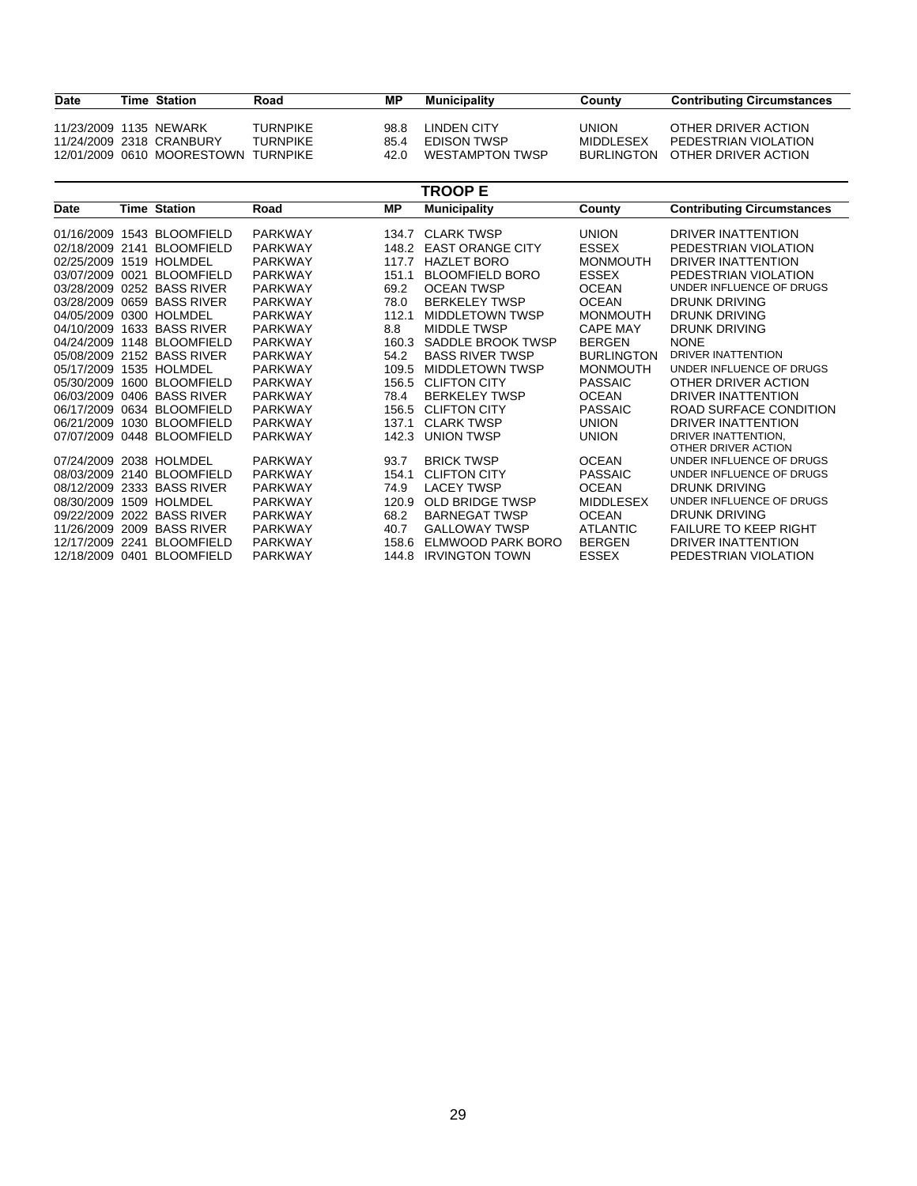| Date | Time | Station | Road | MP | Municipality | County | Contributing Circumstances |
|---|---|---|---|---|---|---|---|
| 11/23/2009 | 1135 | NEWARK | TURNPIKE | 98.8 | LINDEN CITY | UNION | OTHER DRIVER ACTION |
| 11/24/2009 | 2318 | CRANBURY | TURNPIKE | 85.4 | EDISON TWSP | MIDDLESEX | PEDESTRIAN VIOLATION |
| 12/01/2009 | 0610 | MOORESTOWN | TURNPIKE | 42.0 | WESTAMPTON TWSP | BURLINGTON | OTHER DRIVER ACTION |

## TROOP E

| Date | Time | Station | Road | MP | Municipality | County | Contributing Circumstances |
|---|---|---|---|---|---|---|---|
| 01/16/2009 | 1543 | BLOOMFIELD | PARKWAY | 134.7 | CLARK TWSP | UNION | DRIVER INATTENTION |
| 02/18/2009 | 2141 | BLOOMFIELD | PARKWAY | 148.2 | EAST ORANGE CITY | ESSEX | PEDESTRIAN VIOLATION |
| 02/25/2009 | 1519 | HOLMDEL | PARKWAY | 117.7 | HAZLET BORO | MONMOUTH | DRIVER INATTENTION |
| 03/07/2009 | 0021 | BLOOMFIELD | PARKWAY | 151.1 | BLOOMFIELD BORO | ESSEX | PEDESTRIAN VIOLATION |
| 03/28/2009 | 0252 | BASS RIVER | PARKWAY | 69.2 | OCEAN TWSP | OCEAN | UNDER INFLUENCE OF DRUGS |
| 03/28/2009 | 0659 | BASS RIVER | PARKWAY | 78.0 | BERKELEY TWSP | OCEAN | DRUNK DRIVING |
| 04/05/2009 | 0300 | HOLMDEL | PARKWAY | 112.1 | MIDDLETOWN TWSP | MONMOUTH | DRUNK DRIVING |
| 04/10/2009 | 1633 | BASS RIVER | PARKWAY | 8.8 | MIDDLE TWSP | CAPE MAY | DRUNK DRIVING |
| 04/24/2009 | 1148 | BLOOMFIELD | PARKWAY | 160.3 | SADDLE BROOK TWSP | BERGEN | NONE |
| 05/08/2009 | 2152 | BASS RIVER | PARKWAY | 54.2 | BASS RIVER TWSP | BURLINGTON | DRIVER INATTENTION |
| 05/17/2009 | 1535 | HOLMDEL | PARKWAY | 109.5 | MIDDLETOWN TWSP | MONMOUTH | UNDER INFLUENCE OF DRUGS |
| 05/30/2009 | 1600 | BLOOMFIELD | PARKWAY | 156.5 | CLIFTON CITY | PASSAIC | OTHER DRIVER ACTION |
| 06/03/2009 | 0406 | BASS RIVER | PARKWAY | 78.4 | BERKELEY TWSP | OCEAN | DRIVER INATTENTION |
| 06/17/2009 | 0634 | BLOOMFIELD | PARKWAY | 156.5 | CLIFTON CITY | PASSAIC | ROAD SURFACE CONDITION |
| 06/21/2009 | 1030 | BLOOMFIELD | PARKWAY | 137.1 | CLARK TWSP | UNION | DRIVER INATTENTION |
| 07/07/2009 | 0448 | BLOOMFIELD | PARKWAY | 142.3 | UNION TWSP | UNION | DRIVER INATTENTION, OTHER DRIVER ACTION |
| 07/24/2009 | 2038 | HOLMDEL | PARKWAY | 93.7 | BRICK TWSP | OCEAN | UNDER INFLUENCE OF DRUGS |
| 08/03/2009 | 2140 | BLOOMFIELD | PARKWAY | 154.1 | CLIFTON CITY | PASSAIC | UNDER INFLUENCE OF DRUGS |
| 08/12/2009 | 2333 | BASS RIVER | PARKWAY | 74.9 | LACEY TWSP | OCEAN | DRUNK DRIVING |
| 08/30/2009 | 1509 | HOLMDEL | PARKWAY | 120.9 | OLD BRIDGE TWSP | MIDDLESEX | UNDER INFLUENCE OF DRUGS |
| 09/22/2009 | 2022 | BASS RIVER | PARKWAY | 68.2 | BARNEGAT TWSP | OCEAN | DRUNK DRIVING |
| 11/26/2009 | 2009 | BASS RIVER | PARKWAY | 40.7 | GALLOWAY TWSP | ATLANTIC | FAILURE TO KEEP RIGHT |
| 12/17/2009 | 2241 | BLOOMFIELD | PARKWAY | 158.6 | ELMWOOD PARK BORO | BERGEN | DRIVER INATTENTION |
| 12/18/2009 | 0401 | BLOOMFIELD | PARKWAY | 144.8 | IRVINGTON TOWN | ESSEX | PEDESTRIAN VIOLATION |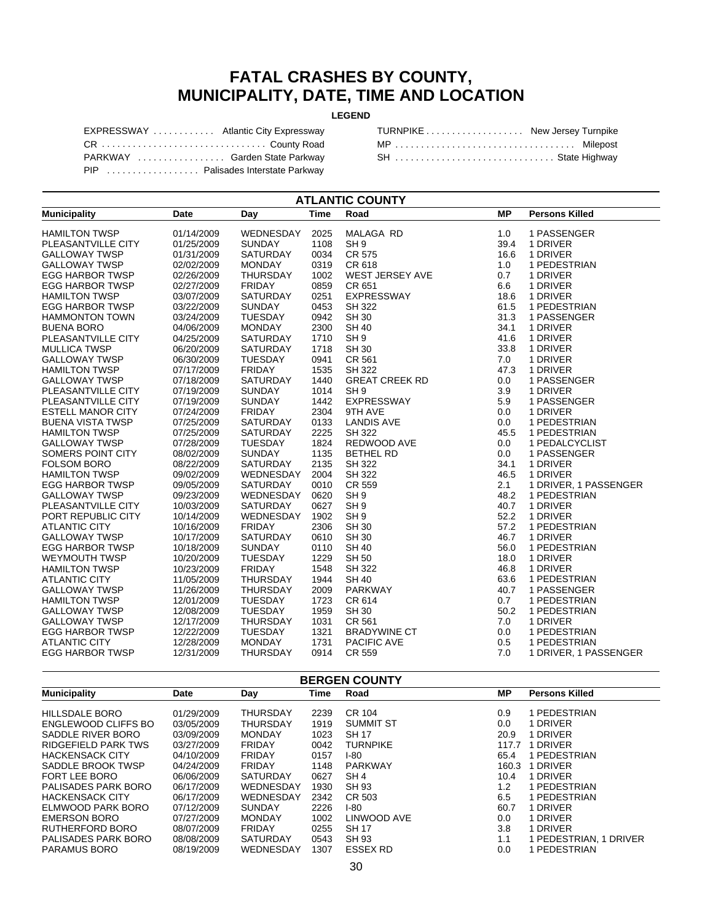# FATAL CRASHES BY COUNTY, MUNICIPALITY, DATE, TIME AND LOCATION

**LEGEND**

| | | | |
|---|---|---|---|
| EXPRESSWAY | Atlantic City Expressway | TURNPIKE | New Jersey Turnpike |
| CR | County Road | MP | Milepost |
| PARKWAY | Garden State Parkway | SH | State Highway |
| PIP | Palisades Interstate Parkway | | |

## ATLANTIC COUNTY

| Municipality | Date | Day | Time | Road | MP | Persons Killed |
|---|---|---|---|---|---|---|
| HAMILTON TWSP | 01/14/2009 | WEDNESDAY | 2025 | MALAGA RD | 1.0 | 1 PASSENGER |
| PLEASANTVILLE CITY | 01/25/2009 | SUNDAY | 1108 | SH 9 | 39.4 | 1 DRIVER |
| GALLOWAY TWSP | 01/31/2009 | SATURDAY | 0034 | CR 575 | 16.6 | 1 DRIVER |
| GALLOWAY TWSP | 02/02/2009 | MONDAY | 0319 | CR 618 | 1.0 | 1 PEDESTRIAN |
| EGG HARBOR TWSP | 02/26/2009 | THURSDAY | 1002 | WEST JERSEY AVE | 0.7 | 1 DRIVER |
| EGG HARBOR TWSP | 02/27/2009 | FRIDAY | 0859 | CR 651 | 6.6 | 1 DRIVER |
| HAMILTON TWSP | 03/07/2009 | SATURDAY | 0251 | EXPRESSWAY | 18.6 | 1 DRIVER |
| EGG HARBOR TWSP | 03/22/2009 | SUNDAY | 0453 | SH 322 | 61.5 | 1 PEDESTRIAN |
| HAMMONTON TOWN | 03/24/2009 | TUESDAY | 0942 | SH 30 | 31.3 | 1 PASSENGER |
| BUENA BORO | 04/06/2009 | MONDAY | 2300 | SH 40 | 34.1 | 1 DRIVER |
| PLEASANTVILLE CITY | 04/25/2009 | SATURDAY | 1710 | SH 9 | 41.6 | 1 DRIVER |
| MULLICA TWSP | 06/20/2009 | SATURDAY | 1718 | SH 30 | 33.8 | 1 DRIVER |
| GALLOWAY TWSP | 06/30/2009 | TUESDAY | 0941 | CR 561 | 7.0 | 1 DRIVER |
| HAMILTON TWSP | 07/17/2009 | FRIDAY | 1535 | SH 322 | 47.3 | 1 DRIVER |
| GALLOWAY TWSP | 07/18/2009 | SATURDAY | 1440 | GREAT CREEK RD | 0.0 | 1 PASSENGER |
| PLEASANTVILLE CITY | 07/19/2009 | SUNDAY | 1014 | SH 9 | 3.9 | 1 DRIVER |
| PLEASANTVILLE CITY | 07/19/2009 | SUNDAY | 1442 | EXPRESSWAY | 5.9 | 1 PASSENGER |
| ESTELL MANOR CITY | 07/24/2009 | FRIDAY | 2304 | 9TH AVE | 0.0 | 1 DRIVER |
| BUENA VISTA TWSP | 07/25/2009 | SATURDAY | 0133 | LANDIS AVE | 0.0 | 1 PEDESTRIAN |
| HAMILTON TWSP | 07/25/2009 | SATURDAY | 2225 | SH 322 | 45.5 | 1 PEDESTRIAN |
| GALLOWAY TWSP | 07/28/2009 | TUESDAY | 1824 | REDWOOD AVE | 0.0 | 1 PEDALCYCLIST |
| SOMERS POINT CITY | 08/02/2009 | SUNDAY | 1135 | BETHEL RD | 0.0 | 1 PASSENGER |
| FOLSOM BORO | 08/22/2009 | SATURDAY | 2135 | SH 322 | 34.1 | 1 DRIVER |
| HAMILTON TWSP | 09/02/2009 | WEDNESDAY | 2004 | SH 322 | 46.5 | 1 DRIVER |
| EGG HARBOR TWSP | 09/05/2009 | SATURDAY | 0010 | CR 559 | 2.1 | 1 DRIVER, 1 PASSENGER |
| GALLOWAY TWSP | 09/23/2009 | WEDNESDAY | 0620 | SH 9 | 48.2 | 1 PEDESTRIAN |
| PLEASANTVILLE CITY | 10/03/2009 | SATURDAY | 0627 | SH 9 | 40.7 | 1 DRIVER |
| PORT REPUBLIC CITY | 10/14/2009 | WEDNESDAY | 1902 | SH 9 | 52.2 | 1 DRIVER |
| ATLANTIC CITY | 10/16/2009 | FRIDAY | 2306 | SH 30 | 57.2 | 1 PEDESTRIAN |
| GALLOWAY TWSP | 10/17/2009 | SATURDAY | 0610 | SH 30 | 46.7 | 1 DRIVER |
| EGG HARBOR TWSP | 10/18/2009 | SUNDAY | 0110 | SH 40 | 56.0 | 1 PEDESTRIAN |
| WEYMOUTH TWSP | 10/20/2009 | TUESDAY | 1229 | SH 50 | 18.0 | 1 DRIVER |
| HAMILTON TWSP | 10/23/2009 | FRIDAY | 1548 | SH 322 | 46.8 | 1 DRIVER |
| ATLANTIC CITY | 11/05/2009 | THURSDAY | 1944 | SH 40 | 63.6 | 1 PEDESTRIAN |
| GALLOWAY TWSP | 11/26/2009 | THURSDAY | 2009 | PARKWAY | 40.7 | 1 PASSENGER |
| HAMILTON TWSP | 12/01/2009 | TUESDAY | 1723 | CR 614 | 0.7 | 1 PEDESTRIAN |
| GALLOWAY TWSP | 12/08/2009 | TUESDAY | 1959 | SH 30 | 50.2 | 1 PEDESTRIAN |
| GALLOWAY TWSP | 12/17/2009 | THURSDAY | 1031 | CR 561 | 7.0 | 1 DRIVER |
| EGG HARBOR TWSP | 12/22/2009 | TUESDAY | 1321 | BRADYWINE CT | 0.0 | 1 PEDESTRIAN |
| ATLANTIC CITY | 12/28/2009 | MONDAY | 1731 | PACIFIC AVE | 0.5 | 1 PEDESTRIAN |
| EGG HARBOR TWSP | 12/31/2009 | THURSDAY | 0914 | CR 559 | 7.0 | 1 DRIVER, 1 PASSENGER |

## BERGEN COUNTY

| Municipality | Date | Day | Time | Road | MP | Persons Killed |
|---|---|---|---|---|---|---|
| HILLSDALE BORO | 01/29/2009 | THURSDAY | 2239 | CR 104 | 0.9 | 1 PEDESTRIAN |
| ENGLEWOOD CLIFFS BO | 03/05/2009 | THURSDAY | 1919 | SUMMIT ST | 0.0 | 1 DRIVER |
| SADDLE RIVER BORO | 03/09/2009 | MONDAY | 1023 | SH 17 | 20.9 | 1 DRIVER |
| RIDGEFIELD PARK TWS | 03/27/2009 | FRIDAY | 0042 | TURNPIKE | 117.7 | 1 DRIVER |
| HACKENSACK CITY | 04/10/2009 | FRIDAY | 0157 | I-80 | 65.4 | 1 PEDESTRIAN |
| SADDLE BROOK TWSP | 04/24/2009 | FRIDAY | 1148 | PARKWAY | 160.3 | 1 DRIVER |
| FORT LEE BORO | 06/06/2009 | SATURDAY | 0627 | SH 4 | 10.4 | 1 DRIVER |
| PALISADES PARK BORO | 06/17/2009 | WEDNESDAY | 1930 | SH 93 | 1.2 | 1 PEDESTRIAN |
| HACKENSACK CITY | 06/17/2009 | WEDNESDAY | 2342 | CR 503 | 6.5 | 1 PEDESTRIAN |
| ELMWOOD PARK BORO | 07/12/2009 | SUNDAY | 2226 | I-80 | 60.7 | 1 DRIVER |
| EMERSON BORO | 07/27/2009 | MONDAY | 1002 | LINWOOD AVE | 0.0 | 1 DRIVER |
| RUTHERFORD BORO | 08/07/2009 | FRIDAY | 0255 | SH 17 | 3.8 | 1 DRIVER |
| PALISADES PARK BORO | 08/08/2009 | SATURDAY | 0543 | SH 93 | 1.1 | 1 PEDESTRIAN, 1 DRIVER |
| PARAMUS BORO | 08/19/2009 | WEDNESDAY | 1307 | ESSEX RD | 0.0 | 1 PEDESTRIAN |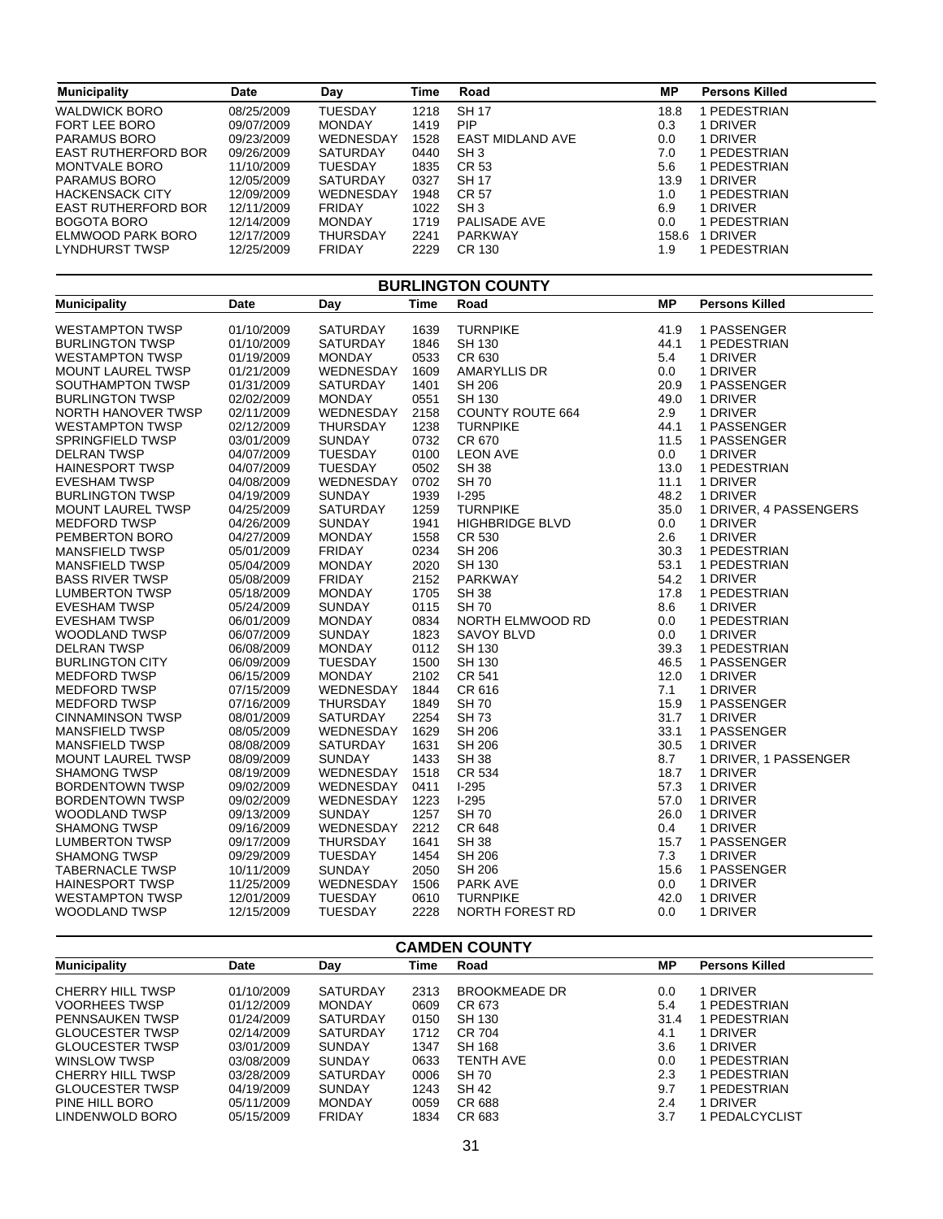| Municipality | Date | Day | Time | Road | MP | Persons Killed |
|---|---|---|---|---|---|---|
| WALDWICK BORO | 08/25/2009 | TUESDAY | 1218 | SH 17 | 18.8 | 1 PEDESTRIAN |
| FORT LEE BORO | 09/07/2009 | MONDAY | 1419 | PIP | 0.3 | 1 DRIVER |
| PARAMUS BORO | 09/23/2009 | WEDNESDAY | 1528 | EAST MIDLAND AVE | 0.0 | 1 DRIVER |
| EAST RUTHERFORD BOR | 09/26/2009 | SATURDAY | 0440 | SH 3 | 7.0 | 1 PEDESTRIAN |
| MONTVALE BORO | 11/10/2009 | TUESDAY | 1835 | CR 53 | 5.6 | 1 PEDESTRIAN |
| PARAMUS BORO | 12/05/2009 | SATURDAY | 0327 | SH 17 | 13.9 | 1 DRIVER |
| HACKENSACK CITY | 12/09/2009 | WEDNESDAY | 1948 | CR 57 | 1.0 | 1 PEDESTRIAN |
| EAST RUTHERFORD BOR | 12/11/2009 | FRIDAY | 1022 | SH 3 | 6.9 | 1 DRIVER |
| BOGOTA BORO | 12/14/2009 | MONDAY | 1719 | PALISADE AVE | 0.0 | 1 PEDESTRIAN |
| ELMWOOD PARK BORO | 12/17/2009 | THURSDAY | 2241 | PARKWAY | 158.6 | 1 DRIVER |
| LYNDHURST TWSP | 12/25/2009 | FRIDAY | 2229 | CR 130 | 1.9 | 1 PEDESTRIAN |

## BURLINGTON COUNTY

| Municipality | Date | Day | Time | Road | MP | Persons Killed |
|---|---|---|---|---|---|---|
| WESTAMPTON TWSP | 01/10/2009 | SATURDAY | 1639 | TURNPIKE | 41.9 | 1 PASSENGER |
| BURLINGTON TWSP | 01/10/2009 | SATURDAY | 1846 | SH 130 | 44.1 | 1 PEDESTRIAN |
| WESTAMPTON TWSP | 01/19/2009 | MONDAY | 0533 | CR 630 | 5.4 | 1 DRIVER |
| MOUNT LAUREL TWSP | 01/21/2009 | WEDNESDAY | 1609 | AMARYLLIS DR | 0.0 | 1 DRIVER |
| SOUTHAMPTON TWSP | 01/31/2009 | SATURDAY | 1401 | SH 206 | 20.9 | 1 PASSENGER |
| BURLINGTON TWSP | 02/02/2009 | MONDAY | 0551 | SH 130 | 49.0 | 1 DRIVER |
| NORTH HANOVER TWSP | 02/11/2009 | WEDNESDAY | 2158 | COUNTY ROUTE 664 | 2.9 | 1 DRIVER |
| WESTAMPTON TWSP | 02/12/2009 | THURSDAY | 1238 | TURNPIKE | 44.1 | 1 PASSENGER |
| SPRINGFIELD TWSP | 03/01/2009 | SUNDAY | 0732 | CR 670 | 11.5 | 1 PASSENGER |
| DELRAN TWSP | 04/07/2009 | TUESDAY | 0100 | LEON AVE | 0.0 | 1 DRIVER |
| HAINESPORT TWSP | 04/07/2009 | TUESDAY | 0502 | SH 38 | 13.0 | 1 PEDESTRIAN |
| EVESHAM TWSP | 04/08/2009 | WEDNESDAY | 0702 | SH 70 | 11.1 | 1 DRIVER |
| BURLINGTON TWSP | 04/19/2009 | SUNDAY | 1939 | I-295 | 48.2 | 1 DRIVER |
| MOUNT LAUREL TWSP | 04/25/2009 | SATURDAY | 1259 | TURNPIKE | 35.0 | 1 DRIVER, 4 PASSENGERS |
| MEDFORD TWSP | 04/26/2009 | SUNDAY | 1941 | HIGHBRIDGE BLVD | 0.0 | 1 DRIVER |
| PEMBERTON BORO | 04/27/2009 | MONDAY | 1558 | CR 530 | 2.6 | 1 DRIVER |
| MANSFIELD TWSP | 05/01/2009 | FRIDAY | 0234 | SH 206 | 30.3 | 1 PEDESTRIAN |
| MANSFIELD TWSP | 05/04/2009 | MONDAY | 2020 | SH 130 | 53.1 | 1 PEDESTRIAN |
| BASS RIVER TWSP | 05/08/2009 | FRIDAY | 2152 | PARKWAY | 54.2 | 1 DRIVER |
| LUMBERTON TWSP | 05/18/2009 | MONDAY | 1705 | SH 38 | 17.8 | 1 PEDESTRIAN |
| EVESHAM TWSP | 05/24/2009 | SUNDAY | 0115 | SH 70 | 8.6 | 1 DRIVER |
| EVESHAM TWSP | 06/01/2009 | MONDAY | 0834 | NORTH ELMWOOD RD | 0.0 | 1 PEDESTRIAN |
| WOODLAND TWSP | 06/07/2009 | SUNDAY | 1823 | SAVOY BLVD | 0.0 | 1 DRIVER |
| DELRAN TWSP | 06/08/2009 | MONDAY | 0112 | SH 130 | 39.3 | 1 PEDESTRIAN |
| BURLINGTON CITY | 06/09/2009 | TUESDAY | 1500 | SH 130 | 46.5 | 1 PASSENGER |
| MEDFORD TWSP | 06/15/2009 | MONDAY | 2102 | CR 541 | 12.0 | 1 DRIVER |
| MEDFORD TWSP | 07/15/2009 | WEDNESDAY | 1844 | CR 616 | 7.1 | 1 DRIVER |
| MEDFORD TWSP | 07/16/2009 | THURSDAY | 1849 | SH 70 | 15.9 | 1 PASSENGER |
| CINNAMINSON TWSP | 08/01/2009 | SATURDAY | 2254 | SH 73 | 31.7 | 1 DRIVER |
| MANSFIELD TWSP | 08/05/2009 | WEDNESDAY | 1629 | SH 206 | 33.1 | 1 PASSENGER |
| MANSFIELD TWSP | 08/08/2009 | SATURDAY | 1631 | SH 206 | 30.5 | 1 DRIVER |
| MOUNT LAUREL TWSP | 08/09/2009 | SUNDAY | 1433 | SH 38 | 8.7 | 1 DRIVER, 1 PASSENGER |
| SHAMONG TWSP | 08/19/2009 | WEDNESDAY | 1518 | CR 534 | 18.7 | 1 DRIVER |
| BORDENTOWN TWSP | 09/02/2009 | WEDNESDAY | 0411 | I-295 | 57.3 | 1 DRIVER |
| BORDENTOWN TWSP | 09/02/2009 | WEDNESDAY | 1223 | I-295 | 57.0 | 1 DRIVER |
| WOODLAND TWSP | 09/13/2009 | SUNDAY | 1257 | SH 70 | 26.0 | 1 DRIVER |
| SHAMONG TWSP | 09/16/2009 | WEDNESDAY | 2212 | CR 648 | 0.4 | 1 DRIVER |
| LUMBERTON TWSP | 09/17/2009 | THURSDAY | 1641 | SH 38 | 15.7 | 1 PASSENGER |
| SHAMONG TWSP | 09/29/2009 | TUESDAY | 1454 | SH 206 | 7.3 | 1 DRIVER |
| TABERNACLE TWSP | 10/11/2009 | SUNDAY | 2050 | SH 206 | 15.6 | 1 PASSENGER |
| HAINESPORT TWSP | 11/25/2009 | WEDNESDAY | 1506 | PARK AVE | 0.0 | 1 DRIVER |
| WESTAMPTON TWSP | 12/01/2009 | TUESDAY | 0610 | TURNPIKE | 42.0 | 1 DRIVER |
| WOODLAND TWSP | 12/15/2009 | TUESDAY | 2228 | NORTH FOREST RD | 0.0 | 1 DRIVER |

## CAMDEN COUNTY

| Municipality | Date | Day | Time | Road | MP | Persons Killed |
|---|---|---|---|---|---|---|
| CHERRY HILL TWSP | 01/10/2009 | SATURDAY | 2313 | BROOKMEADE DR | 0.0 | 1 DRIVER |
| VOORHEES TWSP | 01/12/2009 | MONDAY | 0609 | CR 673 | 5.4 | 1 PEDESTRIAN |
| PENNSAUKEN TWSP | 01/24/2009 | SATURDAY | 0150 | SH 130 | 31.4 | 1 PEDESTRIAN |
| GLOUCESTER TWSP | 02/14/2009 | SATURDAY | 1712 | CR 704 | 4.1 | 1 DRIVER |
| GLOUCESTER TWSP | 03/01/2009 | SUNDAY | 1347 | SH 168 | 3.6 | 1 DRIVER |
| WINSLOW TWSP | 03/08/2009 | SUNDAY | 0633 | TENTH AVE | 0.0 | 1 PEDESTRIAN |
| CHERRY HILL TWSP | 03/28/2009 | SATURDAY | 0006 | SH 70 | 2.3 | 1 PEDESTRIAN |
| GLOUCESTER TWSP | 04/19/2009 | SUNDAY | 1243 | SH 42 | 9.7 | 1 PEDESTRIAN |
| PINE HILL BORO | 05/11/2009 | MONDAY | 0059 | CR 688 | 2.4 | 1 DRIVER |
| LINDENWOLD BORO | 05/15/2009 | FRIDAY | 1834 | CR 683 | 3.7 | 1 PEDALCYCLIST |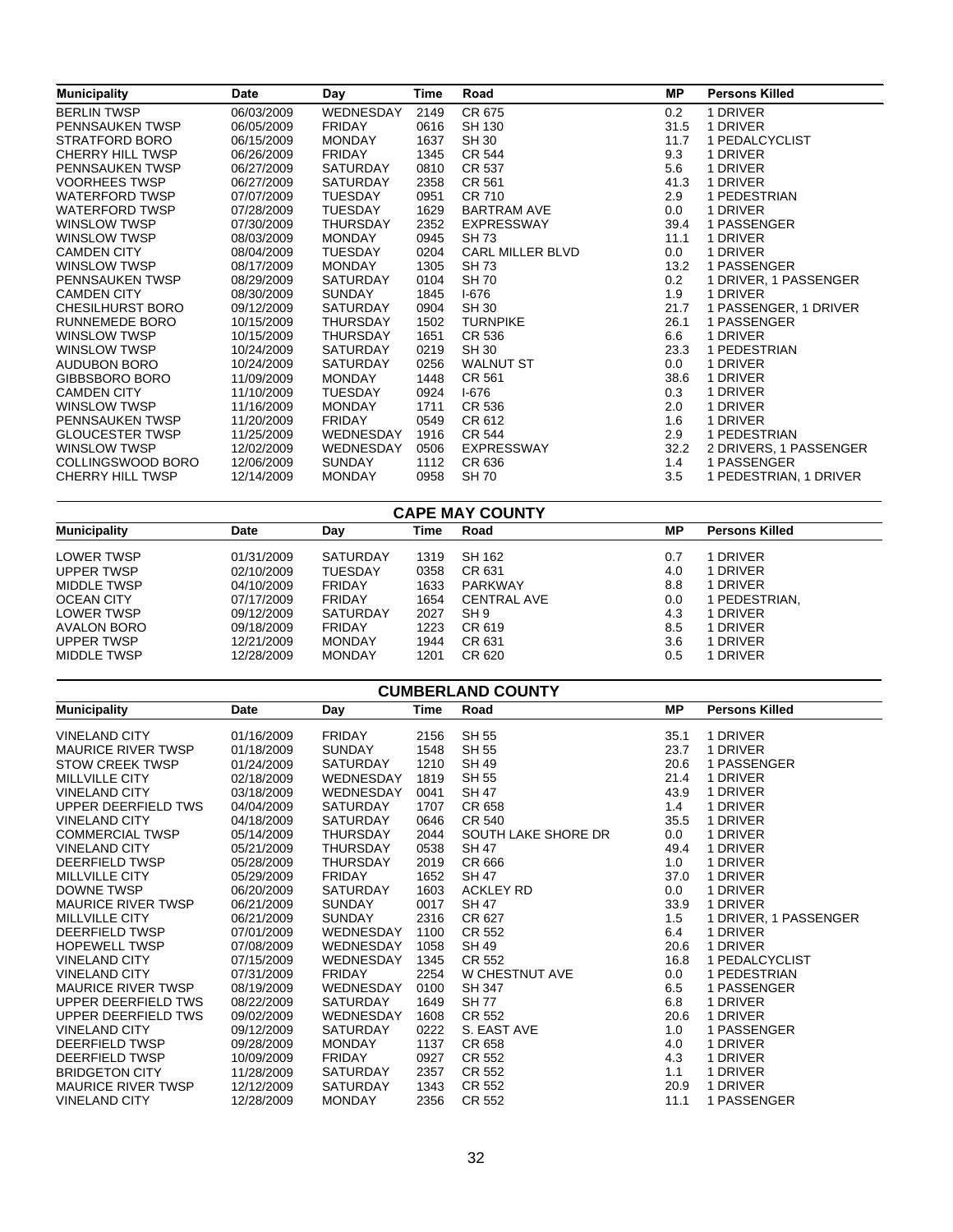| Municipality | Date | Day | Time | Road | MP | Persons Killed |
|---|---|---|---|---|---|---|
| BERLIN TWSP | 06/03/2009 | WEDNESDAY | 2149 | CR 675 | 0.2 | 1 DRIVER |
| PENNSAUKEN TWSP | 06/05/2009 | FRIDAY | 0616 | SH 130 | 31.5 | 1 DRIVER |
| STRATFORD BORO | 06/15/2009 | MONDAY | 1637 | SH 30 | 11.7 | 1 PEDALCYCLIST |
| CHERRY HILL TWSP | 06/26/2009 | FRIDAY | 1345 | CR 544 | 9.3 | 1 DRIVER |
| PENNSAUKEN TWSP | 06/27/2009 | SATURDAY | 0810 | CR 537 | 5.6 | 1 DRIVER |
| VOORHEES TWSP | 06/27/2009 | SATURDAY | 2358 | CR 561 | 41.3 | 1 DRIVER |
| WATERFORD TWSP | 07/07/2009 | TUESDAY | 0951 | CR 710 | 2.9 | 1 PEDESTRIAN |
| WATERFORD TWSP | 07/28/2009 | TUESDAY | 1629 | BARTRAM AVE | 0.0 | 1 DRIVER |
| WINSLOW TWSP | 07/30/2009 | THURSDAY | 2352 | EXPRESSWAY | 39.4 | 1 PASSENGER |
| WINSLOW TWSP | 08/03/2009 | MONDAY | 0945 | SH 73 | 11.1 | 1 DRIVER |
| CAMDEN CITY | 08/04/2009 | TUESDAY | 0204 | CARL MILLER BLVD | 0.0 | 1 DRIVER |
| WINSLOW TWSP | 08/17/2009 | MONDAY | 1305 | SH 73 | 13.2 | 1 PASSENGER |
| PENNSAUKEN TWSP | 08/29/2009 | SATURDAY | 0104 | SH 70 | 0.2 | 1 DRIVER, 1 PASSENGER |
| CAMDEN CITY | 08/30/2009 | SUNDAY | 1845 | I-676 | 1.9 | 1 DRIVER |
| CHESILHURST BORO | 09/12/2009 | SATURDAY | 0904 | SH 30 | 21.7 | 1 PASSENGER, 1 DRIVER |
| RUNNEMEDE BORO | 10/15/2009 | THURSDAY | 1502 | TURNPIKE | 26.1 | 1 PASSENGER |
| WINSLOW TWSP | 10/15/2009 | THURSDAY | 1651 | CR 536 | 6.6 | 1 DRIVER |
| WINSLOW TWSP | 10/24/2009 | SATURDAY | 0219 | SH 30 | 23.3 | 1 PEDESTRIAN |
| AUDUBON BORO | 10/24/2009 | SATURDAY | 0256 | WALNUT ST | 0.0 | 1 DRIVER |
| GIBBSBORO BORO | 11/09/2009 | MONDAY | 1448 | CR 561 | 38.6 | 1 DRIVER |
| CAMDEN CITY | 11/10/2009 | TUESDAY | 0924 | I-676 | 0.3 | 1 DRIVER |
| WINSLOW TWSP | 11/16/2009 | MONDAY | 1711 | CR 536 | 2.0 | 1 DRIVER |
| PENNSAUKEN TWSP | 11/20/2009 | FRIDAY | 0549 | CR 612 | 1.6 | 1 DRIVER |
| GLOUCESTER TWSP | 11/25/2009 | WEDNESDAY | 1916 | CR 544 | 2.9 | 1 PEDESTRIAN |
| WINSLOW TWSP | 12/02/2009 | WEDNESDAY | 0506 | EXPRESSWAY | 32.2 | 2 DRIVERS, 1 PASSENGER |
| COLLINGSWOOD BORO | 12/06/2009 | SUNDAY | 1112 | CR 636 | 1.4 | 1 PASSENGER |
| CHERRY HILL TWSP | 12/14/2009 | MONDAY | 0958 | SH 70 | 3.5 | 1 PEDESTRIAN, 1 DRIVER |

## CAPE MAY COUNTY

| Municipality | Date | Day | Time | Road | MP | Persons Killed |
|---|---|---|---|---|---|---|
| LOWER TWSP | 01/31/2009 | SATURDAY | 1319 | SH 162 | 0.7 | 1 DRIVER |
| UPPER TWSP | 02/10/2009 | TUESDAY | 0358 | CR 631 | 4.0 | 1 DRIVER |
| MIDDLE TWSP | 04/10/2009 | FRIDAY | 1633 | PARKWAY | 8.8 | 1 DRIVER |
| OCEAN CITY | 07/17/2009 | FRIDAY | 1654 | CENTRAL AVE | 0.0 | 1 PEDESTRIAN, |
| LOWER TWSP | 09/12/2009 | SATURDAY | 2027 | SH 9 | 4.3 | 1 DRIVER |
| AVALON BORO | 09/18/2009 | FRIDAY | 1223 | CR 619 | 8.5 | 1 DRIVER |
| UPPER TWSP | 12/21/2009 | MONDAY | 1944 | CR 631 | 3.6 | 1 DRIVER |
| MIDDLE TWSP | 12/28/2009 | MONDAY | 1201 | CR 620 | 0.5 | 1 DRIVER |

## CUMBERLAND COUNTY

| Municipality | Date | Day | Time | Road | MP | Persons Killed |
|---|---|---|---|---|---|---|
| VINELAND CITY | 01/16/2009 | FRIDAY | 2156 | SH 55 | 35.1 | 1 DRIVER |
| MAURICE RIVER TWSP | 01/18/2009 | SUNDAY | 1548 | SH 55 | 23.7 | 1 DRIVER |
| STOW CREEK TWSP | 01/24/2009 | SATURDAY | 1210 | SH 49 | 20.6 | 1 PASSENGER |
| MILLVILLE CITY | 02/18/2009 | WEDNESDAY | 1819 | SH 55 | 21.4 | 1 DRIVER |
| VINELAND CITY | 03/18/2009 | WEDNESDAY | 0041 | SH 47 | 43.9 | 1 DRIVER |
| UPPER DEERFIELD TWS | 04/04/2009 | SATURDAY | 1707 | CR 658 | 1.4 | 1 DRIVER |
| VINELAND CITY | 04/18/2009 | SATURDAY | 0646 | CR 540 | 35.5 | 1 DRIVER |
| COMMERCIAL TWSP | 05/14/2009 | THURSDAY | 2044 | SOUTH LAKE SHORE DR | 0.0 | 1 DRIVER |
| VINELAND CITY | 05/21/2009 | THURSDAY | 0538 | SH 47 | 49.4 | 1 DRIVER |
| DEERFIELD TWSP | 05/28/2009 | THURSDAY | 2019 | CR 666 | 1.0 | 1 DRIVER |
| MILLVILLE CITY | 05/29/2009 | FRIDAY | 1652 | SH 47 | 37.0 | 1 DRIVER |
| DOWNE TWSP | 06/20/2009 | SATURDAY | 1603 | ACKLEY RD | 0.0 | 1 DRIVER |
| MAURICE RIVER TWSP | 06/21/2009 | SUNDAY | 0017 | SH 47 | 33.9 | 1 DRIVER |
| MILLVILLE CITY | 06/21/2009 | SUNDAY | 2316 | CR 627 | 1.5 | 1 DRIVER, 1 PASSENGER |
| DEERFIELD TWSP | 07/01/2009 | WEDNESDAY | 1100 | CR 552 | 6.4 | 1 DRIVER |
| HOPEWELL TWSP | 07/08/2009 | WEDNESDAY | 1058 | SH 49 | 20.6 | 1 DRIVER |
| VINELAND CITY | 07/15/2009 | WEDNESDAY | 1345 | CR 552 | 16.8 | 1 PEDALCYCLIST |
| VINELAND CITY | 07/31/2009 | FRIDAY | 2254 | W CHESTNUT AVE | 0.0 | 1 PEDESTRIAN |
| MAURICE RIVER TWSP | 08/19/2009 | WEDNESDAY | 0100 | SH 347 | 6.5 | 1 PASSENGER |
| UPPER DEERFIELD TWS | 08/22/2009 | SATURDAY | 1649 | SH 77 | 6.8 | 1 DRIVER |
| UPPER DEERFIELD TWS | 09/02/2009 | WEDNESDAY | 1608 | CR 552 | 20.6 | 1 DRIVER |
| VINELAND CITY | 09/12/2009 | SATURDAY | 0222 | S. EAST AVE | 1.0 | 1 PASSENGER |
| DEERFIELD TWSP | 09/28/2009 | MONDAY | 1137 | CR 658 | 4.0 | 1 DRIVER |
| DEERFIELD TWSP | 10/09/2009 | FRIDAY | 0927 | CR 552 | 4.3 | 1 DRIVER |
| BRIDGETON CITY | 11/28/2009 | SATURDAY | 2357 | CR 552 | 1.1 | 1 DRIVER |
| MAURICE RIVER TWSP | 12/12/2009 | SATURDAY | 1343 | CR 552 | 20.9 | 1 DRIVER |
| VINELAND CITY | 12/28/2009 | MONDAY | 2356 | CR 552 | 11.1 | 1 PASSENGER |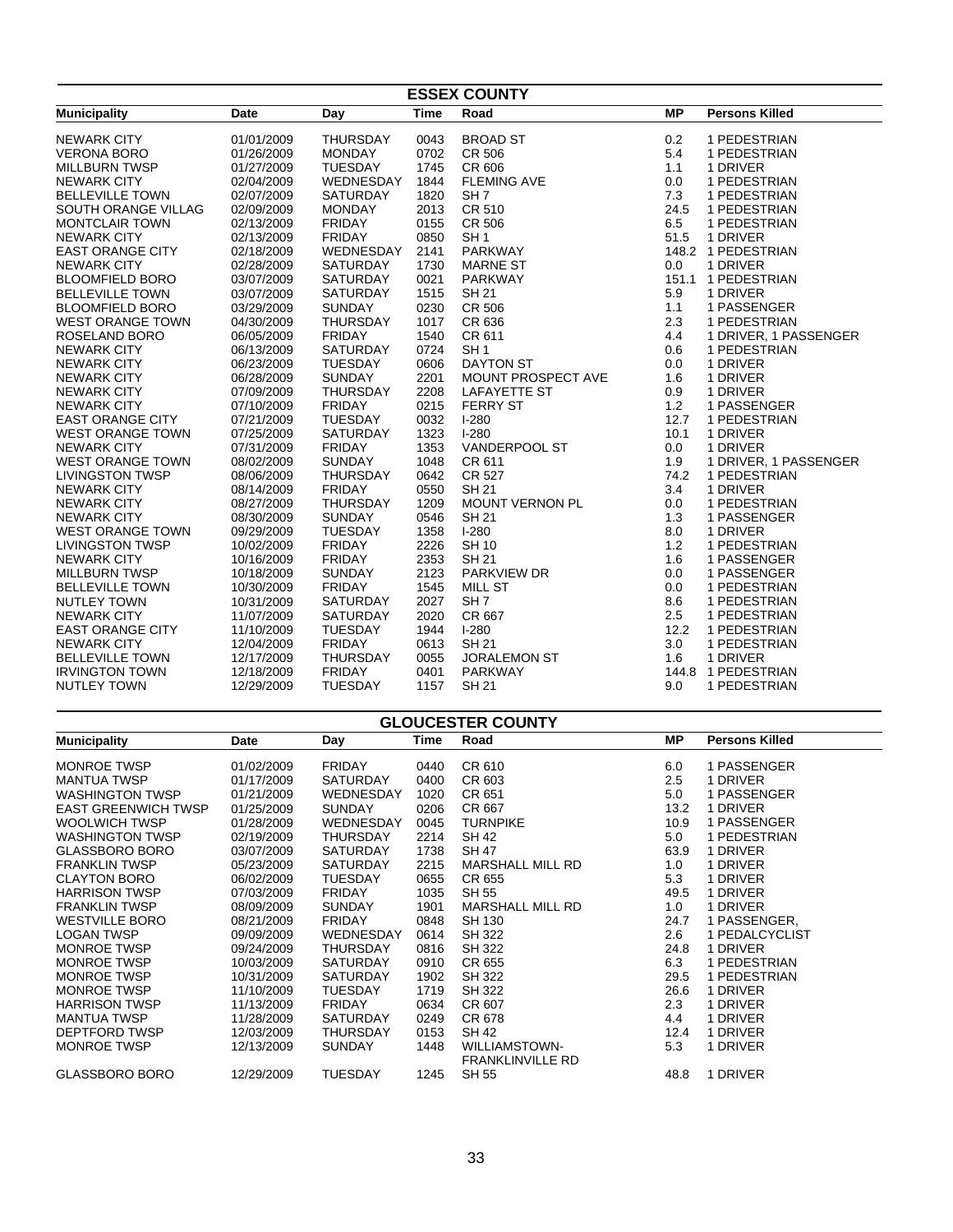## ESSEX COUNTY

| Municipality | Date | Day | Time | Road | MP | Persons Killed |
|---|---|---|---|---|---|---|
| NEWARK CITY | 01/01/2009 | THURSDAY | 0043 | BROAD ST | 0.2 | 1 PEDESTRIAN |
| VERONA BORO | 01/26/2009 | MONDAY | 0702 | CR 506 | 5.4 | 1 PEDESTRIAN |
| MILLBURN TWSP | 01/27/2009 | TUESDAY | 1745 | CR 606 | 1.1 | 1 DRIVER |
| NEWARK CITY | 02/04/2009 | WEDNESDAY | 1844 | FLEMING AVE | 0.0 | 1 PEDESTRIAN |
| BELLEVILLE TOWN | 02/07/2009 | SATURDAY | 1820 | SH 7 | 7.3 | 1 PEDESTRIAN |
| SOUTH ORANGE VILLAG | 02/09/2009 | MONDAY | 2013 | CR 510 | 24.5 | 1 PEDESTRIAN |
| MONTCLAIR TOWN | 02/13/2009 | FRIDAY | 0155 | CR 506 | 6.5 | 1 PEDESTRIAN |
| NEWARK CITY | 02/13/2009 | FRIDAY | 0850 | SH 1 | 51.5 | 1 DRIVER |
| EAST ORANGE CITY | 02/18/2009 | WEDNESDAY | 2141 | PARKWAY | 148.2 | 1 PEDESTRIAN |
| NEWARK CITY | 02/28/2009 | SATURDAY | 1730 | MARNE ST | 0.0 | 1 DRIVER |
| BLOOMFIELD BORO | 03/07/2009 | SATURDAY | 0021 | PARKWAY | 151.1 | 1 PEDESTRIAN |
| BELLEVILLE TOWN | 03/07/2009 | SATURDAY | 1515 | SH 21 | 5.9 | 1 DRIVER |
| BLOOMFIELD BORO | 03/29/2009 | SUNDAY | 0230 | CR 506 | 1.1 | 1 PASSENGER |
| WEST ORANGE TOWN | 04/30/2009 | THURSDAY | 1017 | CR 636 | 2.3 | 1 PEDESTRIAN |
| ROSELAND BORO | 06/05/2009 | FRIDAY | 1540 | CR 611 | 4.4 | 1 DRIVER, 1 PASSENGER |
| NEWARK CITY | 06/13/2009 | SATURDAY | 0724 | SH 1 | 0.6 | 1 PEDESTRIAN |
| NEWARK CITY | 06/23/2009 | TUESDAY | 0606 | DAYTON ST | 0.0 | 1 DRIVER |
| NEWARK CITY | 06/28/2009 | SUNDAY | 2201 | MOUNT PROSPECT AVE | 1.6 | 1 DRIVER |
| NEWARK CITY | 07/09/2009 | THURSDAY | 2208 | LAFAYETTE ST | 0.9 | 1 DRIVER |
| NEWARK CITY | 07/10/2009 | FRIDAY | 0215 | FERRY ST | 1.2 | 1 PASSENGER |
| EAST ORANGE CITY | 07/21/2009 | TUESDAY | 0032 | I-280 | 12.7 | 1 PEDESTRIAN |
| WEST ORANGE TOWN | 07/25/2009 | SATURDAY | 1323 | I-280 | 10.1 | 1 DRIVER |
| NEWARK CITY | 07/31/2009 | FRIDAY | 1353 | VANDERPOOL ST | 0.0 | 1 DRIVER |
| WEST ORANGE TOWN | 08/02/2009 | SUNDAY | 1048 | CR 611 | 1.9 | 1 DRIVER, 1 PASSENGER |
| LIVINGSTON TWSP | 08/06/2009 | THURSDAY | 0642 | CR 527 | 74.2 | 1 PEDESTRIAN |
| NEWARK CITY | 08/14/2009 | FRIDAY | 0550 | SH 21 | 3.4 | 1 DRIVER |
| NEWARK CITY | 08/27/2009 | THURSDAY | 1209 | MOUNT VERNON PL | 0.0 | 1 PEDESTRIAN |
| NEWARK CITY | 08/30/2009 | SUNDAY | 0546 | SH 21 | 1.3 | 1 PASSENGER |
| WEST ORANGE TOWN | 09/29/2009 | TUESDAY | 1358 | I-280 | 8.0 | 1 DRIVER |
| LIVINGSTON TWSP | 10/02/2009 | FRIDAY | 2226 | SH 10 | 1.2 | 1 PEDESTRIAN |
| NEWARK CITY | 10/16/2009 | FRIDAY | 2353 | SH 21 | 1.6 | 1 PASSENGER |
| MILLBURN TWSP | 10/18/2009 | SUNDAY | 2123 | PARKVIEW DR | 0.0 | 1 PASSENGER |
| BELLEVILLE TOWN | 10/30/2009 | FRIDAY | 1545 | MILL ST | 0.0 | 1 PEDESTRIAN |
| NUTLEY TOWN | 10/31/2009 | SATURDAY | 2027 | SH 7 | 8.6 | 1 PEDESTRIAN |
| NEWARK CITY | 11/07/2009 | SATURDAY | 2020 | CR 667 | 2.5 | 1 PEDESTRIAN |
| EAST ORANGE CITY | 11/10/2009 | TUESDAY | 1944 | I-280 | 12.2 | 1 PEDESTRIAN |
| NEWARK CITY | 12/04/2009 | FRIDAY | 0613 | SH 21 | 3.0 | 1 PEDESTRIAN |
| BELLEVILLE TOWN | 12/17/2009 | THURSDAY | 0055 | JORALEMON ST | 1.6 | 1 DRIVER |
| IRVINGTON TOWN | 12/18/2009 | FRIDAY | 0401 | PARKWAY | 144.8 | 1 PEDESTRIAN |
| NUTLEY TOWN | 12/29/2009 | TUESDAY | 1157 | SH 21 | 9.0 | 1 PEDESTRIAN |

## GLOUCESTER COUNTY

| Municipality | Date | Day | Time | Road | MP | Persons Killed |
|---|---|---|---|---|---|---|
| MONROE TWSP | 01/02/2009 | FRIDAY | 0440 | CR 610 | 6.0 | 1 PASSENGER |
| MANTUA TWSP | 01/17/2009 | SATURDAY | 0400 | CR 603 | 2.5 | 1 DRIVER |
| WASHINGTON TWSP | 01/21/2009 | WEDNESDAY | 1020 | CR 651 | 5.0 | 1 PASSENGER |
| EAST GREENWICH TWSP | 01/25/2009 | SUNDAY | 0206 | CR 667 | 13.2 | 1 DRIVER |
| WOOLWICH TWSP | 01/28/2009 | WEDNESDAY | 0045 | TURNPIKE | 10.9 | 1 PASSENGER |
| WASHINGTON TWSP | 02/19/2009 | THURSDAY | 2214 | SH 42 | 5.0 | 1 PEDESTRIAN |
| GLASSBORO BORO | 03/07/2009 | SATURDAY | 1738 | SH 47 | 63.9 | 1 DRIVER |
| FRANKLIN TWSP | 05/23/2009 | SATURDAY | 2215 | MARSHALL MILL RD | 1.0 | 1 DRIVER |
| CLAYTON BORO | 06/02/2009 | TUESDAY | 0655 | CR 655 | 5.3 | 1 DRIVER |
| HARRISON TWSP | 07/03/2009 | FRIDAY | 1035 | SH 55 | 49.5 | 1 DRIVER |
| FRANKLIN TWSP | 08/09/2009 | SUNDAY | 1901 | MARSHALL MILL RD | 1.0 | 1 DRIVER |
| WESTVILLE BORO | 08/21/2009 | FRIDAY | 0848 | SH 130 | 24.7 | 1 PASSENGER, |
| LOGAN TWSP | 09/09/2009 | WEDNESDAY | 0614 | SH 322 | 2.6 | 1 PEDALCYCLIST |
| MONROE TWSP | 09/24/2009 | THURSDAY | 0816 | SH 322 | 24.8 | 1 DRIVER |
| MONROE TWSP | 10/03/2009 | SATURDAY | 0910 | CR 655 | 6.3 | 1 PEDESTRIAN |
| MONROE TWSP | 10/31/2009 | SATURDAY | 1902 | SH 322 | 29.5 | 1 PEDESTRIAN |
| MONROE TWSP | 11/10/2009 | TUESDAY | 1719 | SH 322 | 26.6 | 1 DRIVER |
| HARRISON TWSP | 11/13/2009 | FRIDAY | 0634 | CR 607 | 2.3 | 1 DRIVER |
| MANTUA TWSP | 11/28/2009 | SATURDAY | 0249 | CR 678 | 4.4 | 1 DRIVER |
| DEPTFORD TWSP | 12/03/2009 | THURSDAY | 0153 | SH 42 | 12.4 | 1 DRIVER |
| MONROE TWSP | 12/13/2009 | SUNDAY | 1448 | WILLIAMSTOWN-FRANKLINVILLE RD | 5.3 | 1 DRIVER |
| GLASSBORO BORO | 12/29/2009 | TUESDAY | 1245 | SH 55 | 48.8 | 1 DRIVER |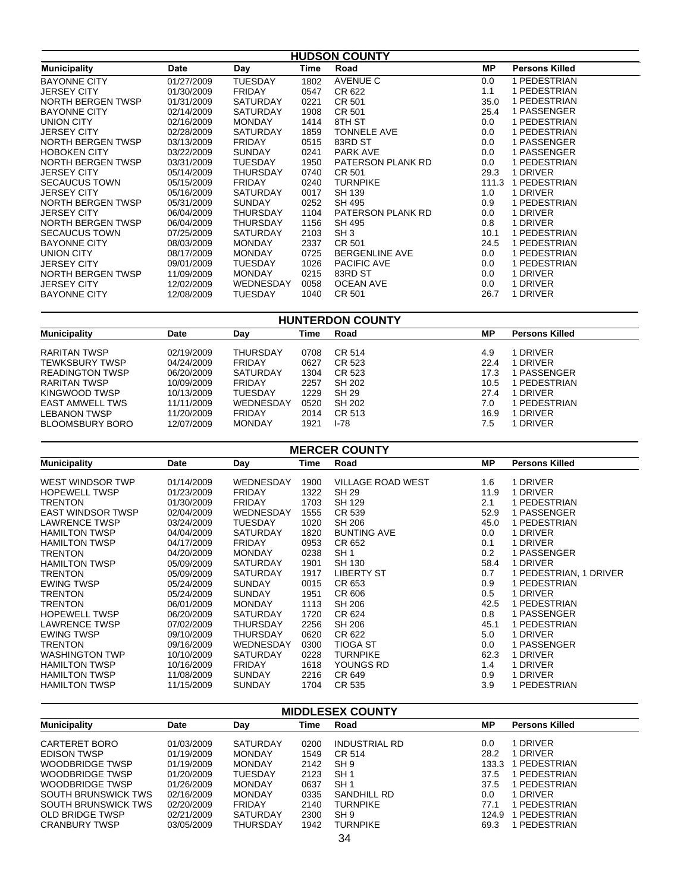## HUDSON COUNTY

| Municipality | Date | Day | Time | Road | MP | Persons Killed |
|---|---|---|---|---|---|---|
| BAYONNE CITY | 01/27/2009 | TUESDAY | 1802 | AVENUE C | 0.0 | 1 PEDESTRIAN |
| JERSEY CITY | 01/30/2009 | FRIDAY | 0547 | CR 622 | 1.1 | 1 PEDESTRIAN |
| NORTH BERGEN TWSP | 01/31/2009 | SATURDAY | 0221 | CR 501 | 35.0 | 1 PEDESTRIAN |
| BAYONNE CITY | 02/14/2009 | SATURDAY | 1908 | CR 501 | 25.4 | 1 PASSENGER |
| UNION CITY | 02/16/2009 | MONDAY | 1414 | 8TH ST | 0.0 | 1 PEDESTRIAN |
| JERSEY CITY | 02/28/2009 | SATURDAY | 1859 | TONNELE AVE | 0.0 | 1 PEDESTRIAN |
| NORTH BERGEN TWSP | 03/13/2009 | FRIDAY | 0515 | 83RD ST | 0.0 | 1 PASSENGER |
| HOBOKEN CITY | 03/22/2009 | SUNDAY | 0241 | PARK AVE | 0.0 | 1 PASSENGER |
| NORTH BERGEN TWSP | 03/31/2009 | TUESDAY | 1950 | PATERSON PLANK RD | 0.0 | 1 PEDESTRIAN |
| JERSEY CITY | 05/14/2009 | THURSDAY | 0740 | CR 501 | 29.3 | 1 DRIVER |
| SECAUCUS TOWN | 05/15/2009 | FRIDAY | 0240 | TURNPIKE | 111.3 | 1 PEDESTRIAN |
| JERSEY CITY | 05/16/2009 | SATURDAY | 0017 | SH 139 | 1.0 | 1 DRIVER |
| NORTH BERGEN TWSP | 05/31/2009 | SUNDAY | 0252 | SH 495 | 0.9 | 1 PEDESTRIAN |
| JERSEY CITY | 06/04/2009 | THURSDAY | 1104 | PATERSON PLANK RD | 0.0 | 1 DRIVER |
| NORTH BERGEN TWSP | 06/04/2009 | THURSDAY | 1156 | SH 495 | 0.8 | 1 DRIVER |
| SECAUCUS TOWN | 07/25/2009 | SATURDAY | 2103 | SH 3 | 10.1 | 1 PEDESTRIAN |
| BAYONNE CITY | 08/03/2009 | MONDAY | 2337 | CR 501 | 24.5 | 1 PEDESTRIAN |
| UNION CITY | 08/17/2009 | MONDAY | 0725 | BERGENLINE AVE | 0.0 | 1 PEDESTRIAN |
| JERSEY CITY | 09/01/2009 | TUESDAY | 1026 | PACIFIC AVE | 0.0 | 1 PEDESTRIAN |
| NORTH BERGEN TWSP | 11/09/2009 | MONDAY | 0215 | 83RD ST | 0.0 | 1 DRIVER |
| JERSEY CITY | 12/02/2009 | WEDNESDAY | 0058 | OCEAN AVE | 0.0 | 1 DRIVER |
| BAYONNE CITY | 12/08/2009 | TUESDAY | 1040 | CR 501 | 26.7 | 1 DRIVER |

## HUNTERDON COUNTY

| Municipality | Date | Day | Time | Road | MP | Persons Killed |
|---|---|---|---|---|---|---|
| RARITAN TWSP | 02/19/2009 | THURSDAY | 0708 | CR 514 | 4.9 | 1 DRIVER |
| TEWKSBURY TWSP | 04/24/2009 | FRIDAY | 0627 | CR 523 | 22.4 | 1 DRIVER |
| READINGTON TWSP | 06/20/2009 | SATURDAY | 1304 | CR 523 | 17.3 | 1 PASSENGER |
| RARITAN TWSP | 10/09/2009 | FRIDAY | 2257 | SH 202 | 10.5 | 1 PEDESTRIAN |
| KINGWOOD TWSP | 10/13/2009 | TUESDAY | 1229 | SH 29 | 27.4 | 1 DRIVER |
| EAST AMWELL TWS | 11/11/2009 | WEDNESDAY | 0520 | SH 202 | 7.0 | 1 PEDESTRIAN |
| LEBANON TWSP | 11/20/2009 | FRIDAY | 2014 | CR 513 | 16.9 | 1 DRIVER |
| BLOOMSBURY BORO | 12/07/2009 | MONDAY | 1921 | I-78 | 7.5 | 1 DRIVER |

## MERCER COUNTY

| Municipality | Date | Day | Time | Road | MP | Persons Killed |
|---|---|---|---|---|---|---|
| WEST WINDSOR TWP | 01/14/2009 | WEDNESDAY | 1900 | VILLAGE ROAD WEST | 1.6 | 1 DRIVER |
| HOPEWELL TWSP | 01/23/2009 | FRIDAY | 1322 | SH 29 | 11.9 | 1 DRIVER |
| TRENTON | 01/30/2009 | FRIDAY | 1703 | SH 129 | 2.1 | 1 PEDESTRIAN |
| EAST WINDSOR TWSP | 02/04/2009 | WEDNESDAY | 1555 | CR 539 | 52.9 | 1 PASSENGER |
| LAWRENCE TWSP | 03/24/2009 | TUESDAY | 1020 | SH 206 | 45.0 | 1 PEDESTRIAN |
| HAMILTON TWSP | 04/04/2009 | SATURDAY | 1820 | BUNTING AVE | 0.0 | 1 DRIVER |
| HAMILTON TWSP | 04/17/2009 | FRIDAY | 0953 | CR 652 | 0.1 | 1 DRIVER |
| TRENTON | 04/20/2009 | MONDAY | 0238 | SH 1 | 0.2 | 1 PASSENGER |
| HAMILTON TWSP | 05/09/2009 | SATURDAY | 1901 | SH 130 | 58.4 | 1 DRIVER |
| TRENTON | 05/09/2009 | SATURDAY | 1917 | LIBERTY ST | 0.7 | 1 PEDESTRIAN, 1 DRIVER |
| EWING TWSP | 05/24/2009 | SUNDAY | 0015 | CR 653 | 0.9 | 1 PEDESTRIAN |
| TRENTON | 05/24/2009 | SUNDAY | 1951 | CR 606 | 0.5 | 1 DRIVER |
| TRENTON | 06/01/2009 | MONDAY | 1113 | SH 206 | 42.5 | 1 PEDESTRIAN |
| HOPEWELL TWSP | 06/20/2009 | SATURDAY | 1720 | CR 624 | 0.8 | 1 PASSENGER |
| LAWRENCE TWSP | 07/02/2009 | THURSDAY | 2256 | SH 206 | 45.1 | 1 PEDESTRIAN |
| EWING TWSP | 09/10/2009 | THURSDAY | 0620 | CR 622 | 5.0 | 1 DRIVER |
| TRENTON | 09/16/2009 | WEDNESDAY | 0300 | TIOGA ST | 0.0 | 1 PASSENGER |
| WASHINGTON TWP | 10/10/2009 | SATURDAY | 0228 | TURNPIKE | 62.3 | 1 DRIVER |
| HAMILTON TWSP | 10/16/2009 | FRIDAY | 1618 | YOUNGS RD | 1.4 | 1 DRIVER |
| HAMILTON TWSP | 11/08/2009 | SUNDAY | 2216 | CR 649 | 0.9 | 1 DRIVER |
| HAMILTON TWSP | 11/15/2009 | SUNDAY | 1704 | CR 535 | 3.9 | 1 PEDESTRIAN |

## MIDDLESEX COUNTY

| Municipality | Date | Day | Time | Road | MP | Persons Killed |
|---|---|---|---|---|---|---|
| CARTERET BORO | 01/03/2009 | SATURDAY | 0200 | INDUSTRIAL RD | 0.0 | 1 DRIVER |
| EDISON TWSP | 01/19/2009 | MONDAY | 1549 | CR 514 | 28.2 | 1 DRIVER |
| WOODBRIDGE TWSP | 01/19/2009 | MONDAY | 2142 | SH 9 | 133.3 | 1 PEDESTRIAN |
| WOODBRIDGE TWSP | 01/20/2009 | TUESDAY | 2123 | SH 1 | 37.5 | 1 PEDESTRIAN |
| WOODBRIDGE TWSP | 01/26/2009 | MONDAY | 0637 | SH 1 | 37.5 | 1 PEDESTRIAN |
| SOUTH BRUNSWICK TWS | 02/16/2009 | MONDAY | 0335 | SANDHILL RD | 0.0 | 1 DRIVER |
| SOUTH BRUNSWICK TWS | 02/20/2009 | FRIDAY | 2140 | TURNPIKE | 77.1 | 1 PEDESTRIAN |
| OLD BRIDGE TWSP | 02/21/2009 | SATURDAY | 2300 | SH 9 | 124.9 | 1 PEDESTRIAN |
| CRANBURY TWSP | 03/05/2009 | THURSDAY | 1942 | TURNPIKE | 69.3 | 1 PEDESTRIAN |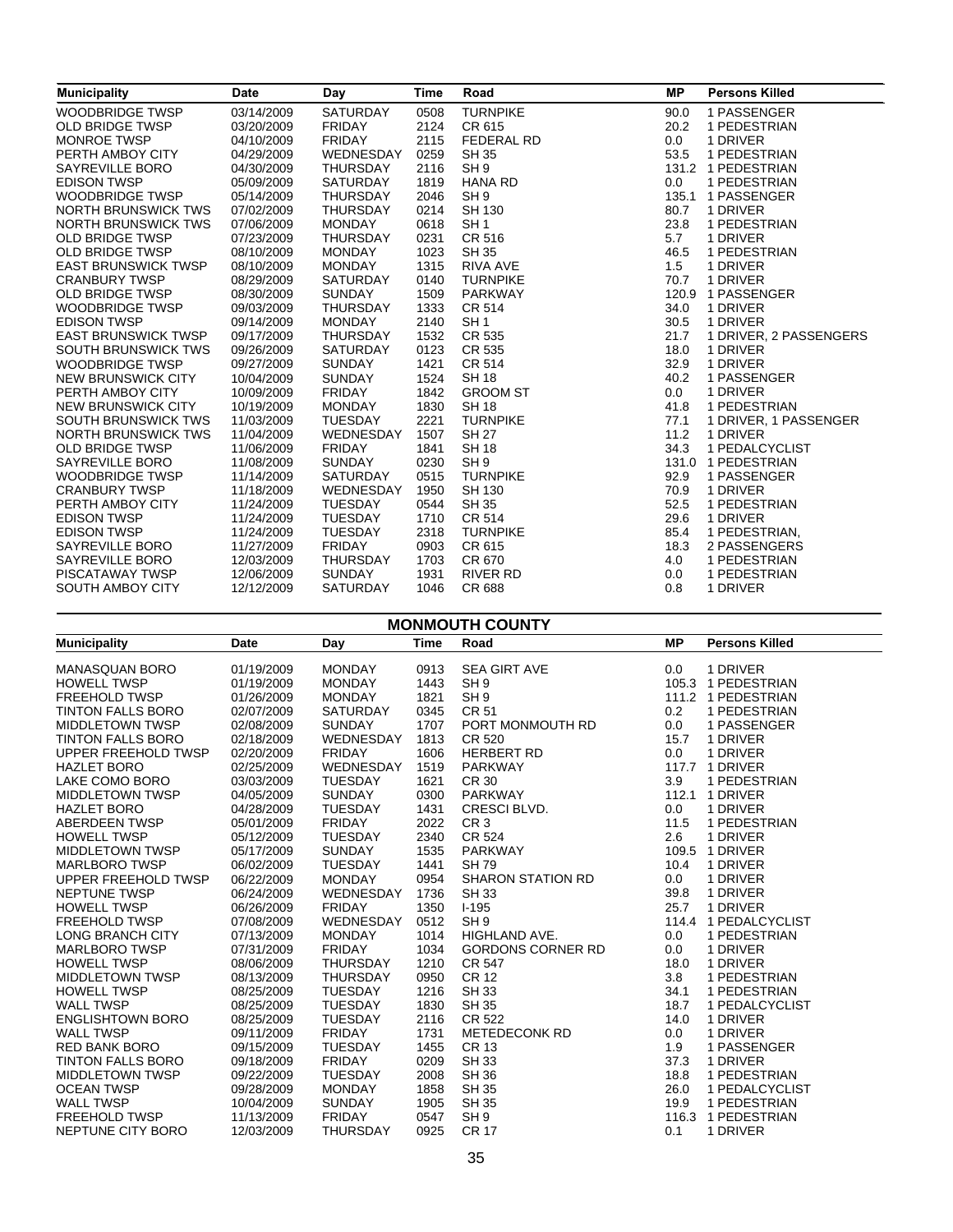| Municipality | Date | Day | Time | Road | MP | Persons Killed |
|---|---|---|---|---|---|---|
| WOODBRIDGE TWSP | 03/14/2009 | SATURDAY | 0508 | TURNPIKE | 90.0 | 1 PASSENGER |
| OLD BRIDGE TWSP | 03/20/2009 | FRIDAY | 2124 | CR 615 | 20.2 | 1 PEDESTRIAN |
| MONROE TWSP | 04/10/2009 | FRIDAY | 2115 | FEDERAL RD | 0.0 | 1 DRIVER |
| PERTH AMBOY CITY | 04/29/2009 | WEDNESDAY | 0259 | SH 35 | 53.5 | 1 PEDESTRIAN |
| SAYREVILLE BORO | 04/30/2009 | THURSDAY | 2116 | SH 9 | 131.2 | 1 PEDESTRIAN |
| EDISON TWSP | 05/09/2009 | SATURDAY | 1819 | HANA RD | 0.0 | 1 PEDESTRIAN |
| WOODBRIDGE TWSP | 05/14/2009 | THURSDAY | 2046 | SH 9 | 135.1 | 1 PASSENGER |
| NORTH BRUNSWICK TWS | 07/02/2009 | THURSDAY | 0214 | SH 130 | 80.7 | 1 DRIVER |
| NORTH BRUNSWICK TWS | 07/06/2009 | MONDAY | 0618 | SH 1 | 23.8 | 1 PEDESTRIAN |
| OLD BRIDGE TWSP | 07/23/2009 | THURSDAY | 0231 | CR 516 | 5.7 | 1 DRIVER |
| OLD BRIDGE TWSP | 08/10/2009 | MONDAY | 1023 | SH 35 | 46.5 | 1 PEDESTRIAN |
| EAST BRUNSWICK TWSP | 08/10/2009 | MONDAY | 1315 | RIVA AVE | 1.5 | 1 DRIVER |
| CRANBURY TWSP | 08/29/2009 | SATURDAY | 0140 | TURNPIKE | 70.7 | 1 DRIVER |
| OLD BRIDGE TWSP | 08/30/2009 | SUNDAY | 1509 | PARKWAY | 120.9 | 1 PASSENGER |
| WOODBRIDGE TWSP | 09/03/2009 | THURSDAY | 1333 | CR 514 | 34.0 | 1 DRIVER |
| EDISON TWSP | 09/14/2009 | MONDAY | 2140 | SH 1 | 30.5 | 1 DRIVER |
| EAST BRUNSWICK TWSP | 09/17/2009 | THURSDAY | 1532 | CR 535 | 21.7 | 1 DRIVER, 2 PASSENGERS |
| SOUTH BRUNSWICK TWS | 09/26/2009 | SATURDAY | 0123 | CR 535 | 18.0 | 1 DRIVER |
| WOODBRIDGE TWSP | 09/27/2009 | SUNDAY | 1421 | CR 514 | 32.9 | 1 DRIVER |
| NEW BRUNSWICK CITY | 10/04/2009 | SUNDAY | 1524 | SH 18 | 40.2 | 1 PASSENGER |
| PERTH AMBOY CITY | 10/09/2009 | FRIDAY | 1842 | GROOM ST | 0.0 | 1 DRIVER |
| NEW BRUNSWICK CITY | 10/19/2009 | MONDAY | 1830 | SH 18 | 41.8 | 1 PEDESTRIAN |
| SOUTH BRUNSWICK TWS | 11/03/2009 | TUESDAY | 2221 | TURNPIKE | 77.1 | 1 DRIVER, 1 PASSENGER |
| NORTH BRUNSWICK TWS | 11/04/2009 | WEDNESDAY | 1507 | SH 27 | 11.2 | 1 DRIVER |
| OLD BRIDGE TWSP | 11/06/2009 | FRIDAY | 1841 | SH 18 | 34.3 | 1 PEDALCYCLIST |
| SAYREVILLE BORO | 11/08/2009 | SUNDAY | 0230 | SH 9 | 131.0 | 1 PEDESTRIAN |
| WOODBRIDGE TWSP | 11/14/2009 | SATURDAY | 0515 | TURNPIKE | 92.9 | 1 PASSENGER |
| CRANBURY TWSP | 11/18/2009 | WEDNESDAY | 1950 | SH 130 | 70.9 | 1 DRIVER |
| PERTH AMBOY CITY | 11/24/2009 | TUESDAY | 0544 | SH 35 | 52.5 | 1 PEDESTRIAN |
| EDISON TWSP | 11/24/2009 | TUESDAY | 1710 | CR 514 | 29.6 | 1 DRIVER |
| EDISON TWSP | 11/24/2009 | TUESDAY | 2318 | TURNPIKE | 85.4 | 1 PEDESTRIAN, |
| SAYREVILLE BORO | 11/27/2009 | FRIDAY | 0903 | CR 615 | 18.3 | 2 PASSENGERS |
| SAYREVILLE BORO | 12/03/2009 | THURSDAY | 1703 | CR 670 | 4.0 | 1 PEDESTRIAN |
| PISCATAWAY TWSP | 12/06/2009 | SUNDAY | 1931 | RIVER RD | 0.0 | 1 PEDESTRIAN |
| SOUTH AMBOY CITY | 12/12/2009 | SATURDAY | 1046 | CR 688 | 0.8 | 1 DRIVER |

## MONMOUTH COUNTY

| Municipality | Date | Day | Time | Road | MP | Persons Killed |
|---|---|---|---|---|---|---|
| MANASQUAN BORO | 01/19/2009 | MONDAY | 0913 | SEA GIRT AVE | 0.0 | 1 DRIVER |
| HOWELL TWSP | 01/19/2009 | MONDAY | 1443 | SH 9 | 105.3 | 1 PEDESTRIAN |
| FREEHOLD TWSP | 01/26/2009 | MONDAY | 1821 | SH 9 | 111.2 | 1 PEDESTRIAN |
| TINTON FALLS BORO | 02/07/2009 | SATURDAY | 0345 | CR 51 | 0.2 | 1 PEDESTRIAN |
| MIDDLETOWN TWSP | 02/08/2009 | SUNDAY | 1707 | PORT MONMOUTH RD | 0.0 | 1 PASSENGER |
| TINTON FALLS BORO | 02/18/2009 | WEDNESDAY | 1813 | CR 520 | 15.7 | 1 DRIVER |
| UPPER FREEHOLD TWSP | 02/20/2009 | FRIDAY | 1606 | HERBERT RD | 0.0 | 1 DRIVER |
| HAZLET BORO | 02/25/2009 | WEDNESDAY | 1519 | PARKWAY | 117.7 | 1 DRIVER |
| LAKE COMO BORO | 03/03/2009 | TUESDAY | 1621 | CR 30 | 3.9 | 1 PEDESTRIAN |
| MIDDLETOWN TWSP | 04/05/2009 | SUNDAY | 0300 | PARKWAY | 112.1 | 1 DRIVER |
| HAZLET BORO | 04/28/2009 | TUESDAY | 1431 | CRESCI BLVD. | 0.0 | 1 DRIVER |
| ABERDEEN TWSP | 05/01/2009 | FRIDAY | 2022 | CR 3 | 11.5 | 1 PEDESTRIAN |
| HOWELL TWSP | 05/12/2009 | TUESDAY | 2340 | CR 524 | 2.6 | 1 DRIVER |
| MIDDLETOWN TWSP | 05/17/2009 | SUNDAY | 1535 | PARKWAY | 109.5 | 1 DRIVER |
| MARLBORO TWSP | 06/02/2009 | TUESDAY | 1441 | SH 79 | 10.4 | 1 DRIVER |
| UPPER FREEHOLD TWSP | 06/22/2009 | MONDAY | 0954 | SHARON STATION RD | 0.0 | 1 DRIVER |
| NEPTUNE TWSP | 06/24/2009 | WEDNESDAY | 1736 | SH 33 | 39.8 | 1 DRIVER |
| HOWELL TWSP | 06/26/2009 | FRIDAY | 1350 | I-195 | 25.7 | 1 DRIVER |
| FREEHOLD TWSP | 07/08/2009 | WEDNESDAY | 0512 | SH 9 | 114.4 | 1 PEDALCYCLIST |
| LONG BRANCH CITY | 07/13/2009 | MONDAY | 1014 | HIGHLAND AVE. | 0.0 | 1 PEDESTRIAN |
| MARLBORO TWSP | 07/31/2009 | FRIDAY | 1034 | GORDONS CORNER RD | 0.0 | 1 DRIVER |
| HOWELL TWSP | 08/06/2009 | THURSDAY | 1210 | CR 547 | 18.0 | 1 DRIVER |
| MIDDLETOWN TWSP | 08/13/2009 | THURSDAY | 0950 | CR 12 | 3.8 | 1 PEDESTRIAN |
| HOWELL TWSP | 08/25/2009 | TUESDAY | 1216 | SH 33 | 34.1 | 1 PEDESTRIAN |
| WALL TWSP | 08/25/2009 | TUESDAY | 1830 | SH 35 | 18.7 | 1 PEDALCYCLIST |
| ENGLISHTOWN BORO | 08/25/2009 | TUESDAY | 2116 | CR 522 | 14.0 | 1 DRIVER |
| WALL TWSP | 09/11/2009 | FRIDAY | 1731 | METEDECONK RD | 0.0 | 1 DRIVER |
| RED BANK BORO | 09/15/2009 | TUESDAY | 1455 | CR 13 | 1.9 | 1 PASSENGER |
| TINTON FALLS BORO | 09/18/2009 | FRIDAY | 0209 | SH 33 | 37.3 | 1 DRIVER |
| MIDDLETOWN TWSP | 09/22/2009 | TUESDAY | 2008 | SH 36 | 18.8 | 1 PEDESTRIAN |
| OCEAN TWSP | 09/28/2009 | MONDAY | 1858 | SH 35 | 26.0 | 1 PEDALCYCLIST |
| WALL TWSP | 10/04/2009 | SUNDAY | 1905 | SH 35 | 19.9 | 1 PEDESTRIAN |
| FREEHOLD TWSP | 11/13/2009 | FRIDAY | 0547 | SH 9 | 116.3 | 1 PEDESTRIAN |
| NEPTUNE CITY BORO | 12/03/2009 | THURSDAY | 0925 | CR 17 | 0.1 | 1 DRIVER |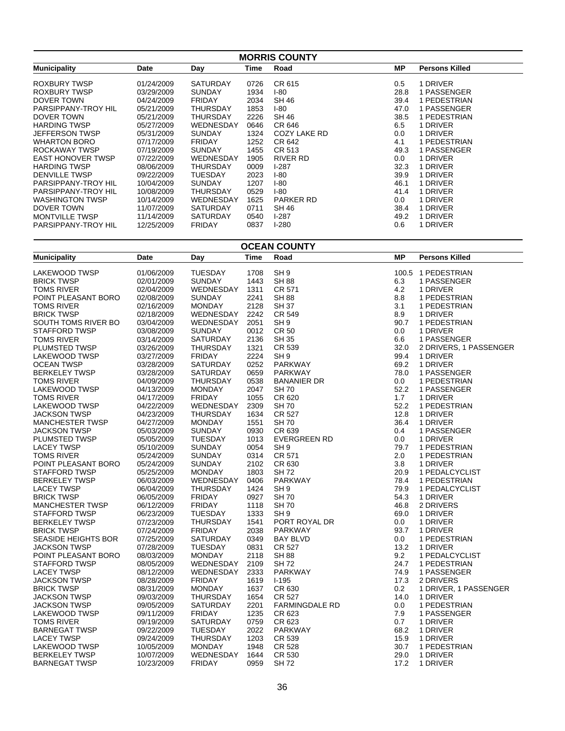## MORRIS COUNTY

| Municipality | Date | Day | Time | Road | MP | Persons Killed |
|---|---|---|---|---|---|---|
| ROXBURY TWSP | 01/24/2009 | SATURDAY | 0726 | CR 615 | 0.5 | 1 DRIVER |
| ROXBURY TWSP | 03/29/2009 | SUNDAY | 1934 | I-80 | 28.8 | 1 PASSENGER |
| DOVER TOWN | 04/24/2009 | FRIDAY | 2034 | SH 46 | 39.4 | 1 PEDESTRIAN |
| PARSIPPANY-TROY HIL | 05/21/2009 | THURSDAY | 1853 | I-80 | 47.0 | 1 PASSENGER |
| DOVER TOWN | 05/21/2009 | THURSDAY | 2226 | SH 46 | 38.5 | 1 PEDESTRIAN |
| HARDING TWSP | 05/27/2009 | WEDNESDAY | 0646 | CR 646 | 6.5 | 1 DRIVER |
| JEFFERSON TWSP | 05/31/2009 | SUNDAY | 1324 | COZY LAKE RD | 0.0 | 1 DRIVER |
| WHARTON BORO | 07/17/2009 | FRIDAY | 1252 | CR 642 | 4.1 | 1 PEDESTRIAN |
| ROCKAWAY TWSP | 07/19/2009 | SUNDAY | 1455 | CR 513 | 49.3 | 1 PASSENGER |
| EAST HONOVER TWSP | 07/22/2009 | WEDNESDAY | 1905 | RIVER RD | 0.0 | 1 DRIVER |
| HARDING TWSP | 08/06/2009 | THURSDAY | 0009 | I-287 | 32.3 | 1 DRIVER |
| DENVILLE TWSP | 09/22/2009 | TUESDAY | 2023 | I-80 | 39.9 | 1 DRIVER |
| PARSIPPANY-TROY HIL | 10/04/2009 | SUNDAY | 1207 | I-80 | 46.1 | 1 DRIVER |
| PARSIPPANY-TROY HIL | 10/08/2009 | THURSDAY | 0529 | I-80 | 41.4 | 1 DRIVER |
| WASHINGTON TWSP | 10/14/2009 | WEDNESDAY | 1625 | PARKER RD | 0.0 | 1 DRIVER |
| DOVER TOWN | 11/07/2009 | SATURDAY | 0711 | SH 46 | 38.4 | 1 DRIVER |
| MONTVILLE TWSP | 11/14/2009 | SATURDAY | 0540 | I-287 | 49.2 | 1 DRIVER |
| PARSIPPANY-TROY HIL | 12/25/2009 | FRIDAY | 0837 | I-280 | 0.6 | 1 DRIVER |

## OCEAN COUNTY

| Municipality | Date | Day | Time | Road | MP | Persons Killed |
|---|---|---|---|---|---|---|
| LAKEWOOD TWSP | 01/06/2009 | TUESDAY | 1708 | SH 9 | 100.5 | 1 PEDESTRIAN |
| BRICK TWSP | 02/01/2009 | SUNDAY | 1443 | SH 88 | 6.3 | 1 PASSENGER |
| TOMS RIVER | 02/04/2009 | WEDNESDAY | 1311 | CR 571 | 4.2 | 1 DRIVER |
| POINT PLEASANT BORO | 02/08/2009 | SUNDAY | 2241 | SH 88 | 8.8 | 1 PEDESTRIAN |
| TOMS RIVER | 02/16/2009 | MONDAY | 2128 | SH 37 | 3.1 | 1 PEDESTRIAN |
| BRICK TWSP | 02/18/2009 | WEDNESDAY | 2242 | CR 549 | 8.9 | 1 DRIVER |
| SOUTH TOMS RIVER BO | 03/04/2009 | WEDNESDAY | 2051 | SH 9 | 90.7 | 1 PEDESTRIAN |
| STAFFORD TWSP | 03/08/2009 | SUNDAY | 0012 | CR 50 | 0.0 | 1 DRIVER |
| TOMS RIVER | 03/14/2009 | SATURDAY | 2136 | SH 35 | 6.6 | 1 PASSENGER |
| PLUMSTED TWSP | 03/26/2009 | THURSDAY | 1321 | CR 539 | 32.0 | 2 DRIVERS, 1 PASSENGER |
| LAKEWOOD TWSP | 03/27/2009 | FRIDAY | 2224 | SH 9 | 99.4 | 1 DRIVER |
| OCEAN TWSP | 03/28/2009 | SATURDAY | 0252 | PARKWAY | 69.2 | 1 DRIVER |
| BERKELEY TWSP | 03/28/2009 | SATURDAY | 0659 | PARKWAY | 78.0 | 1 PASSENGER |
| TOMS RIVER | 04/09/2009 | THURSDAY | 0538 | BANANIER DR | 0.0 | 1 PEDESTRIAN |
| LAKEWOOD TWSP | 04/13/2009 | MONDAY | 2047 | SH 70 | 52.2 | 1 PASSENGER |
| TOMS RIVER | 04/17/2009 | FRIDAY | 1055 | CR 620 | 1.7 | 1 DRIVER |
| LAKEWOOD TWSP | 04/22/2009 | WEDNESDAY | 2309 | SH 70 | 52.2 | 1 PEDESTRIAN |
| JACKSON TWSP | 04/23/2009 | THURSDAY | 1634 | CR 527 | 12.8 | 1 DRIVER |
| MANCHESTER TWSP | 04/27/2009 | MONDAY | 1551 | SH 70 | 36.4 | 1 DRIVER |
| JACKSON TWSP | 05/03/2009 | SUNDAY | 0930 | CR 639 | 0.4 | 1 PASSENGER |
| PLUMSTED TWSP | 05/05/2009 | TUESDAY | 1013 | EVERGREEN RD | 0.0 | 1 DRIVER |
| LACEY TWSP | 05/10/2009 | SUNDAY | 0054 | SH 9 | 79.7 | 1 PEDESTRIAN |
| TOMS RIVER | 05/24/2009 | SUNDAY | 0314 | CR 571 | 2.0 | 1 PEDESTRIAN |
| POINT PLEASANT BORO | 05/24/2009 | SUNDAY | 2102 | CR 630 | 3.8 | 1 DRIVER |
| STAFFORD TWSP | 05/25/2009 | MONDAY | 1803 | SH 72 | 20.9 | 1 PEDALCYCLIST |
| BERKELEY TWSP | 06/03/2009 | WEDNESDAY | 0406 | PARKWAY | 78.4 | 1 PEDESTRIAN |
| LACEY TWSP | 06/04/2009 | THURSDAY | 1424 | SH 9 | 79.9 | 1 PEDALCYCLIST |
| BRICK TWSP | 06/05/2009 | FRIDAY | 0927 | SH 70 | 54.3 | 1 DRIVER |
| MANCHESTER TWSP | 06/12/2009 | FRIDAY | 1118 | SH 70 | 46.8 | 2 DRIVERS |
| STAFFORD TWSP | 06/23/2009 | TUESDAY | 1333 | SH 9 | 69.0 | 1 DRIVER |
| BERKELEY TWSP | 07/23/2009 | THURSDAY | 1541 | PORT ROYAL DR | 0.0 | 1 DRIVER |
| BRICK TWSP | 07/24/2009 | FRIDAY | 2038 | PARKWAY | 93.7 | 1 DRIVER |
| SEASIDE HEIGHTS BOR | 07/25/2009 | SATURDAY | 0349 | BAY BLVD | 0.0 | 1 PEDESTRIAN |
| JACKSON TWSP | 07/28/2009 | TUESDAY | 0831 | CR 527 | 13.2 | 1 DRIVER |
| POINT PLEASANT BORO | 08/03/2009 | MONDAY | 2118 | SH 88 | 9.2 | 1 PEDALCYCLIST |
| STAFFORD TWSP | 08/05/2009 | WEDNESDAY | 2109 | SH 72 | 24.7 | 1 PEDESTRIAN |
| LACEY TWSP | 08/12/2009 | WEDNESDAY | 2333 | PARKWAY | 74.9 | 1 PASSENGER |
| JACKSON TWSP | 08/28/2009 | FRIDAY | 1619 | I-195 | 17.3 | 2 DRIVERS |
| BRICK TWSP | 08/31/2009 | MONDAY | 1637 | CR 630 | 0.2 | 1 DRIVER, 1 PASSENGER |
| JACKSON TWSP | 09/03/2009 | THURSDAY | 1654 | CR 527 | 14.0 | 1 DRIVER |
| JACKSON TWSP | 09/05/2009 | SATURDAY | 2201 | FARMINGDALE RD | 0.0 | 1 PEDESTRIAN |
| LAKEWOOD TWSP | 09/11/2009 | FRIDAY | 1235 | CR 623 | 7.9 | 1 PASSENGER |
| TOMS RIVER | 09/19/2009 | SATURDAY | 0759 | CR 623 | 0.7 | 1 DRIVER |
| BARNEGAT TWSP | 09/22/2009 | TUESDAY | 2022 | PARKWAY | 68.2 | 1 DRIVER |
| LACEY TWSP | 09/24/2009 | THURSDAY | 1203 | CR 539 | 15.9 | 1 DRIVER |
| LAKEWOOD TWSP | 10/05/2009 | MONDAY | 1948 | CR 528 | 30.7 | 1 PEDESTRIAN |
| BERKELEY TWSP | 10/07/2009 | WEDNESDAY | 1644 | CR 530 | 29.0 | 1 DRIVER |
| BARNEGAT TWSP | 10/23/2009 | FRIDAY | 0959 | SH 72 | 17.2 | 1 DRIVER |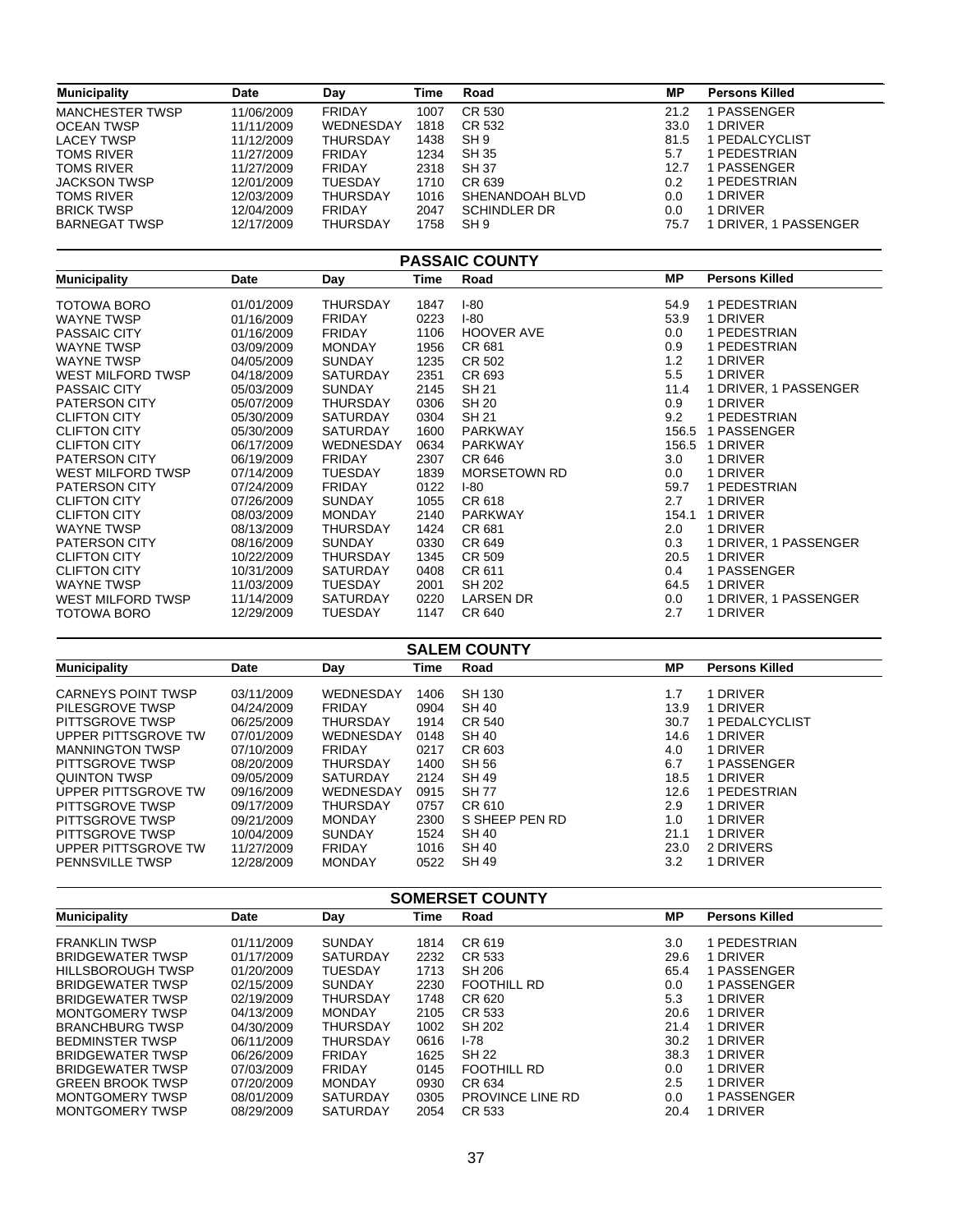| Municipality | Date | Day | Time | Road | MP | Persons Killed |
|---|---|---|---|---|---|---|
| MANCHESTER TWSP | 11/06/2009 | FRIDAY | 1007 | CR 530 | 21.2 | 1 PASSENGER |
| OCEAN TWSP | 11/11/2009 | WEDNESDAY | 1818 | CR 532 | 33.0 | 1 DRIVER |
| LACEY TWSP | 11/12/2009 | THURSDAY | 1438 | SH 9 | 81.5 | 1 PEDALCYCLIST |
| TOMS RIVER | 11/27/2009 | FRIDAY | 1234 | SH 35 | 5.7 | 1 PEDESTRIAN |
| TOMS RIVER | 11/27/2009 | FRIDAY | 2318 | SH 37 | 12.7 | 1 PASSENGER |
| JACKSON TWSP | 12/01/2009 | TUESDAY | 1710 | CR 639 | 0.2 | 1 PEDESTRIAN |
| TOMS RIVER | 12/03/2009 | THURSDAY | 1016 | SHENANDOAH BLVD | 0.0 | 1 DRIVER |
| BRICK TWSP | 12/04/2009 | FRIDAY | 2047 | SCHINDLER DR | 0.0 | 1 DRIVER |
| BARNEGAT TWSP | 12/17/2009 | THURSDAY | 1758 | SH 9 | 75.7 | 1 DRIVER, 1 PASSENGER |

## PASSAIC COUNTY

| Municipality | Date | Day | Time | Road | MP | Persons Killed |
|---|---|---|---|---|---|---|
| TOTOWA BORO | 01/01/2009 | THURSDAY | 1847 | I-80 | 54.9 | 1 PEDESTRIAN |
| WAYNE TWSP | 01/16/2009 | FRIDAY | 0223 | I-80 | 53.9 | 1 DRIVER |
| PASSAIC CITY | 01/16/2009 | FRIDAY | 1106 | HOOVER AVE | 0.0 | 1 PEDESTRIAN |
| WAYNE TWSP | 03/09/2009 | MONDAY | 1956 | CR 681 | 0.9 | 1 PEDESTRIAN |
| WAYNE TWSP | 04/05/2009 | SUNDAY | 1235 | CR 502 | 1.2 | 1 DRIVER |
| WEST MILFORD TWSP | 04/18/2009 | SATURDAY | 2351 | CR 693 | 5.5 | 1 DRIVER |
| PASSAIC CITY | 05/03/2009 | SUNDAY | 2145 | SH 21 | 11.4 | 1 DRIVER, 1 PASSENGER |
| PATERSON CITY | 05/07/2009 | THURSDAY | 0306 | SH 20 | 0.9 | 1 DRIVER |
| CLIFTON CITY | 05/30/2009 | SATURDAY | 0304 | SH 21 | 9.2 | 1 PEDESTRIAN |
| CLIFTON CITY | 05/30/2009 | SATURDAY | 1600 | PARKWAY | 156.5 | 1 PASSENGER |
| CLIFTON CITY | 06/17/2009 | WEDNESDAY | 0634 | PARKWAY | 156.5 | 1 DRIVER |
| PATERSON CITY | 06/19/2009 | FRIDAY | 2307 | CR 646 | 3.0 | 1 DRIVER |
| WEST MILFORD TWSP | 07/14/2009 | TUESDAY | 1839 | MORSETOWN RD | 0.0 | 1 DRIVER |
| PATERSON CITY | 07/24/2009 | FRIDAY | 0122 | I-80 | 59.7 | 1 PEDESTRIAN |
| CLIFTON CITY | 07/26/2009 | SUNDAY | 1055 | CR 618 | 2.7 | 1 DRIVER |
| CLIFTON CITY | 08/03/2009 | MONDAY | 2140 | PARKWAY | 154.1 | 1 DRIVER |
| WAYNE TWSP | 08/13/2009 | THURSDAY | 1424 | CR 681 | 2.0 | 1 DRIVER |
| PATERSON CITY | 08/16/2009 | SUNDAY | 0330 | CR 649 | 0.3 | 1 DRIVER, 1 PASSENGER |
| CLIFTON CITY | 10/22/2009 | THURSDAY | 1345 | CR 509 | 20.5 | 1 DRIVER |
| CLIFTON CITY | 10/31/2009 | SATURDAY | 0408 | CR 611 | 0.4 | 1 PASSENGER |
| WAYNE TWSP | 11/03/2009 | TUESDAY | 2001 | SH 202 | 64.5 | 1 DRIVER |
| WEST MILFORD TWSP | 11/14/2009 | SATURDAY | 0220 | LARSEN DR | 0.0 | 1 DRIVER, 1 PASSENGER |
| TOTOWA BORO | 12/29/2009 | TUESDAY | 1147 | CR 640 | 2.7 | 1 DRIVER |

## SALEM COUNTY

| Municipality | Date | Day | Time | Road | MP | Persons Killed |
|---|---|---|---|---|---|---|
| CARNEYS POINT TWSP | 03/11/2009 | WEDNESDAY | 1406 | SH 130 | 1.7 | 1 DRIVER |
| PILESGROVE TWSP | 04/24/2009 | FRIDAY | 0904 | SH 40 | 13.9 | 1 DRIVER |
| PITTSGROVE TWSP | 06/25/2009 | THURSDAY | 1914 | CR 540 | 30.7 | 1 PEDALCYCLIST |
| UPPER PITTSGROVE TW | 07/01/2009 | WEDNESDAY | 0148 | SH 40 | 14.6 | 1 DRIVER |
| MANNINGTON TWSP | 07/10/2009 | FRIDAY | 0217 | CR 603 | 4.0 | 1 DRIVER |
| PITTSGROVE TWSP | 08/20/2009 | THURSDAY | 1400 | SH 56 | 6.7 | 1 PASSENGER |
| QUINTON TWSP | 09/05/2009 | SATURDAY | 2124 | SH 49 | 18.5 | 1 DRIVER |
| UPPER PITTSGROVE TW | 09/16/2009 | WEDNESDAY | 0915 | SH 77 | 12.6 | 1 PEDESTRIAN |
| PITTSGROVE TWSP | 09/17/2009 | THURSDAY | 0757 | CR 610 | 2.9 | 1 DRIVER |
| PITTSGROVE TWSP | 09/21/2009 | MONDAY | 2300 | S SHEEP PEN RD | 1.0 | 1 DRIVER |
| PITTSGROVE TWSP | 10/04/2009 | SUNDAY | 1524 | SH 40 | 21.1 | 1 DRIVER |
| UPPER PITTSGROVE TW | 11/27/2009 | FRIDAY | 1016 | SH 40 | 23.0 | 2 DRIVERS |
| PENNSVILLE TWSP | 12/28/2009 | MONDAY | 0522 | SH 49 | 3.2 | 1 DRIVER |

## SOMERSET COUNTY

| Municipality | Date | Day | Time | Road | MP | Persons Killed |
|---|---|---|---|---|---|---|
| FRANKLIN TWSP | 01/11/2009 | SUNDAY | 1814 | CR 619 | 3.0 | 1 PEDESTRIAN |
| BRIDGEWATER TWSP | 01/17/2009 | SATURDAY | 2232 | CR 533 | 29.6 | 1 DRIVER |
| HILLSBOROUGH TWSP | 01/20/2009 | TUESDAY | 1713 | SH 206 | 65.4 | 1 PASSENGER |
| BRIDGEWATER TWSP | 02/15/2009 | SUNDAY | 2230 | FOOTHILL RD | 0.0 | 1 PASSENGER |
| BRIDGEWATER TWSP | 02/19/2009 | THURSDAY | 1748 | CR 620 | 5.3 | 1 DRIVER |
| MONTGOMERY TWSP | 04/13/2009 | MONDAY | 2105 | CR 533 | 20.6 | 1 DRIVER |
| BRANCHBURG TWSP | 04/30/2009 | THURSDAY | 1002 | SH 202 | 21.4 | 1 DRIVER |
| BEDMINSTER TWSP | 06/11/2009 | THURSDAY | 0616 | I-78 | 30.2 | 1 DRIVER |
| BRIDGEWATER TWSP | 06/26/2009 | FRIDAY | 1625 | SH 22 | 38.3 | 1 DRIVER |
| BRIDGEWATER TWSP | 07/03/2009 | FRIDAY | 0145 | FOOTHILL RD | 0.0 | 1 DRIVER |
| GREEN BROOK TWSP | 07/20/2009 | MONDAY | 0930 | CR 634 | 2.5 | 1 DRIVER |
| MONTGOMERY TWSP | 08/01/2009 | SATURDAY | 0305 | PROVINCE LINE RD | 0.0 | 1 PASSENGER |
| MONTGOMERY TWSP | 08/29/2009 | SATURDAY | 2054 | CR 533 | 20.4 | 1 DRIVER |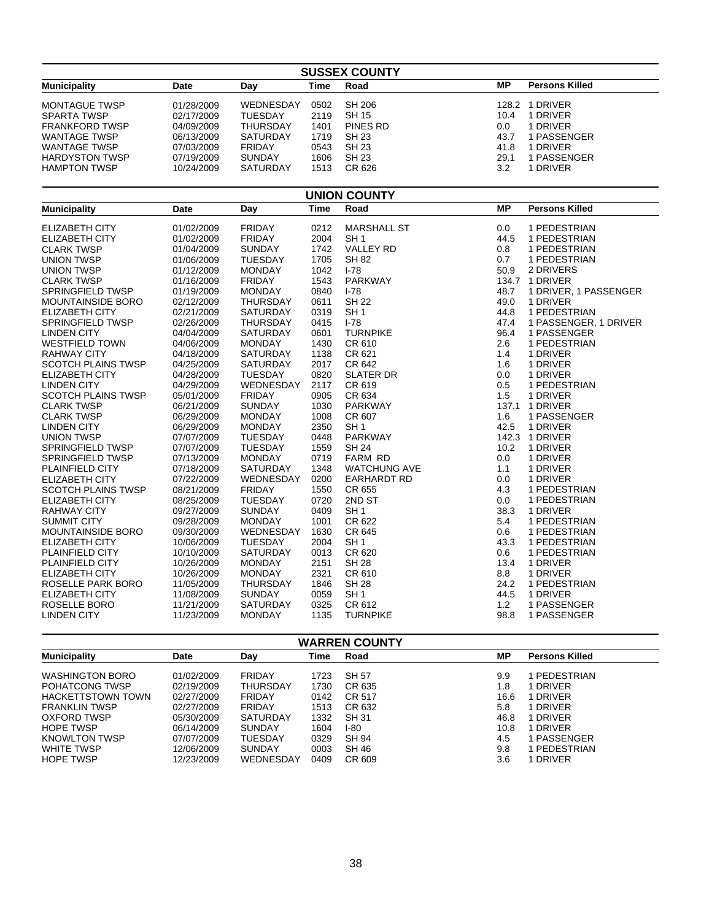## SUSSEX COUNTY

| Municipality | Date | Day | Time | Road | MP | Persons Killed |
|---|---|---|---|---|---|---|
| MONTAGUE TWSP | 01/28/2009 | WEDNESDAY | 0502 | SH 206 | 128.2 | 1 DRIVER |
| SPARTA TWSP | 02/17/2009 | TUESDAY | 2119 | SH 15 | 10.4 | 1 DRIVER |
| FRANKFORD TWSP | 04/09/2009 | THURSDAY | 1401 | PINES RD | 0.0 | 1 DRIVER |
| WANTAGE TWSP | 06/13/2009 | SATURDAY | 1719 | SH 23 | 43.7 | 1 PASSENGER |
| WANTAGE TWSP | 07/03/2009 | FRIDAY | 0543 | SH 23 | 41.8 | 1 DRIVER |
| HARDYSTON TWSP | 07/19/2009 | SUNDAY | 1606 | SH 23 | 29.1 | 1 PASSENGER |
| HAMPTON TWSP | 10/24/2009 | SATURDAY | 1513 | CR 626 | 3.2 | 1 DRIVER |

## UNION COUNTY

| Municipality | Date | Day | Time | Road | MP | Persons Killed |
|---|---|---|---|---|---|---|
| ELIZABETH CITY | 01/02/2009 | FRIDAY | 0212 | MARSHALL ST | 0.0 | 1 PEDESTRIAN |
| ELIZABETH CITY | 01/02/2009 | FRIDAY | 2004 | SH 1 | 44.5 | 1 PEDESTRIAN |
| CLARK TWSP | 01/04/2009 | SUNDAY | 1742 | VALLEY RD | 0.8 | 1 PEDESTRIAN |
| UNION TWSP | 01/06/2009 | TUESDAY | 1705 | SH 82 | 0.7 | 1 PEDESTRIAN |
| UNION TWSP | 01/12/2009 | MONDAY | 1042 | I-78 | 50.9 | 2 DRIVERS |
| CLARK TWSP | 01/16/2009 | FRIDAY | 1543 | PARKWAY | 134.7 | 1 DRIVER |
| SPRINGFIELD TWSP | 01/19/2009 | MONDAY | 0840 | I-78 | 48.7 | 1 DRIVER, 1 PASSENGER |
| MOUNTAINSIDE BORO | 02/12/2009 | THURSDAY | 0611 | SH 22 | 49.0 | 1 DRIVER |
| ELIZABETH CITY | 02/21/2009 | SATURDAY | 0319 | SH 1 | 44.8 | 1 PEDESTRIAN |
| SPRINGFIELD TWSP | 02/26/2009 | THURSDAY | 0415 | I-78 | 47.4 | 1 PASSENGER, 1 DRIVER |
| LINDEN CITY | 04/04/2009 | SATURDAY | 0601 | TURNPIKE | 96.4 | 1 PASSENGER |
| WESTFIELD TOWN | 04/06/2009 | MONDAY | 1430 | CR 610 | 2.6 | 1 PEDESTRIAN |
| RAHWAY CITY | 04/18/2009 | SATURDAY | 1138 | CR 621 | 1.4 | 1 DRIVER |
| SCOTCH PLAINS TWSP | 04/25/2009 | SATURDAY | 2017 | CR 642 | 1.6 | 1 DRIVER |
| ELIZABETH CITY | 04/28/2009 | TUESDAY | 0820 | SLATER DR | 0.0 | 1 DRIVER |
| LINDEN CITY | 04/29/2009 | WEDNESDAY | 2117 | CR 619 | 0.5 | 1 PEDESTRIAN |
| SCOTCH PLAINS TWSP | 05/01/2009 | FRIDAY | 0905 | CR 634 | 1.5 | 1 DRIVER |
| CLARK TWSP | 06/21/2009 | SUNDAY | 1030 | PARKWAY | 137.1 | 1 DRIVER |
| CLARK TWSP | 06/29/2009 | MONDAY | 1008 | CR 607 | 1.6 | 1 PASSENGER |
| LINDEN CITY | 06/29/2009 | MONDAY | 2350 | SH 1 | 42.5 | 1 DRIVER |
| UNION TWSP | 07/07/2009 | TUESDAY | 0448 | PARKWAY | 142.3 | 1 DRIVER |
| SPRINGFIELD TWSP | 07/07/2009 | TUESDAY | 1559 | SH 24 | 10.2 | 1 DRIVER |
| SPRINGFIELD TWSP | 07/13/2009 | MONDAY | 0719 | FARM RD | 0.0 | 1 DRIVER |
| PLAINFIELD CITY | 07/18/2009 | SATURDAY | 1348 | WATCHUNG AVE | 1.1 | 1 DRIVER |
| ELIZABETH CITY | 07/22/2009 | WEDNESDAY | 0200 | EARHARDT RD | 0.0 | 1 DRIVER |
| SCOTCH PLAINS TWSP | 08/21/2009 | FRIDAY | 1550 | CR 655 | 4.3 | 1 PEDESTRIAN |
| ELIZABETH CITY | 08/25/2009 | TUESDAY | 0720 | 2ND ST | 0.0 | 1 PEDESTRIAN |
| RAHWAY CITY | 09/27/2009 | SUNDAY | 0409 | SH 1 | 38.3 | 1 DRIVER |
| SUMMIT CITY | 09/28/2009 | MONDAY | 1001 | CR 622 | 5.4 | 1 PEDESTRIAN |
| MOUNTAINSIDE BORO | 09/30/2009 | WEDNESDAY | 1630 | CR 645 | 0.6 | 1 PEDESTRIAN |
| ELIZABETH CITY | 10/06/2009 | TUESDAY | 2004 | SH 1 | 43.3 | 1 PEDESTRIAN |
| PLAINFIELD CITY | 10/10/2009 | SATURDAY | 0013 | CR 620 | 0.6 | 1 PEDESTRIAN |
| PLAINFIELD CITY | 10/26/2009 | MONDAY | 2151 | SH 28 | 13.4 | 1 DRIVER |
| ELIZABETH CITY | 10/26/2009 | MONDAY | 2321 | CR 610 | 8.8 | 1 DRIVER |
| ROSELLE PARK BORO | 11/05/2009 | THURSDAY | 1846 | SH 28 | 24.2 | 1 PEDESTRIAN |
| ELIZABETH CITY | 11/08/2009 | SUNDAY | 0059 | SH 1 | 44.5 | 1 DRIVER |
| ROSELLE BORO | 11/21/2009 | SATURDAY | 0325 | CR 612 | 1.2 | 1 PASSENGER |
| LINDEN CITY | 11/23/2009 | MONDAY | 1135 | TURNPIKE | 98.8 | 1 PASSENGER |

## WARREN COUNTY

| Municipality | Date | Day | Time | Road | MP | Persons Killed |
|---|---|---|---|---|---|---|
| WASHINGTON BORO | 01/02/2009 | FRIDAY | 1723 | SH 57 | 9.9 | 1 PEDESTRIAN |
| POHATCONG TWSP | 02/19/2009 | THURSDAY | 1730 | CR 635 | 1.8 | 1 DRIVER |
| HACKETTSTOWN TOWN | 02/27/2009 | FRIDAY | 0142 | CR 517 | 16.6 | 1 DRIVER |
| FRANKLIN TWSP | 02/27/2009 | FRIDAY | 1513 | CR 632 | 5.8 | 1 DRIVER |
| OXFORD TWSP | 05/30/2009 | SATURDAY | 1332 | SH 31 | 46.8 | 1 DRIVER |
| HOPE TWSP | 06/14/2009 | SUNDAY | 1604 | I-80 | 10.8 | 1 DRIVER |
| KNOWLTON TWSP | 07/07/2009 | TUESDAY | 0329 | SH 94 | 4.5 | 1 PASSENGER |
| WHITE TWSP | 12/06/2009 | SUNDAY | 0003 | SH 46 | 9.8 | 1 PEDESTRIAN |
| HOPE TWSP | 12/23/2009 | WEDNESDAY | 0409 | CR 609 | 3.6 | 1 DRIVER |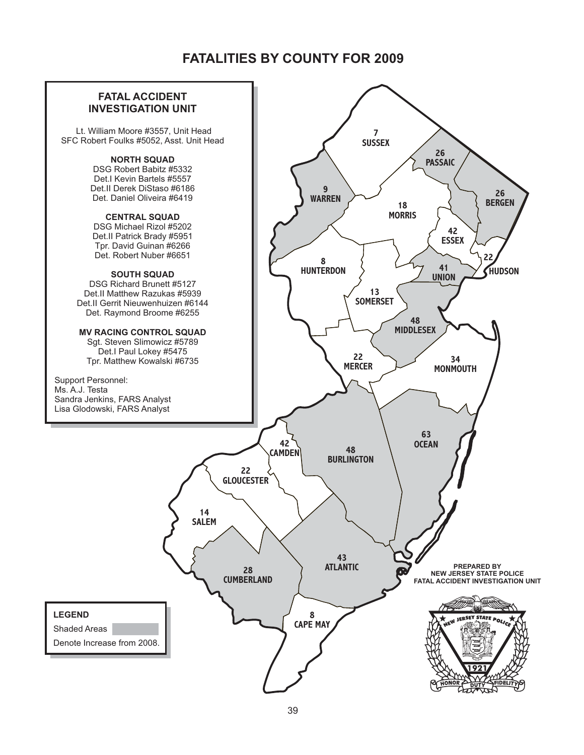# FATALITIES BY COUNTY FOR 2009

## FATAL ACCIDENT INVESTIGATION UNIT

Lt. William Moore #3557, Unit Head
SFC Robert Foulks #5052, Asst. Unit Head

**NORTH SQUAD**
DSG Robert Babitz #5332
Det.I Kevin Bartels #5557
Det.II Derek DiStaso #6186
Det. Daniel Oliveira #6419

**CENTRAL SQUAD**
DSG Michael Rizol #5202
Det.II Patrick Brady #5951
Tpr. David Guinan #6266
Det. Robert Nuber #6651

**SOUTH SQUAD**
DSG Richard Brunett #5127
Det.II Matthew Razukas #5939
Det.II Gerrit Nieuwenhuizen #6144
Det. Raymond Broome #6255

**MV RACING CONTROL SQUAD**
Sgt. Steven Slimowicz #5789
Det.I Paul Lokey #5475
Tpr. Matthew Kowalski #6735

Support Personnel:
Ms. A.J. Testa
Sandra Jenkins, FARS Analyst
Lisa Glodowski, FARS Analyst

7 SUSSEX
26 PASSAIC
26 BERGEN
9 WARREN
18 MORRIS
42 ESSEX
22 HUDSON
8 HUNTERDON
41 UNION
13 SOMERSET
48 MIDDLESEX
22 MERCER
34 MONMOUTH
63 OCEAN
42 CAMDEN
48 BURLINGTON
22 GLOUCESTER
14 SALEM
43 ATLANTIC
28 CUMBERLAND
8 CAPE MAY

**LEGEND**
Shaded Areas
Denote Increase from 2008.

PREPARED BY
NEW JERSEY STATE POLICE
FATAL ACCIDENT INVESTIGATION UNIT

NEW JERSEY STATE POLICE
1921
HONOR DUTY FIDELITY